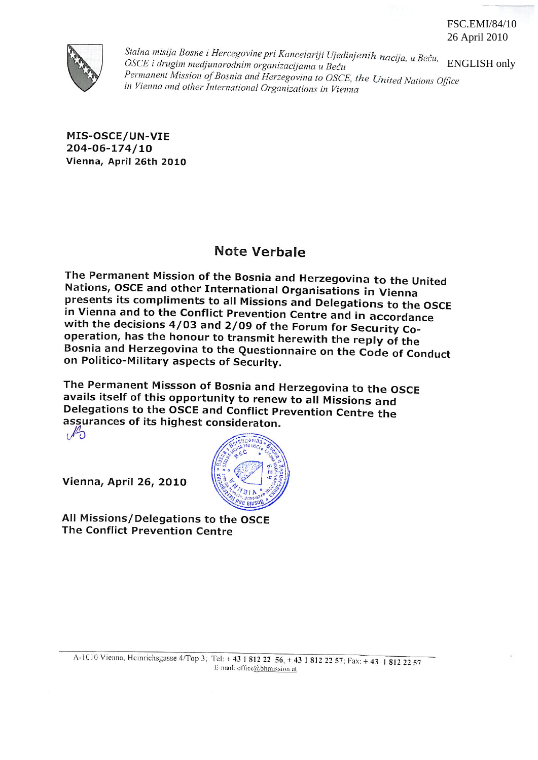FSC.EMI/84/10
26 April 2010

ENGLISH only

*Stalna misija Bosne i Hercegovine pri Kancelariji Ujedinjenih nacija, u Beču, OSCE i drugim medjunarodnim organizacijama u Beču*
*Permanent Mission of Bosnia and Herzegovina to OSCE, the United Nations Office in Vienna and other International Organizations in Vienna*

**MIS-OSCE/UN-VIE**
**204-06-174/10**
**Vienna, April 26th 2010**

# Note Verbale

The Permanent Mission of the Bosnia and Herzegovina to the United Nations, OSCE and other International Organisations in Vienna presents its compliments to all Missions and Delegations to the OSCE in Vienna and to the Conflict Prevention Centre and in accordance with the decisions 4/03 and 2/09 of the Forum for Security Co-operation, has the honour to transmit herewith the reply of the Bosnia and Herzegovina to the Questionnaire on the Code of Conduct on Politico-Military aspects of Security.

The Permanent Missson of Bosnia and Herzegovina to the OSCE avails itself of this opportunity to renew to all Missions and Delegations to the OSCE and Conflict Prevention Centre the assurances of its highest consideraton.

Vienna, April 26, 2010

All Missions/Delegations to the OSCE
The Conflict Prevention Centre

A-1010 Vienna, Heinrichsgasse 4/Top 3; Tel: + 43 1 812 22 56, + 43 1 812 22 57; Fax: + 43 1 812 22 57
E-mail: office@bhmission.at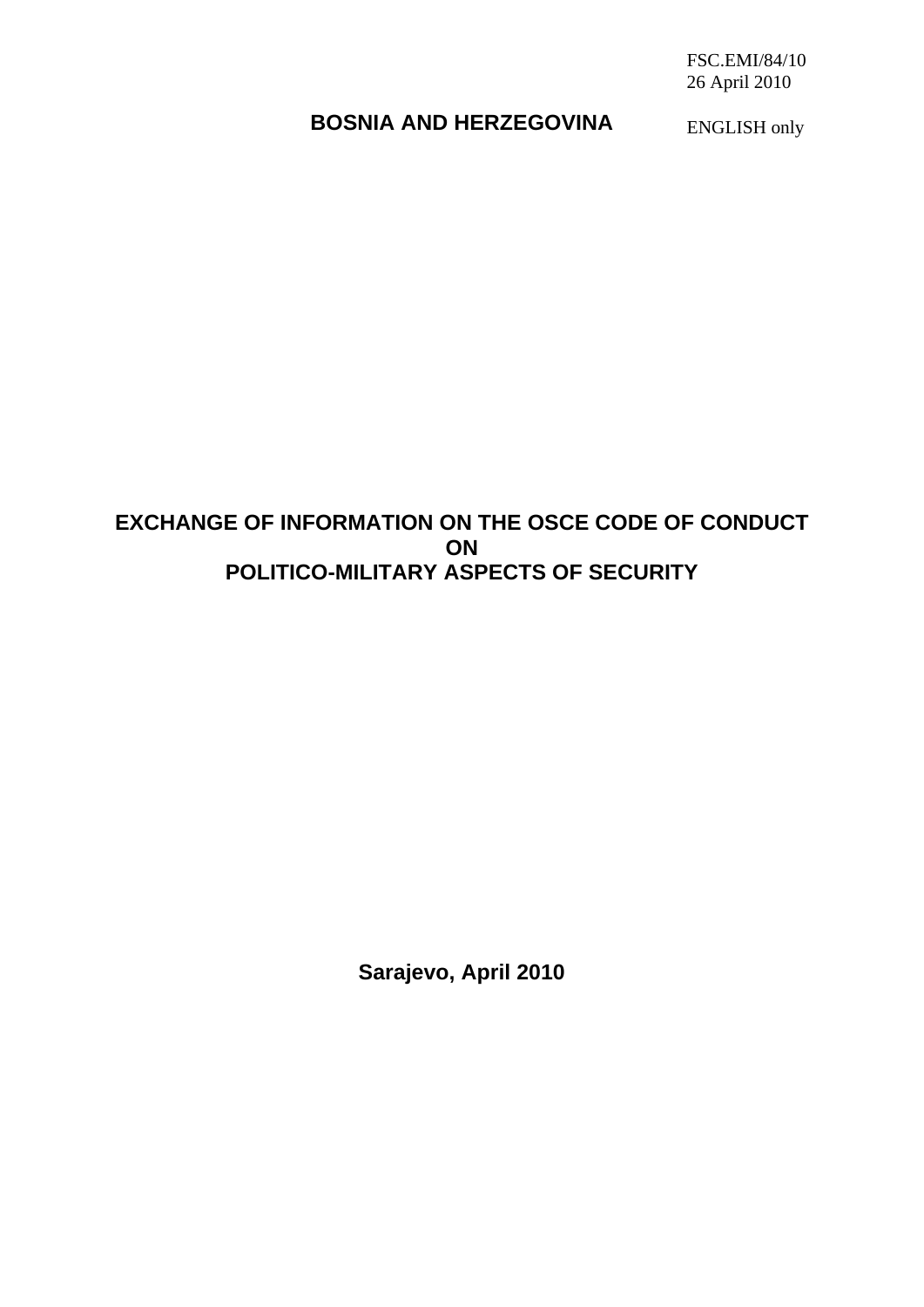FSC.EMI/84/10
26 April 2010

**BOSNIA AND HERZEGOVINA**

ENGLISH only

# EXCHANGE OF INFORMATION ON THE OSCE CODE OF CONDUCT ON POLITICO-MILITARY ASPECTS OF SECURITY

**Sarajevo, April 2010**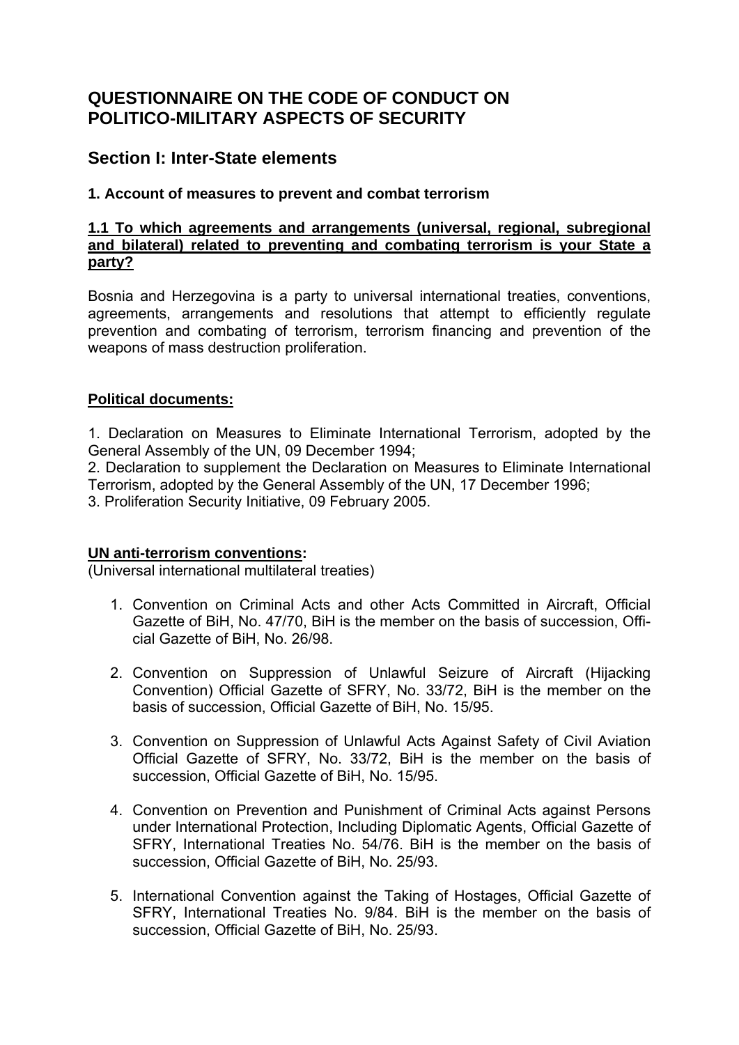# QUESTIONNAIRE ON THE CODE OF CONDUCT ON POLITICO-MILITARY ASPECTS OF SECURITY

## Section I: Inter-State elements

### 1. Account of measures to prevent and combat terrorism

**1.1 To which agreements and arrangements (universal, regional, subregional and bilateral) related to preventing and combating terrorism is your State a party?**

Bosnia and Herzegovina is a party to universal international treaties, conventions, agreements, arrangements and resolutions that attempt to efficiently regulate prevention and combating of terrorism, terrorism financing and prevention of the weapons of mass destruction proliferation.

**Political documents:**

1. Declaration on Measures to Eliminate International Terrorism, adopted by the General Assembly of the UN, 09 December 1994;
2. Declaration to supplement the Declaration on Measures to Eliminate International Terrorism, adopted by the General Assembly of the UN, 17 December 1996;
3. Proliferation Security Initiative, 09 February 2005.

**UN anti-terrorism conventions:**
(Universal international multilateral treaties)

1. Convention on Criminal Acts and other Acts Committed in Aircraft, Official Gazette of BiH, No. 47/70, BiH is the member on the basis of succession, Official Gazette of BiH, No. 26/98.

2. Convention on Suppression of Unlawful Seizure of Aircraft (Hijacking Convention) Official Gazette of SFRY, No. 33/72, BiH is the member on the basis of succession, Official Gazette of BiH, No. 15/95.

3. Convention on Suppression of Unlawful Acts Against Safety of Civil Aviation Official Gazette of SFRY, No. 33/72, BiH is the member on the basis of succession, Official Gazette of BiH, No. 15/95.

4. Convention on Prevention and Punishment of Criminal Acts against Persons under International Protection, Including Diplomatic Agents, Official Gazette of SFRY, International Treaties No. 54/76. BiH is the member on the basis of succession, Official Gazette of BiH, No. 25/93.

5. International Convention against the Taking of Hostages, Official Gazette of SFRY, International Treaties No. 9/84. BiH is the member on the basis of succession, Official Gazette of BiH, No. 25/93.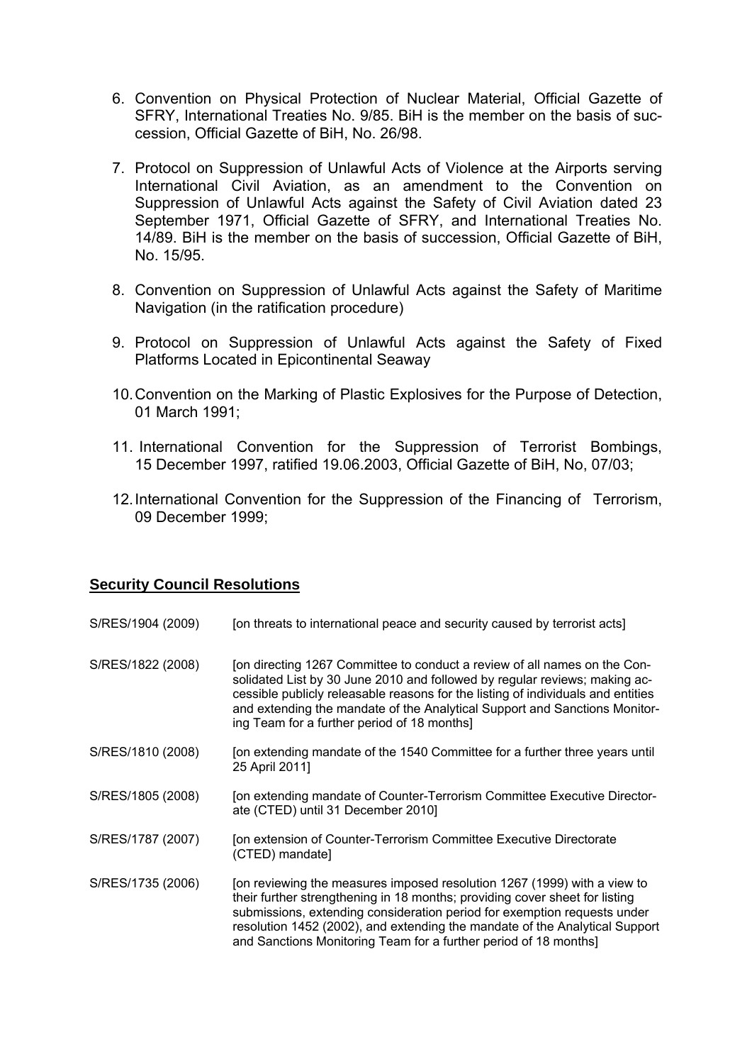6. Convention on Physical Protection of Nuclear Material, Official Gazette of SFRY, International Treaties No. 9/85. BiH is the member on the basis of succession, Official Gazette of BiH, No. 26/98.

7. Protocol on Suppression of Unlawful Acts of Violence at the Airports serving International Civil Aviation, as an amendment to the Convention on Suppression of Unlawful Acts against the Safety of Civil Aviation dated 23 September 1971, Official Gazette of SFRY, and International Treaties No. 14/89. BiH is the member on the basis of succession, Official Gazette of BiH, No. 15/95.

8. Convention on Suppression of Unlawful Acts against the Safety of Maritime Navigation (in the ratification procedure)

9. Protocol on Suppression of Unlawful Acts against the Safety of Fixed Platforms Located in Epicontinental Seaway

10. Convention on the Marking of Plastic Explosives for the Purpose of Detection, 01 March 1991;

11. International Convention for the Suppression of Terrorist Bombings, 15 December 1997, ratified 19.06.2003, Official Gazette of BiH, No, 07/03;

12. International Convention for the Suppression of the Financing of Terrorism, 09 December 1999;

## Security Council Resolutions

| | |
|---|---|
| S/RES/1904 (2009) | [on threats to international peace and security caused by terrorist acts] |
| S/RES/1822 (2008) | [on directing 1267 Committee to conduct a review of all names on the Consolidated List by 30 June 2010 and followed by regular reviews; making accessible publicly releasable reasons for the listing of individuals and entities and extending the mandate of the Analytical Support and Sanctions Monitoring Team for a further period of 18 months] |
| S/RES/1810 (2008) | [on extending mandate of the 1540 Committee for a further three years until 25 April 2011] |
| S/RES/1805 (2008) | [on extending mandate of Counter-Terrorism Committee Executive Directorate (CTED) until 31 December 2010] |
| S/RES/1787 (2007) | [on extension of Counter-Terrorism Committee Executive Directorate (CTED) mandate] |
| S/RES/1735 (2006) | [on reviewing the measures imposed resolution 1267 (1999) with a view to their further strengthening in 18 months; providing cover sheet for listing submissions, extending consideration period for exemption requests under resolution 1452 (2002), and extending the mandate of the Analytical Support and Sanctions Monitoring Team for a further period of 18 months] |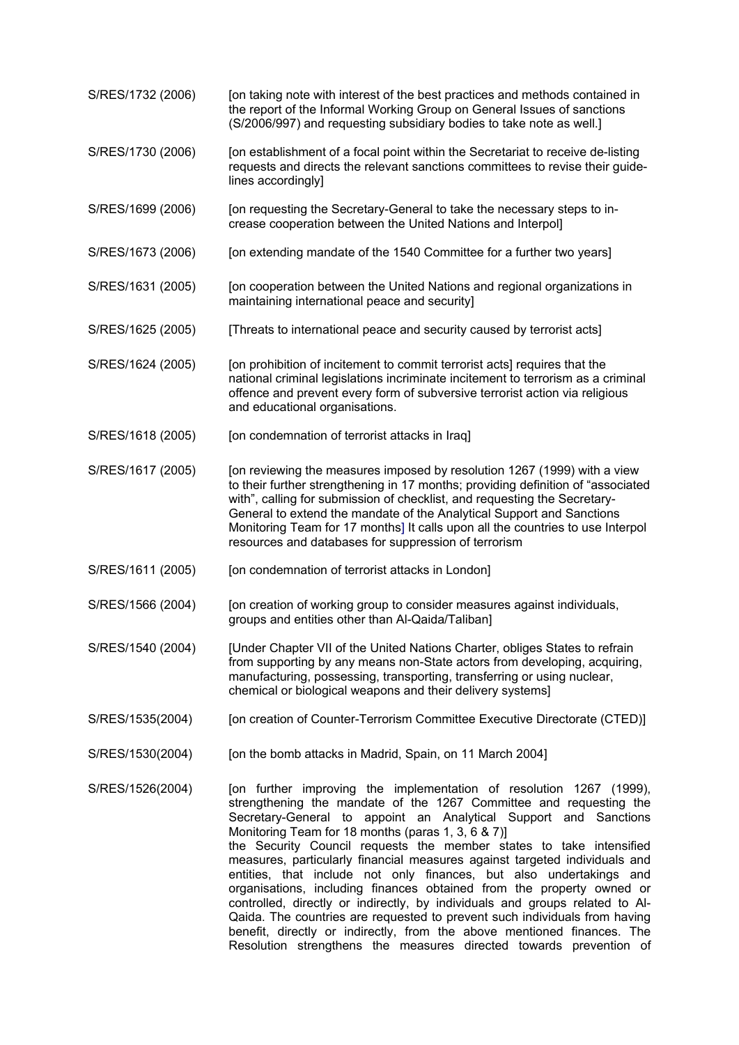| | |
|---|---|
| S/RES/1732 (2006) | [on taking note with interest of the best practices and methods contained in the report of the Informal Working Group on General Issues of sanctions (S/2006/997) and requesting subsidiary bodies to take note as well.] |
| S/RES/1730 (2006) | [on establishment of a focal point within the Secretariat to receive de-listing requests and directs the relevant sanctions committees to revise their guide-lines accordingly] |
| S/RES/1699 (2006) | [on requesting the Secretary-General to take the necessary steps to in-crease cooperation between the United Nations and Interpol] |
| S/RES/1673 (2006) | [on extending mandate of the 1540 Committee for a further two years] |
| S/RES/1631 (2005) | [on cooperation between the United Nations and regional organizations in maintaining international peace and security] |
| S/RES/1625 (2005) | [Threats to international peace and security caused by terrorist acts] |
| S/RES/1624 (2005) | [on prohibition of incitement to commit terrorist acts] requires that the national criminal legislations incriminate incitement to terrorism as a criminal offence and prevent every form of subversive terrorist action via religious and educational organisations. |
| S/RES/1618 (2005) | [on condemnation of terrorist attacks in Iraq] |
| S/RES/1617 (2005) | [on reviewing the measures imposed by resolution 1267 (1999) with a view to their further strengthening in 17 months; providing definition of "associated with", calling for submission of checklist, and requesting the Secretary-General to extend the mandate of the Analytical Support and Sanctions Monitoring Team for 17 months] It calls upon all the countries to use Interpol resources and databases for suppression of terrorism |
| S/RES/1611 (2005) | [on condemnation of terrorist attacks in London] |
| S/RES/1566 (2004) | [on creation of working group to consider measures against individuals, groups and entities other than Al-Qaida/Taliban] |
| S/RES/1540 (2004) | [Under Chapter VII of the United Nations Charter, obliges States to refrain from supporting by any means non-State actors from developing, acquiring, manufacturing, possessing, transporting, transferring or using nuclear, chemical or biological weapons and their delivery systems] |
| S/RES/1535(2004) | [on creation of Counter-Terrorism Committee Executive Directorate (CTED)] |
| S/RES/1530(2004) | [on the bomb attacks in Madrid, Spain, on 11 March 2004] |
| S/RES/1526(2004) | [on further improving the implementation of resolution 1267 (1999), strengthening the mandate of the 1267 Committee and requesting the Secretary-General to appoint an Analytical Support and Sanctions Monitoring Team for 18 months (paras 1, 3, 6 & 7)] the Security Council requests the member states to take intensified measures, particularly financial measures against targeted individuals and entities, that include not only finances, but also undertakings and organisations, including finances obtained from the property owned or controlled, directly or indirectly, by individuals and groups related to Al-Qaida. The countries are requested to prevent such individuals from having benefit, directly or indirectly, from the above mentioned finances. The Resolution strengthens the measures directed towards prevention of |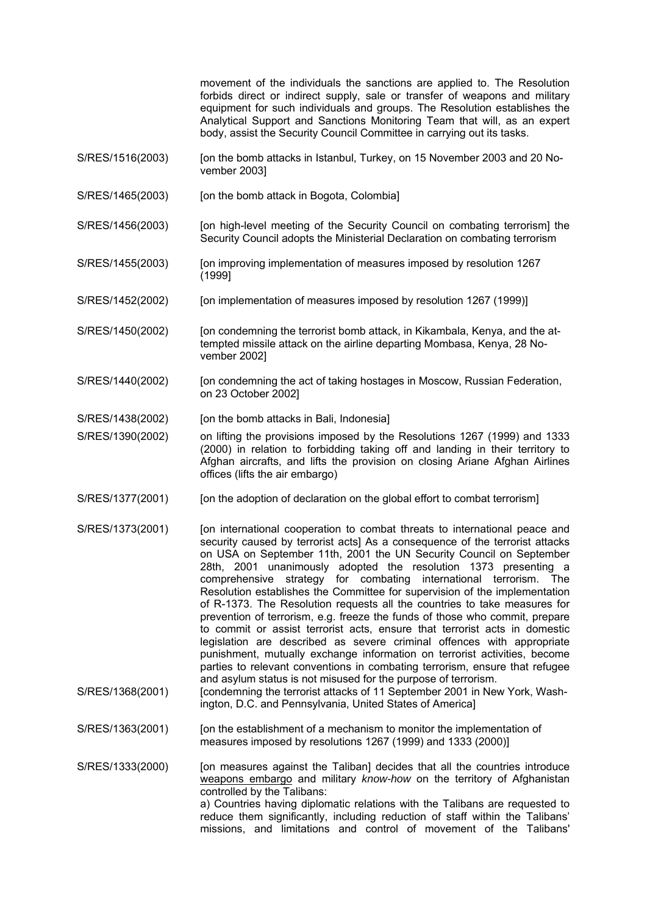movement of the individuals the sanctions are applied to. The Resolution forbids direct or indirect supply, sale or transfer of weapons and military equipment for such individuals and groups. The Resolution establishes the Analytical Support and Sanctions Monitoring Team that will, as an expert body, assist the Security Council Committee in carrying out its tasks.

| | |
|---|---|
| S/RES/1516(2003) | [on the bomb attacks in Istanbul, Turkey, on 15 November 2003 and 20 November 2003] |
| S/RES/1465(2003) | [on the bomb attack in Bogota, Colombia] |
| S/RES/1456(2003) | [on high-level meeting of the Security Council on combating terrorism] the Security Council adopts the Ministerial Declaration on combating terrorism |
| S/RES/1455(2003) | [on improving implementation of measures imposed by resolution 1267 (1999] |
| S/RES/1452(2002) | [on implementation of measures imposed by resolution 1267 (1999)] |
| S/RES/1450(2002) | [on condemning the terrorist bomb attack, in Kikambala, Kenya, and the attempted missile attack on the airline departing Mombasa, Kenya, 28 November 2002] |
| S/RES/1440(2002) | [on condemning the act of taking hostages in Moscow, Russian Federation, on 23 October 2002] |
| S/RES/1438(2002) | [on the bomb attacks in Bali, Indonesia] |
| S/RES/1390(2002) | on lifting the provisions imposed by the Resolutions 1267 (1999) and 1333 (2000) in relation to forbidding taking off and landing in their territory to Afghan aircrafts, and lifts the provision on closing Ariane Afghan Airlines offices (lifts the air embargo) |
| S/RES/1377(2001) | [on the adoption of declaration on the global effort to combat terrorism] |
| S/RES/1373(2001) | [on international cooperation to combat threats to international peace and security caused by terrorist acts] As a consequence of the terrorist attacks on USA on September 11th, 2001 the UN Security Council on September 28th, 2001 unanimously adopted the resolution 1373 presenting a comprehensive strategy for combating international terrorism. The Resolution establishes the Committee for supervision of the implementation of R-1373. The Resolution requests all the countries to take measures for prevention of terrorism, e.g. freeze the funds of those who commit, prepare to commit or assist terrorist acts, ensure that terrorist acts in domestic legislation are described as severe criminal offences with appropriate punishment, mutually exchange information on terrorist activities, become parties to relevant conventions in combating terrorism, ensure that refugee and asylum status is not misused for the purpose of terrorism. |
| S/RES/1368(2001) | [condemning the terrorist attacks of 11 September 2001 in New York, Washington, D.C. and Pennsylvania, United States of America] |
| S/RES/1363(2001) | [on the establishment of a mechanism to monitor the implementation of measures imposed by resolutions 1267 (1999) and 1333 (2000)] |
| S/RES/1333(2000) | [on measures against the Taliban] decides that all the countries introduce weapons embargo and military *know-how* on the territory of Afghanistan controlled by the Talibans:<br>a) Countries having diplomatic relations with the Talibans are requested to reduce them significantly, including reduction of staff within the Talibans' missions, and limitations and control of movement of the Talibans' |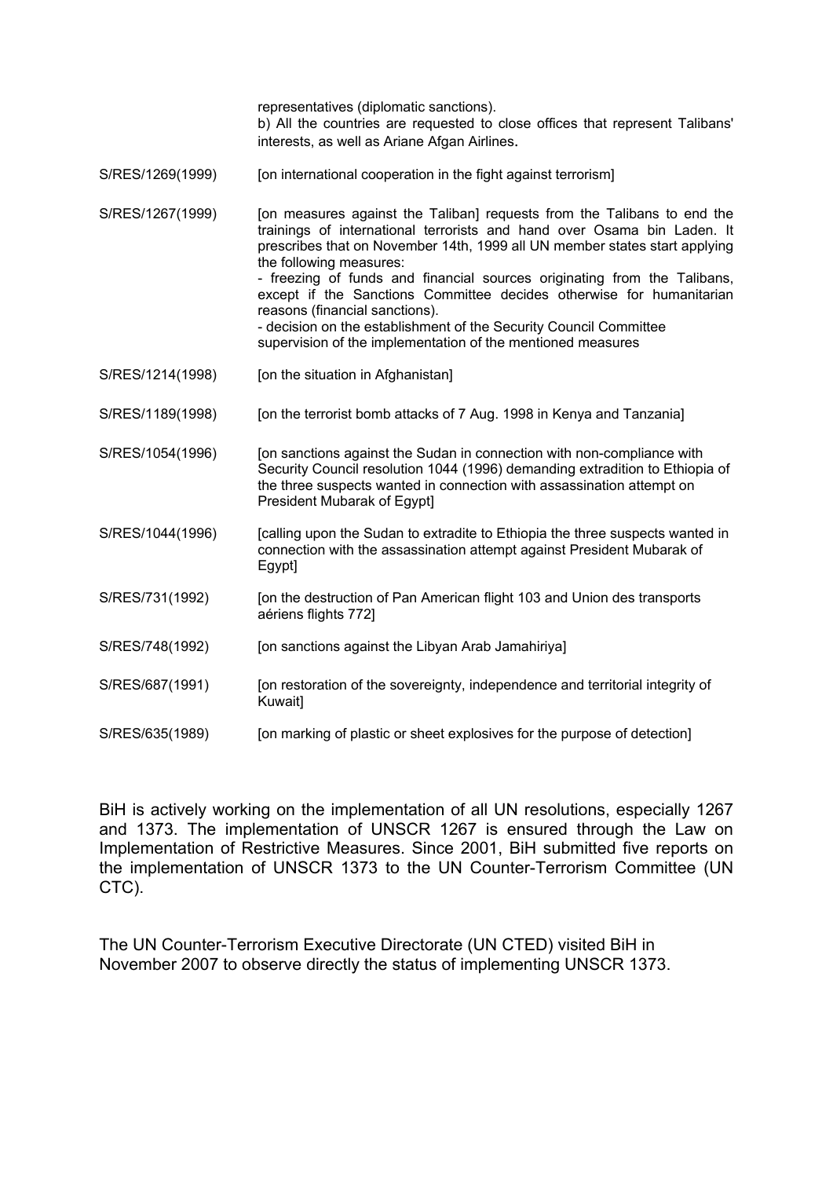| | |
|---|---|
| | representatives (diplomatic sanctions).<br>b) All the countries are requested to close offices that represent Talibans' interests, as well as Ariane Afgan Airlines. |
| S/RES/1269(1999) | [on international cooperation in the fight against terrorism] |
| S/RES/1267(1999) | [on measures against the Taliban] requests from the Talibans to end the trainings of international terrorists and hand over Osama bin Laden. It prescribes that on November 14th, 1999 all UN member states start applying the following measures:<br>- freezing of funds and financial sources originating from the Talibans, except if the Sanctions Committee decides otherwise for humanitarian reasons (financial sanctions).<br>- decision on the establishment of the Security Council Committee supervision of the implementation of the mentioned measures |
| S/RES/1214(1998) | [on the situation in Afghanistan] |
| S/RES/1189(1998) | [on the terrorist bomb attacks of 7 Aug. 1998 in Kenya and Tanzania] |
| S/RES/1054(1996) | [on sanctions against the Sudan in connection with non-compliance with Security Council resolution 1044 (1996) demanding extradition to Ethiopia of the three suspects wanted in connection with assassination attempt on President Mubarak of Egypt] |
| S/RES/1044(1996) | [calling upon the Sudan to extradite to Ethiopia the three suspects wanted in connection with the assassination attempt against President Mubarak of Egypt] |
| S/RES/731(1992) | [on the destruction of Pan American flight 103 and Union des transports aériens flights 772] |
| S/RES/748(1992) | [on sanctions against the Libyan Arab Jamahiriya] |
| S/RES/687(1991) | [on restoration of the sovereignty, independence and territorial integrity of Kuwait] |
| S/RES/635(1989) | [on marking of plastic or sheet explosives for the purpose of detection] |

BiH is actively working on the implementation of all UN resolutions, especially 1267 and 1373. The implementation of UNSCR 1267 is ensured through the Law on Implementation of Restrictive Measures. Since 2001, BiH submitted five reports on the implementation of UNSCR 1373 to the UN Counter-Terrorism Committee (UN CTC).

The UN Counter-Terrorism Executive Directorate (UN CTED) visited BiH in November 2007 to observe directly the status of implementing UNSCR 1373.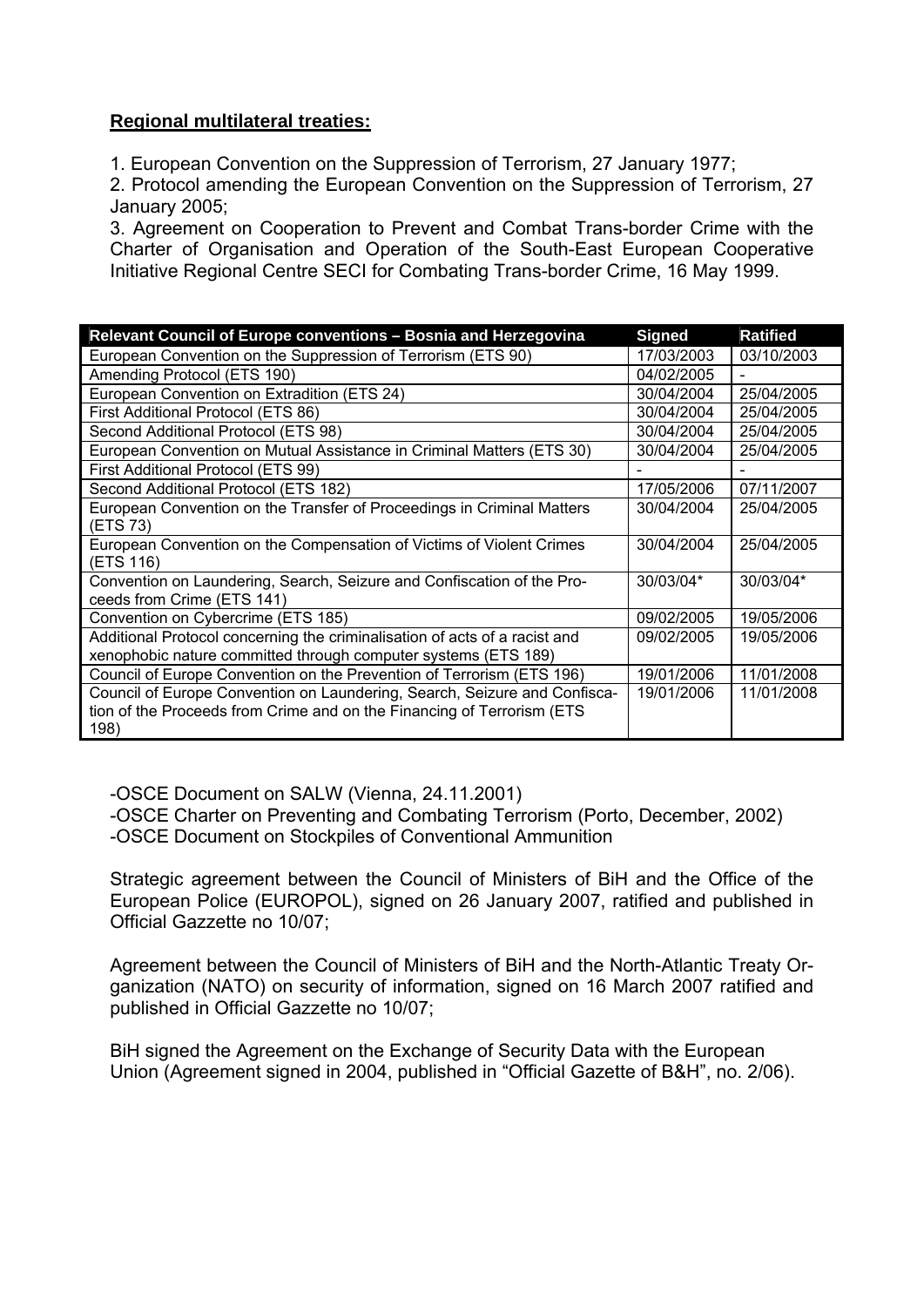**Regional multilateral treaties:**

1. European Convention on the Suppression of Terrorism, 27 January 1977;
2. Protocol amending the European Convention on the Suppression of Terrorism, 27 January 2005;
3. Agreement on Cooperation to Prevent and Combat Trans-border Crime with the Charter of Organisation and Operation of the South-East European Cooperative Initiative Regional Centre SECI for Combating Trans-border Crime, 16 May 1999.

| Relevant Council of Europe conventions – Bosnia and Herzegovina | Signed | Ratified |
|---|---|---|
| European Convention on the Suppression of Terrorism (ETS 90) | 17/03/2003 | 03/10/2003 |
| Amending Protocol (ETS 190) | 04/02/2005 | - |
| European Convention on Extradition (ETS 24) | 30/04/2004 | 25/04/2005 |
| First Additional Protocol (ETS 86) | 30/04/2004 | 25/04/2005 |
| Second Additional Protocol (ETS 98) | 30/04/2004 | 25/04/2005 |
| European Convention on Mutual Assistance in Criminal Matters (ETS 30) | 30/04/2004 | 25/04/2005 |
| First Additional Protocol (ETS 99) | - | - |
| Second Additional Protocol (ETS 182) | 17/05/2006 | 07/11/2007 |
| European Convention on the Transfer of Proceedings in Criminal Matters (ETS 73) | 30/04/2004 | 25/04/2005 |
| European Convention on the Compensation of Victims of Violent Crimes (ETS 116) | 30/04/2004 | 25/04/2005 |
| Convention on Laundering, Search, Seizure and Confiscation of the Proceeds from Crime (ETS 141) | 30/03/04* | 30/03/04* |
| Convention on Cybercrime (ETS 185) | 09/02/2005 | 19/05/2006 |
| Additional Protocol concerning the criminalisation of acts of a racist and xenophobic nature committed through computer systems (ETS 189) | 09/02/2005 | 19/05/2006 |
| Council of Europe Convention on the Prevention of Terrorism (ETS 196) | 19/01/2006 | 11/01/2008 |
| Council of Europe Convention on Laundering, Search, Seizure and Confiscation of the Proceeds from Crime and on the Financing of Terrorism (ETS 198) | 19/01/2006 | 11/01/2008 |

-OSCE Document on SALW (Vienna, 24.11.2001)
-OSCE Charter on Preventing and Combating Terrorism (Porto, December, 2002)
-OSCE Document on Stockpiles of Conventional Ammunition

Strategic agreement between the Council of Ministers of BiH and the Office of the European Police (EUROPOL), signed on 26 January 2007, ratified and published in Official Gazzette no 10/07;

Agreement between the Council of Ministers of BiH and the North-Atlantic Treaty Organization (NATO) on security of information, signed on 16 March 2007 ratified and published in Official Gazzette no 10/07;

BiH signed the Agreement on the Exchange of Security Data with the European Union (Agreement signed in 2004, published in "Official Gazette of B&H", no. 2/06).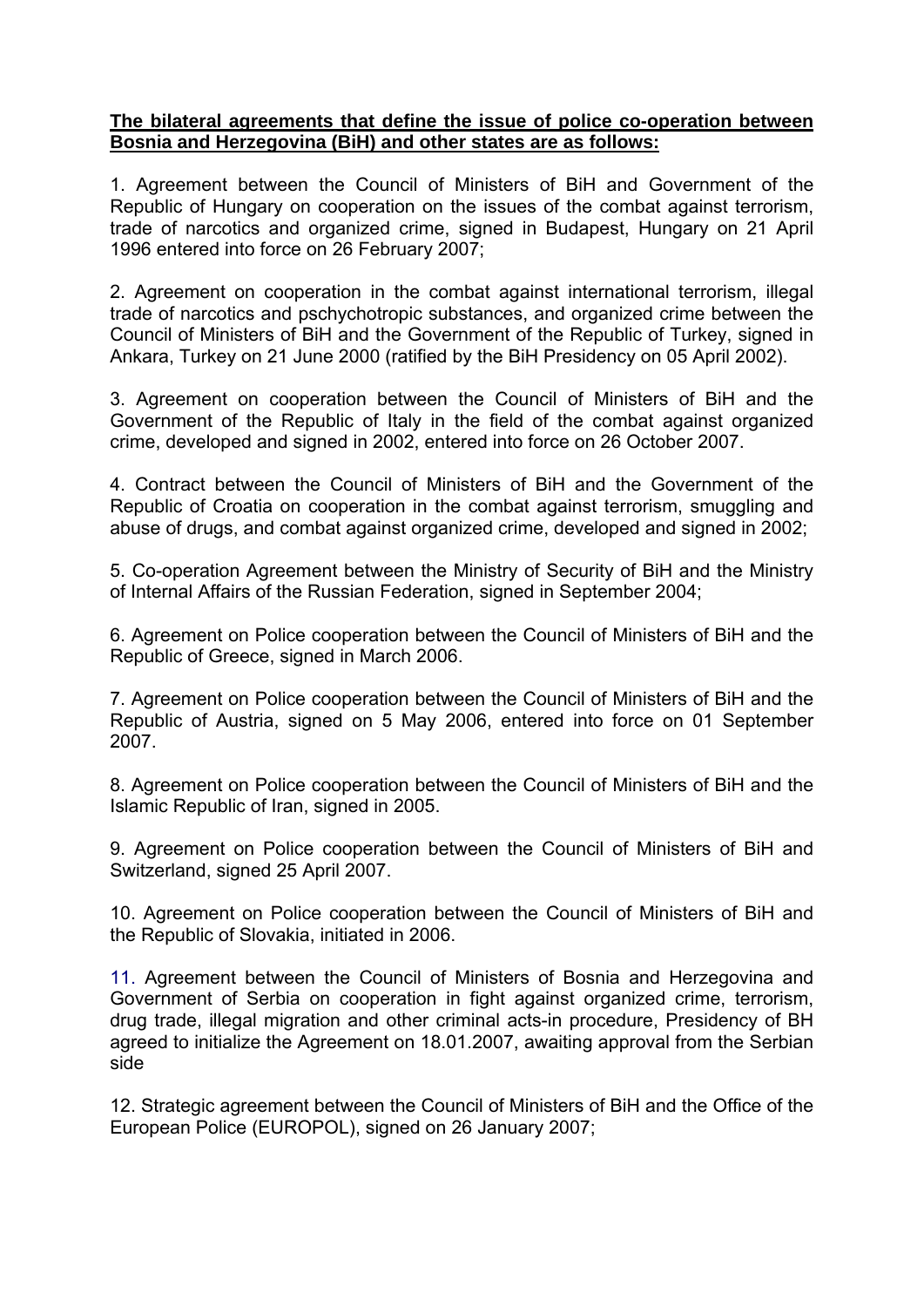**The bilateral agreements that define the issue of police co-operation between Bosnia and Herzegovina (BiH) and other states are as follows:**

1. Agreement between the Council of Ministers of BiH and Government of the Republic of Hungary on cooperation on the issues of the combat against terrorism, trade of narcotics and organized crime, signed in Budapest, Hungary on 21 April 1996 entered into force on 26 February 2007;

2. Agreement on cooperation in the combat against international terrorism, illegal trade of narcotics and pschychotropic substances, and organized crime between the Council of Ministers of BiH and the Government of the Republic of Turkey, signed in Ankara, Turkey on 21 June 2000 (ratified by the BiH Presidency on 05 April 2002).

3. Agreement on cooperation between the Council of Ministers of BiH and the Government of the Republic of Italy in the field of the combat against organized crime, developed and signed in 2002, entered into force on 26 October 2007.

4. Contract between the Council of Ministers of BiH and the Government of the Republic of Croatia on cooperation in the combat against terrorism, smuggling and abuse of drugs, and combat against organized crime, developed and signed in 2002;

5. Co-operation Agreement between the Ministry of Security of BiH and the Ministry of Internal Affairs of the Russian Federation, signed in September 2004;

6. Agreement on Police cooperation between the Council of Ministers of BiH and the Republic of Greece, signed in March 2006.

7. Agreement on Police cooperation between the Council of Ministers of BiH and the Republic of Austria, signed on 5 May 2006, entered into force on 01 September 2007.

8. Agreement on Police cooperation between the Council of Ministers of BiH and the Islamic Republic of Iran, signed in 2005.

9. Agreement on Police cooperation between the Council of Ministers of BiH and Switzerland, signed 25 April 2007.

10. Agreement on Police cooperation between the Council of Ministers of BiH and the Republic of Slovakia, initiated in 2006.

11. Agreement between the Council of Ministers of Bosnia and Herzegovina and Government of Serbia on cooperation in fight against organized crime, terrorism, drug trade, illegal migration and other criminal acts-in procedure, Presidency of BH agreed to initialize the Agreement on 18.01.2007, awaiting approval from the Serbian side

12. Strategic agreement between the Council of Ministers of BiH and the Office of the European Police (EUROPOL), signed on 26 January 2007;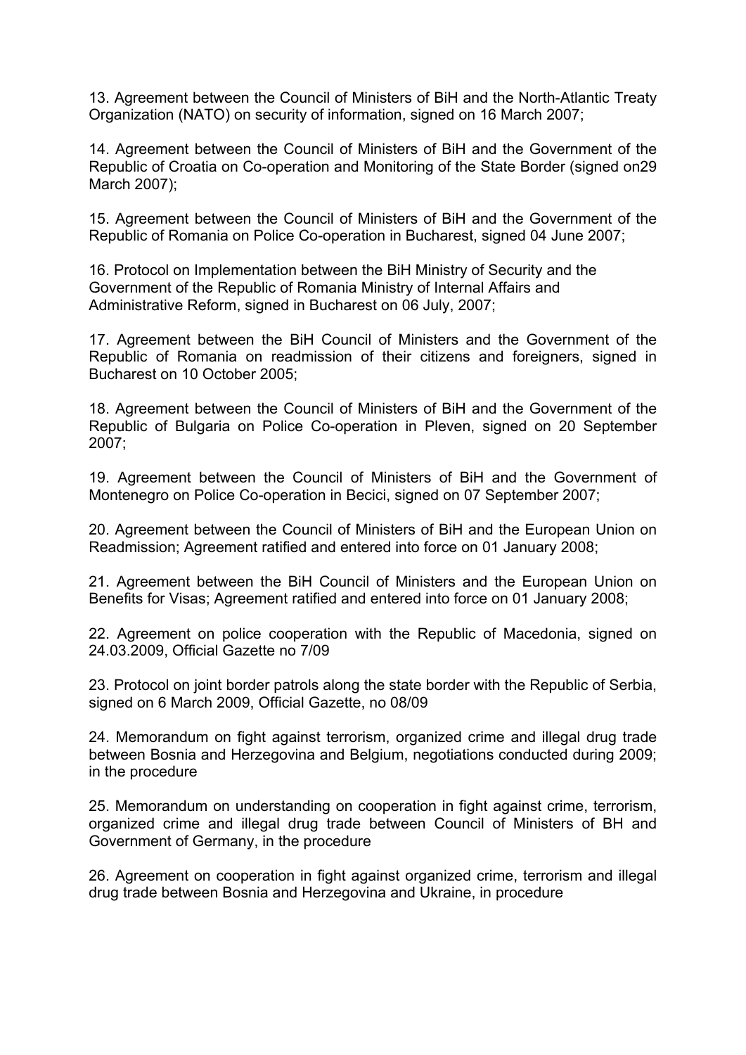13. Agreement between the Council of Ministers of BiH and the North-Atlantic Treaty Organization (NATO) on security of information, signed on 16 March 2007;

14. Agreement between the Council of Ministers of BiH and the Government of the Republic of Croatia on Co-operation and Monitoring of the State Border (signed on29 March 2007);

15. Agreement between the Council of Ministers of BiH and the Government of the Republic of Romania on Police Co-operation in Bucharest, signed 04 June 2007;

16. Protocol on Implementation between the BiH Ministry of Security and the Government of the Republic of Romania Ministry of Internal Affairs and Administrative Reform, signed in Bucharest on 06 July, 2007;

17. Agreement between the BiH Council of Ministers and the Government of the Republic of Romania on readmission of their citizens and foreigners, signed in Bucharest on 10 October 2005;

18. Agreement between the Council of Ministers of BiH and the Government of the Republic of Bulgaria on Police Co-operation in Pleven, signed on 20 September 2007;

19. Agreement between the Council of Ministers of BiH and the Government of Montenegro on Police Co-operation in Becici, signed on 07 September 2007;

20. Agreement between the Council of Ministers of BiH and the European Union on Readmission; Agreement ratified and entered into force on 01 January 2008;

21. Agreement between the BiH Council of Ministers and the European Union on Benefits for Visas; Agreement ratified and entered into force on 01 January 2008;

22. Agreement on police cooperation with the Republic of Macedonia, signed on 24.03.2009, Official Gazette no 7/09

23. Protocol on joint border patrols along the state border with the Republic of Serbia, signed on 6 March 2009, Official Gazette, no 08/09

24. Memorandum on fight against terrorism, organized crime and illegal drug trade between Bosnia and Herzegovina and Belgium, negotiations conducted during 2009; in the procedure

25. Memorandum on understanding on cooperation in fight against crime, terrorism, organized crime and illegal drug trade between Council of Ministers of BH and Government of Germany, in the procedure

26. Agreement on cooperation in fight against organized crime, terrorism and illegal drug trade between Bosnia and Herzegovina and Ukraine, in procedure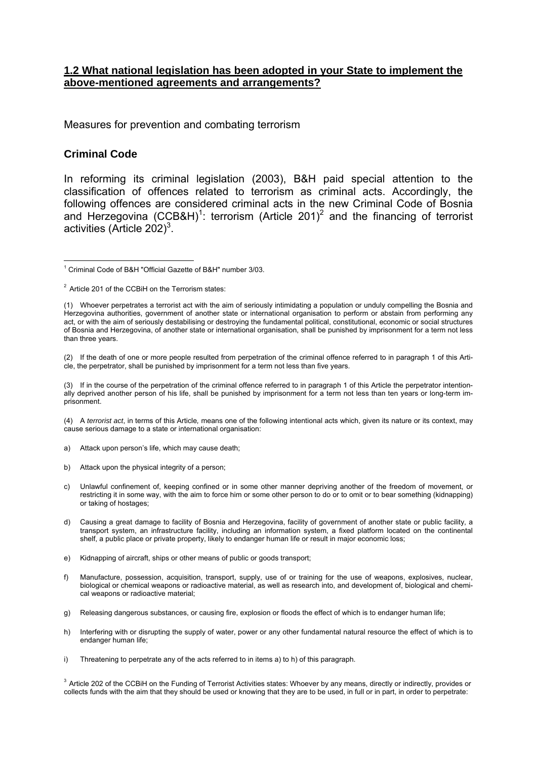## 1.2 What national legislation has been adopted in your State to implement the above-mentioned agreements and arrangements?

Measures for prevention and combating terrorism

### Criminal Code

In reforming its criminal legislation (2003), B&H paid special attention to the classification of offences related to terrorism as criminal acts. Accordingly, the following offences are considered criminal acts in the new Criminal Code of Bosnia and Herzegovina (CCB&H)[1]: terrorism (Article 201)[2] and the financing of terrorist activities (Article 202)[3].

---

[1] Criminal Code of B&H "Official Gazette of B&H" number 3/03.

[2] Article 201 of the CCBiH on the Terrorism states:

(1) Whoever perpetrates a terrorist act with the aim of seriously intimidating a population or unduly compelling the Bosnia and Herzegovina authorities, government of another state or international organisation to perform or abstain from performing any act, or with the aim of seriously destabilising or destroying the fundamental political, constitutional, economic or social structures of Bosnia and Herzegovina, of another state or international organisation, shall be punished by imprisonment for a term not less than three years.

(2) If the death of one or more people resulted from perpetration of the criminal offence referred to in paragraph 1 of this Article, the perpetrator, shall be punished by imprisonment for a term not less than five years.

(3) If in the course of the perpetration of the criminal offence referred to in paragraph 1 of this Article the perpetrator intentionally deprived another person of his life, shall be punished by imprisonment for a term not less than ten years or long-term imprisonment.

(4) A *terrorist act*, in terms of this Article, means one of the following intentional acts which, given its nature or its context, may cause serious damage to a state or international organisation:

a) Attack upon person's life, which may cause death;

b) Attack upon the physical integrity of a person;

c) Unlawful confinement of, keeping confined or in some other manner depriving another of the freedom of movement, or restricting it in some way, with the aim to force him or some other person to do or to omit or to bear something (kidnapping) or taking of hostages;

d) Causing a great damage to facility of Bosnia and Herzegovina, facility of government of another state or public facility, a transport system, an infrastructure facility, including an information system, a fixed platform located on the continental shelf, a public place or private property, likely to endanger human life or result in major economic loss;

e) Kidnapping of aircraft, ships or other means of public or goods transport;

f) Manufacture, possession, acquisition, transport, supply, use of or training for the use of weapons, explosives, nuclear, biological or chemical weapons or radioactive material, as well as research into, and development of, biological and chemical weapons or radioactive material;

g) Releasing dangerous substances, or causing fire, explosion or floods the effect of which is to endanger human life;

h) Interfering with or disrupting the supply of water, power or any other fundamental natural resource the effect of which is to endanger human life;

i) Threatening to perpetrate any of the acts referred to in items a) to h) of this paragraph.

[3] Article 202 of the CCBiH on the Funding of Terrorist Activities states: Whoever by any means, directly or indirectly, provides or collects funds with the aim that they should be used or knowing that they are to be used, in full or in part, in order to perpetrate: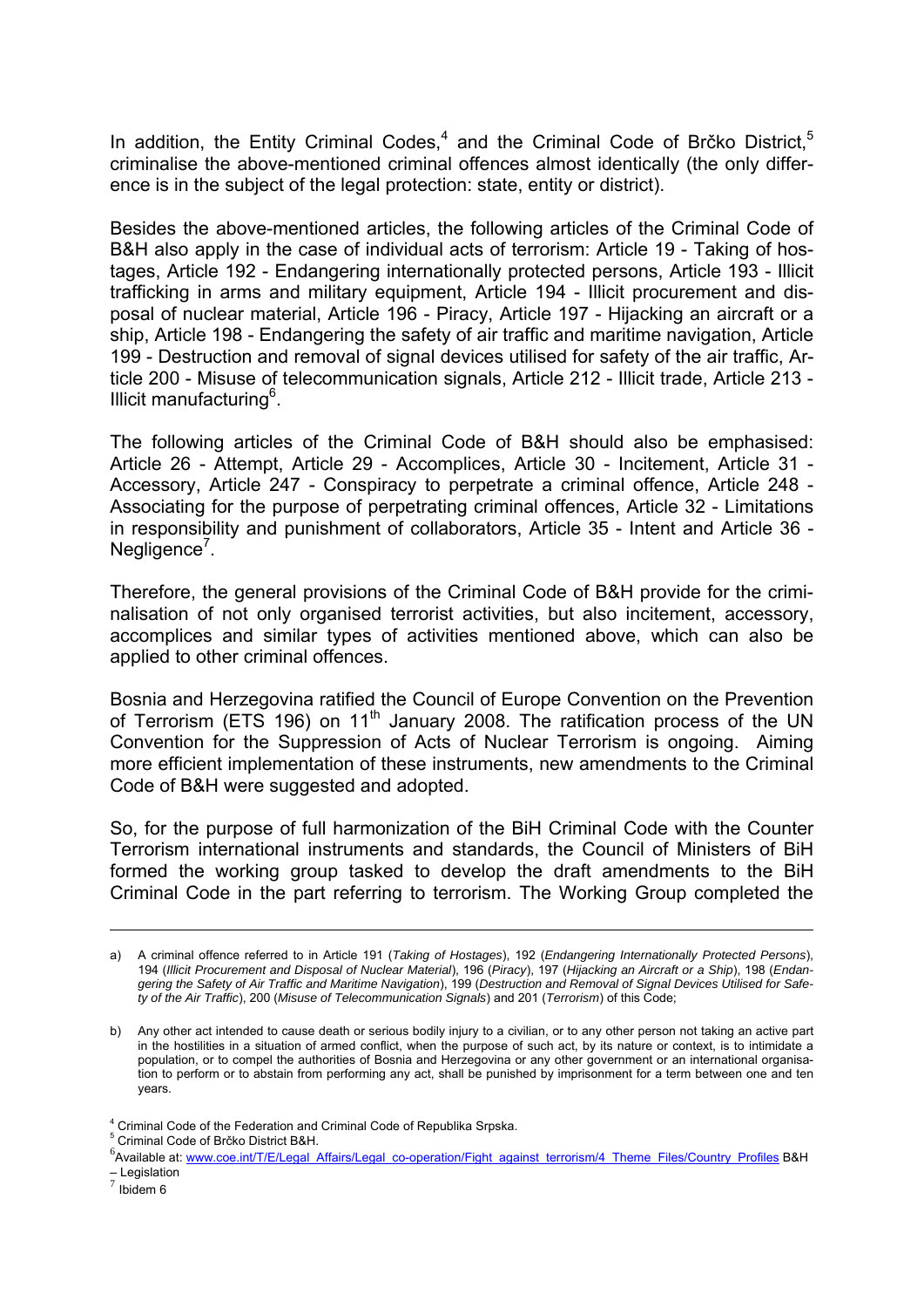In addition, the Entity Criminal Codes,[4] and the Criminal Code of Brčko District,[5] criminalise the above-mentioned criminal offences almost identically (the only difference is in the subject of the legal protection: state, entity or district).

Besides the above-mentioned articles, the following articles of the Criminal Code of B&H also apply in the case of individual acts of terrorism: Article 19 - Taking of hostages, Article 192 - Endangering internationally protected persons, Article 193 - Illicit trafficking in arms and military equipment, Article 194 - Illicit procurement and disposal of nuclear material, Article 196 - Piracy, Article 197 - Hijacking an aircraft or a ship, Article 198 - Endangering the safety of air traffic and maritime navigation, Article 199 - Destruction and removal of signal devices utilised for safety of the air traffic, Article 200 - Misuse of telecommunication signals, Article 212 - Illicit trade, Article 213 - Illicit manufacturing[6].

The following articles of the Criminal Code of B&H should also be emphasised: Article 26 - Attempt, Article 29 - Accomplices, Article 30 - Incitement, Article 31 - Accessory, Article 247 - Conspiracy to perpetrate a criminal offence, Article 248 - Associating for the purpose of perpetrating criminal offences, Article 32 - Limitations in responsibility and punishment of collaborators, Article 35 - Intent and Article 36 - Negligence[7].

Therefore, the general provisions of the Criminal Code of B&H provide for the criminalisation of not only organised terrorist activities, but also incitement, accessory, accomplices and similar types of activities mentioned above, which can also be applied to other criminal offences.

Bosnia and Herzegovina ratified the Council of Europe Convention on the Prevention of Terrorism (ETS 196) on 11th January 2008. The ratification process of the UN Convention for the Suppression of Acts of Nuclear Terrorism is ongoing. Aiming more efficient implementation of these instruments, new amendments to the Criminal Code of B&H were suggested and adopted.

So, for the purpose of full harmonization of the BiH Criminal Code with the Counter Terrorism international instruments and standards, the Council of Ministers of BiH formed the working group tasked to develop the draft amendments to the BiH Criminal Code in the part referring to terrorism. The Working Group completed the

---

a) A criminal offence referred to in Article 191 (*Taking of Hostages*), 192 (*Endangering Internationally Protected Persons*), 194 (*Illicit Procurement and Disposal of Nuclear Material*), 196 (*Piracy*), 197 (*Hijacking an Aircraft or a Ship*), 198 (*Endangering the Safety of Air Traffic and Maritime Navigation*), 199 (*Destruction and Removal of Signal Devices Utilised for Safety of the Air Traffic*), 200 (*Misuse of Telecommunication Signals*) and 201 (*Terrorism*) of this Code;

b) Any other act intended to cause death or serious bodily injury to a civilian, or to any other person not taking an active part in the hostilities in a situation of armed conflict, when the purpose of such act, by its nature or context, is to intimidate a population, or to compel the authorities of Bosnia and Herzegovina or any other government or an international organisation to perform or to abstain from performing any act, shall be punished by imprisonment for a term between one and ten years.

[4] Criminal Code of the Federation and Criminal Code of Republika Srpska.

[5] Criminal Code of Brčko District B&H.

[6] Available at: www.coe.int/T/E/Legal_Affairs/Legal_co-operation/Fight_against_terrorism/4_Theme_Files/Country_Profiles B&H – Legislation

[7] Ibidem 6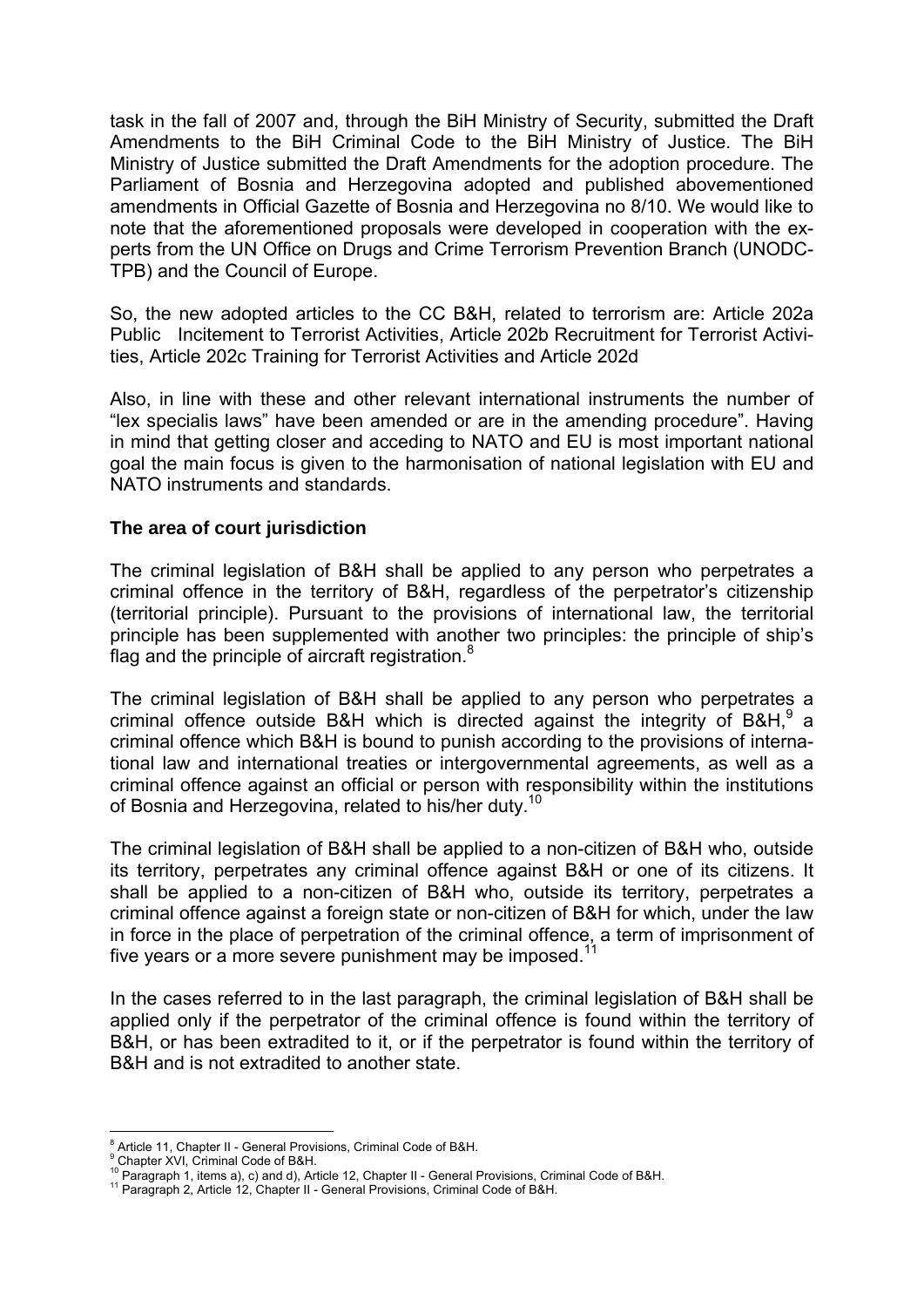task in the fall of 2007 and, through the BiH Ministry of Security, submitted the Draft Amendments to the BiH Criminal Code to the BiH Ministry of Justice. The BiH Ministry of Justice submitted the Draft Amendments for the adoption procedure. The Parliament of Bosnia and Herzegovina adopted and published abovementioned amendments in Official Gazette of Bosnia and Herzegovina no 8/10. We would like to note that the aforementioned proposals were developed in cooperation with the experts from the UN Office on Drugs and Crime Terrorism Prevention Branch (UNODC-TPB) and the Council of Europe.

So, the new adopted articles to the CC B&H, related to terrorism are: Article 202a Public Incitement to Terrorist Activities, Article 202b Recruitment for Terrorist Activities, Article 202c Training for Terrorist Activities and Article 202d

Also, in line with these and other relevant international instruments the number of "lex specialis laws" have been amended or are in the amending procedure". Having in mind that getting closer and acceding to NATO and EU is most important national goal the main focus is given to the harmonisation of national legislation with EU and NATO instruments and standards.

**The area of court jurisdiction**

The criminal legislation of B&H shall be applied to any person who perpetrates a criminal offence in the territory of B&H, regardless of the perpetrator's citizenship (territorial principle). Pursuant to the provisions of international law, the territorial principle has been supplemented with another two principles: the principle of ship's flag and the principle of aircraft registration.[8]

The criminal legislation of B&H shall be applied to any person who perpetrates a criminal offence outside B&H which is directed against the integrity of B&H,[9] a criminal offence which B&H is bound to punish according to the provisions of international law and international treaties or intergovernmental agreements, as well as a criminal offence against an official or person with responsibility within the institutions of Bosnia and Herzegovina, related to his/her duty.[10]

The criminal legislation of B&H shall be applied to a non-citizen of B&H who, outside its territory, perpetrates any criminal offence against B&H or one of its citizens. It shall be applied to a non-citizen of B&H who, outside its territory, perpetrates a criminal offence against a foreign state or non-citizen of B&H for which, under the law in force in the place of perpetration of the criminal offence, a term of imprisonment of five years or a more severe punishment may be imposed.[11]

In the cases referred to in the last paragraph, the criminal legislation of B&H shall be applied only if the perpetrator of the criminal offence is found within the territory of B&H, or has been extradited to it, or if the perpetrator is found within the territory of B&H and is not extradited to another state.

---

[8] Article 11, Chapter II - General Provisions, Criminal Code of B&H.
[9] Chapter XVI, Criminal Code of B&H.
[10] Paragraph 1, items a), c) and d), Article 12, Chapter II - General Provisions, Criminal Code of B&H.
[11] Paragraph 2, Article 12, Chapter II - General Provisions, Criminal Code of B&H.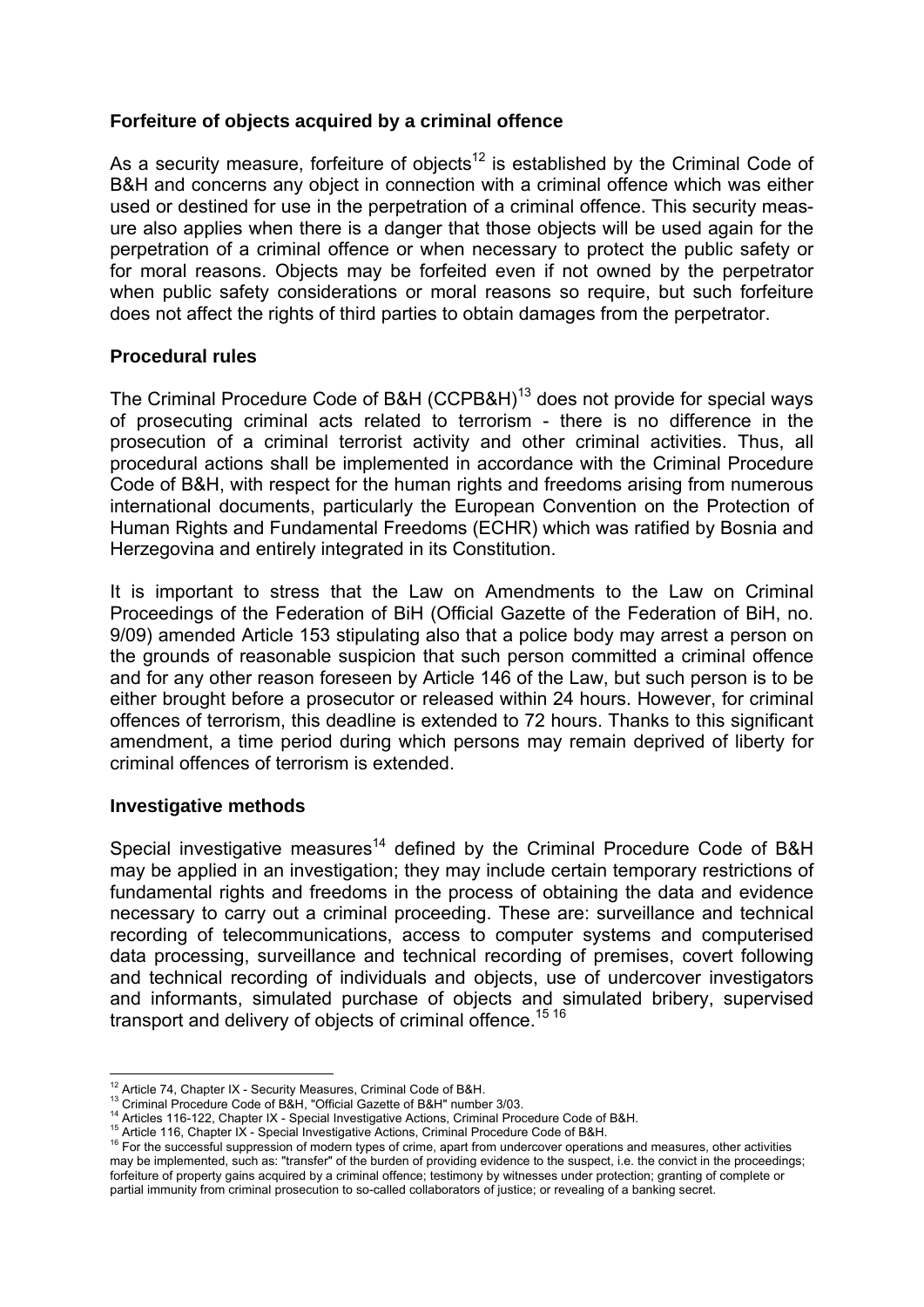### Forfeiture of objects acquired by a criminal offence

As a security measure, forfeiture of objects[12] is established by the Criminal Code of B&H and concerns any object in connection with a criminal offence which was either used or destined for use in the perpetration of a criminal offence. This security measure also applies when there is a danger that those objects will be used again for the perpetration of a criminal offence or when necessary to protect the public safety or for moral reasons. Objects may be forfeited even if not owned by the perpetrator when public safety considerations or moral reasons so require, but such forfeiture does not affect the rights of third parties to obtain damages from the perpetrator.

### Procedural rules

The Criminal Procedure Code of B&H (CCPB&H)[13] does not provide for special ways of prosecuting criminal acts related to terrorism - there is no difference in the prosecution of a criminal terrorist activity and other criminal activities. Thus, all procedural actions shall be implemented in accordance with the Criminal Procedure Code of B&H, with respect for the human rights and freedoms arising from numerous international documents, particularly the European Convention on the Protection of Human Rights and Fundamental Freedoms (ECHR) which was ratified by Bosnia and Herzegovina and entirely integrated in its Constitution.

It is important to stress that the Law on Amendments to the Law on Criminal Proceedings of the Federation of BiH (Official Gazette of the Federation of BiH, no. 9/09) amended Article 153 stipulating also that a police body may arrest a person on the grounds of reasonable suspicion that such person committed a criminal offence and for any other reason foreseen by Article 146 of the Law, but such person is to be either brought before a prosecutor or released within 24 hours. However, for criminal offences of terrorism, this deadline is extended to 72 hours. Thanks to this significant amendment, a time period during which persons may remain deprived of liberty for criminal offences of terrorism is extended.

### Investigative methods

Special investigative measures[14] defined by the Criminal Procedure Code of B&H may be applied in an investigation; they may include certain temporary restrictions of fundamental rights and freedoms in the process of obtaining the data and evidence necessary to carry out a criminal proceeding. These are: surveillance and technical recording of telecommunications, access to computer systems and computerised data processing, surveillance and technical recording of premises, covert following and technical recording of individuals and objects, use of undercover investigators and informants, simulated purchase of objects and simulated bribery, supervised transport and delivery of objects of criminal offence.[15] [16]

---

[12] Article 74, Chapter IX - Security Measures, Criminal Code of B&H.

[13] Criminal Procedure Code of B&H, "Official Gazette of B&H" number 3/03.

[14] Articles 116-122, Chapter IX - Special Investigative Actions, Criminal Procedure Code of B&H.

[15] Article 116, Chapter IX - Special Investigative Actions, Criminal Procedure Code of B&H.

[16] For the successful suppression of modern types of crime, apart from undercover operations and measures, other activities may be implemented, such as: "transfer" of the burden of providing evidence to the suspect, i.e. the convict in the proceedings; forfeiture of property gains acquired by a criminal offence; testimony by witnesses under protection; granting of complete or partial immunity from criminal prosecution to so-called collaborators of justice; or revealing of a banking secret.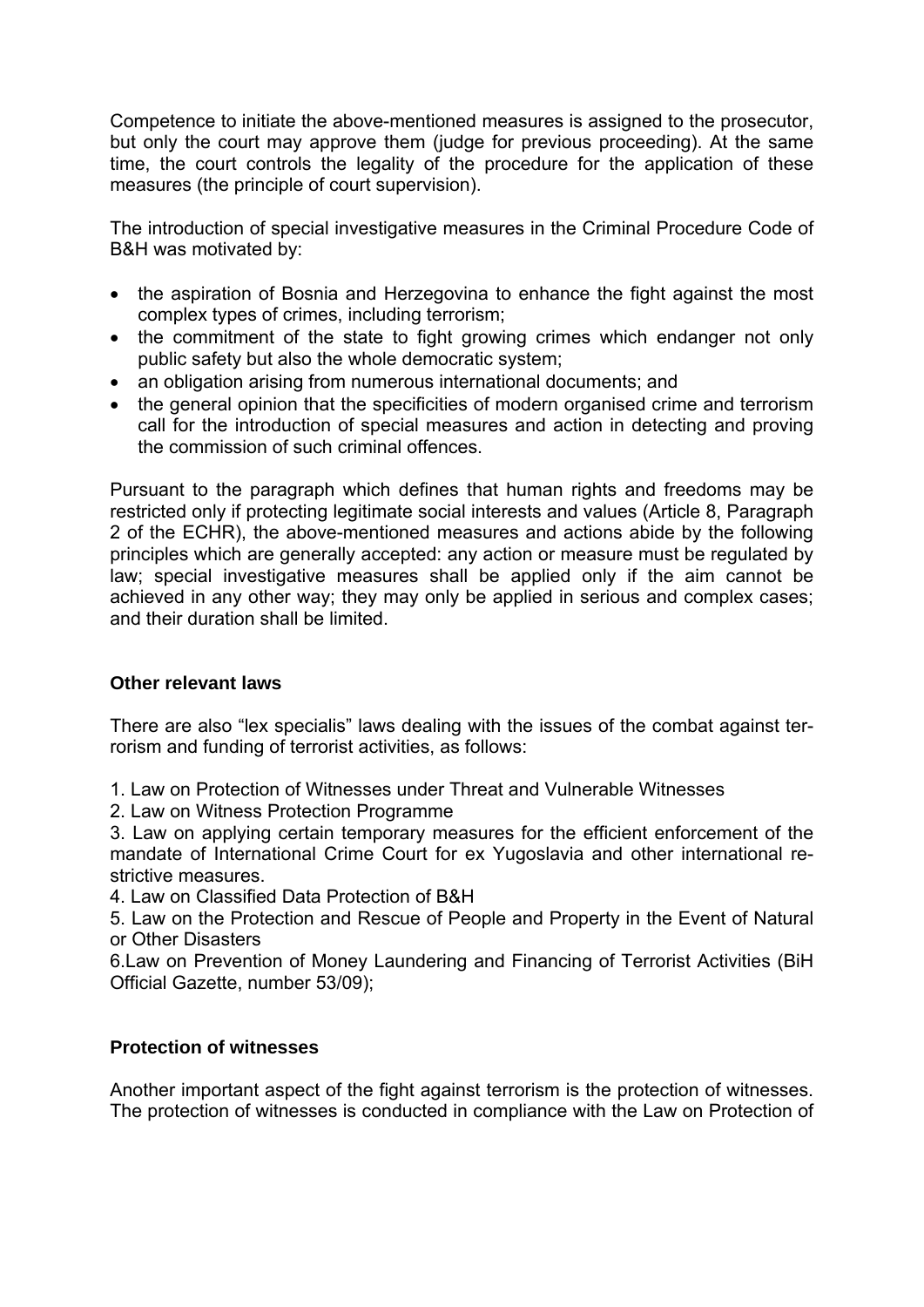Competence to initiate the above-mentioned measures is assigned to the prosecutor, but only the court may approve them (judge for previous proceeding). At the same time, the court controls the legality of the procedure for the application of these measures (the principle of court supervision).

The introduction of special investigative measures in the Criminal Procedure Code of B&H was motivated by:

- the aspiration of Bosnia and Herzegovina to enhance the fight against the most complex types of crimes, including terrorism;
- the commitment of the state to fight growing crimes which endanger not only public safety but also the whole democratic system;
- an obligation arising from numerous international documents; and
- the general opinion that the specificities of modern organised crime and terrorism call for the introduction of special measures and action in detecting and proving the commission of such criminal offences.

Pursuant to the paragraph which defines that human rights and freedoms may be restricted only if protecting legitimate social interests and values (Article 8, Paragraph 2 of the ECHR), the above-mentioned measures and actions abide by the following principles which are generally accepted: any action or measure must be regulated by law; special investigative measures shall be applied only if the aim cannot be achieved in any other way; they may only be applied in serious and complex cases; and their duration shall be limited.

**Other relevant laws**

There are also "lex specialis" laws dealing with the issues of the combat against terrorism and funding of terrorist activities, as follows:

1. Law on Protection of Witnesses under Threat and Vulnerable Witnesses
2. Law on Witness Protection Programme
3. Law on applying certain temporary measures for the efficient enforcement of the mandate of International Crime Court for ex Yugoslavia and other international restrictive measures.
4. Law on Classified Data Protection of B&H
5. Law on the Protection and Rescue of People and Property in the Event of Natural or Other Disasters
6. Law on Prevention of Money Laundering and Financing of Terrorist Activities (BiH Official Gazette, number 53/09);

**Protection of witnesses**

Another important aspect of the fight against terrorism is the protection of witnesses. The protection of witnesses is conducted in compliance with the Law on Protection of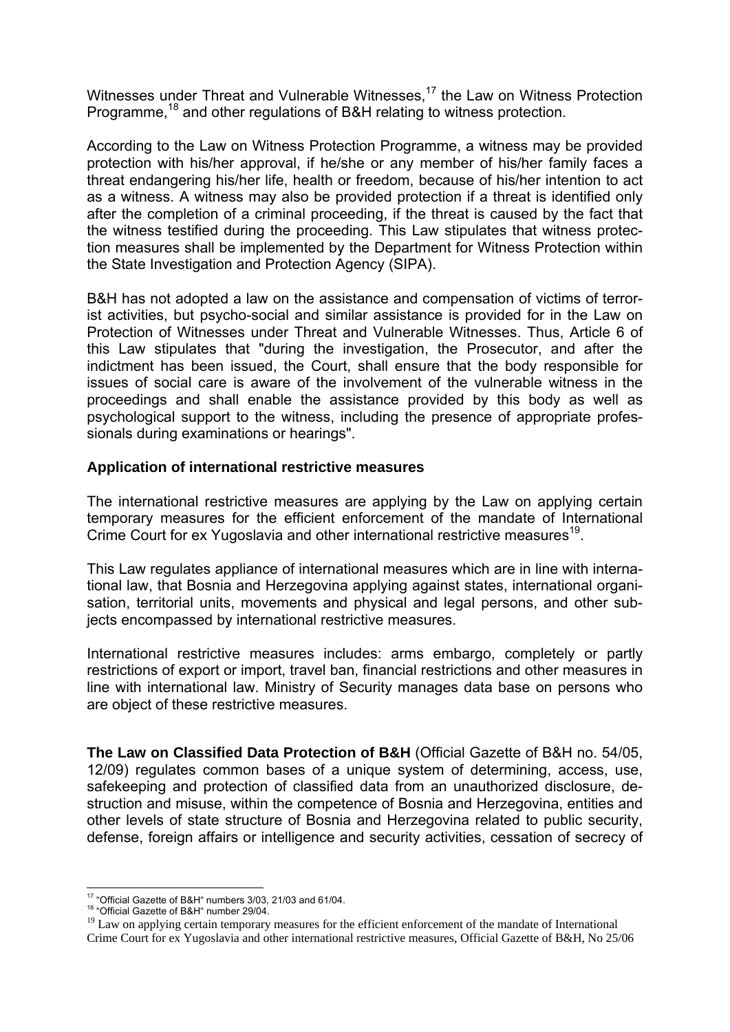Witnesses under Threat and Vulnerable Witnesses,[17] the Law on Witness Protection Programme,[18] and other regulations of B&H relating to witness protection.

According to the Law on Witness Protection Programme, a witness may be provided protection with his/her approval, if he/she or any member of his/her family faces a threat endangering his/her life, health or freedom, because of his/her intention to act as a witness. A witness may also be provided protection if a threat is identified only after the completion of a criminal proceeding, if the threat is caused by the fact that the witness testified during the proceeding. This Law stipulates that witness protection measures shall be implemented by the Department for Witness Protection within the State Investigation and Protection Agency (SIPA).

B&H has not adopted a law on the assistance and compensation of victims of terrorist activities, but psycho-social and similar assistance is provided for in the Law on Protection of Witnesses under Threat and Vulnerable Witnesses. Thus, Article 6 of this Law stipulates that "during the investigation, the Prosecutor, and after the indictment has been issued, the Court, shall ensure that the body responsible for issues of social care is aware of the involvement of the vulnerable witness in the proceedings and shall enable the assistance provided by this body as well as psychological support to the witness, including the presence of appropriate professionals during examinations or hearings".

**Application of international restrictive measures**

The international restrictive measures are applying by the Law on applying certain temporary measures for the efficient enforcement of the mandate of International Crime Court for ex Yugoslavia and other international restrictive measures[19].

This Law regulates appliance of international measures which are in line with international law, that Bosnia and Herzegovina applying against states, international organisation, territorial units, movements and physical and legal persons, and other subjects encompassed by international restrictive measures.

International restrictive measures includes: arms embargo, completely or partly restrictions of export or import, travel ban, financial restrictions and other measures in line with international law. Ministry of Security manages data base on persons who are object of these restrictive measures.

**The Law on Classified Data Protection of B&H** (Official Gazette of B&H no. 54/05, 12/09) regulates common bases of a unique system of determining, access, use, safekeeping and protection of classified data from an unauthorized disclosure, destruction and misuse, within the competence of Bosnia and Herzegovina, entities and other levels of state structure of Bosnia and Herzegovina related to public security, defense, foreign affairs or intelligence and security activities, cessation of secrecy of

---

[17] "Official Gazette of B&H" numbers 3/03, 21/03 and 61/04.

[18] "Official Gazette of B&H" number 29/04.

[19] Law on applying certain temporary measures for the efficient enforcement of the mandate of International Crime Court for ex Yugoslavia and other international restrictive measures, Official Gazette of B&H, No 25/06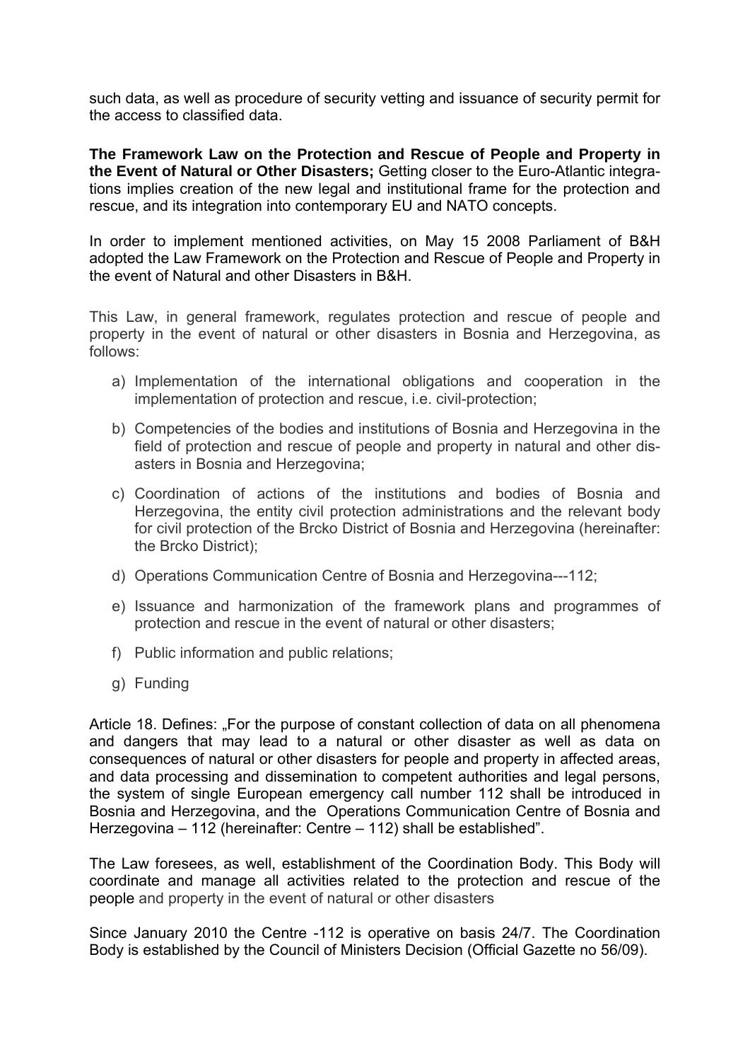such data, as well as procedure of security vetting and issuance of security permit for the access to classified data.

**The Framework Law on the Protection and Rescue of People and Property in the Event of Natural or Other Disasters;** Getting closer to the Euro-Atlantic integrations implies creation of the new legal and institutional frame for the protection and rescue, and its integration into contemporary EU and NATO concepts.

In order to implement mentioned activities, on May 15 2008 Parliament of B&H adopted the Law Framework on the Protection and Rescue of People and Property in the event of Natural and other Disasters in B&H.

This Law, in general framework, regulates protection and rescue of people and property in the event of natural or other disasters in Bosnia and Herzegovina, as follows:

a) Implementation of the international obligations and cooperation in the implementation of protection and rescue, i.e. civil-protection;

b) Competencies of the bodies and institutions of Bosnia and Herzegovina in the field of protection and rescue of people and property in natural and other disasters in Bosnia and Herzegovina;

c) Coordination of actions of the institutions and bodies of Bosnia and Herzegovina, the entity civil protection administrations and the relevant body for civil protection of the Brcko District of Bosnia and Herzegovina (hereinafter: the Brcko District);

d) Operations Communication Centre of Bosnia and Herzegovina---112;

e) Issuance and harmonization of the framework plans and programmes of protection and rescue in the event of natural or other disasters;

f) Public information and public relations;

g) Funding

Article 18. Defines: „For the purpose of constant collection of data on all phenomena and dangers that may lead to a natural or other disaster as well as data on consequences of natural or other disasters for people and property in affected areas, and data processing and dissemination to competent authorities and legal persons, the system of single European emergency call number 112 shall be introduced in Bosnia and Herzegovina, and the Operations Communication Centre of Bosnia and Herzegovina – 112 (hereinafter: Centre – 112) shall be established".

The Law foresees, as well, establishment of the Coordination Body. This Body will coordinate and manage all activities related to the protection and rescue of the people and property in the event of natural or other disasters

Since January 2010 the Centre -112 is operative on basis 24/7. The Coordination Body is established by the Council of Ministers Decision (Official Gazette no 56/09).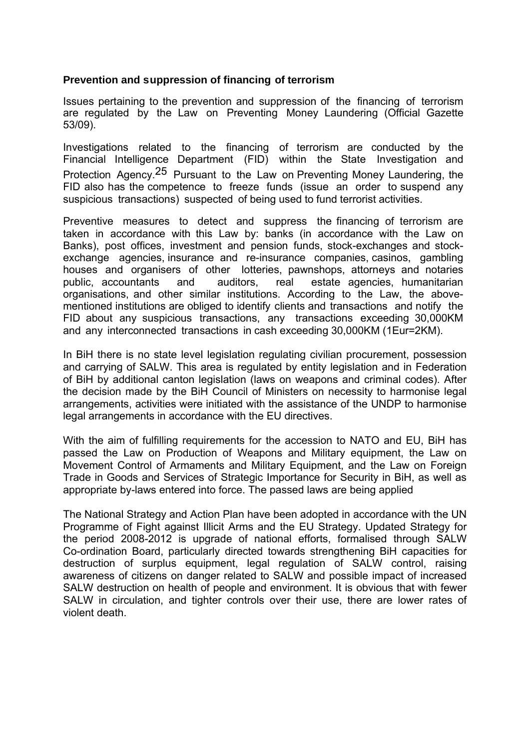**Prevention and suppression of financing of terrorism**

Issues pertaining to the prevention and suppression of the financing of terrorism are regulated by the Law on Preventing Money Laundering (Official Gazette 53/09).

Investigations related to the financing of terrorism are conducted by the Financial Intelligence Department (FID) within the State Investigation and Protection Agency.[25] Pursuant to the Law on Preventing Money Laundering, the FID also has the competence to freeze funds (issue an order to suspend any suspicious transactions) suspected of being used to fund terrorist activities.

Preventive measures to detect and suppress the financing of terrorism are taken in accordance with this Law by: banks (in accordance with the Law on Banks), post offices, investment and pension funds, stock-exchanges and stock-exchange agencies, insurance and re-insurance companies, casinos, gambling houses and organisers of other lotteries, pawnshops, attorneys and notaries public, accountants and auditors, real estate agencies, humanitarian organisations, and other similar institutions. According to the Law, the above-mentioned institutions are obliged to identify clients and transactions and notify the FID about any suspicious transactions, any transactions exceeding 30,000KM and any interconnected transactions in cash exceeding 30,000KM (1Eur=2KM).

In BiH there is no state level legislation regulating civilian procurement, possession and carrying of SALW. This area is regulated by entity legislation and in Federation of BiH by additional canton legislation (laws on weapons and criminal codes). After the decision made by the BiH Council of Ministers on necessity to harmonise legal arrangements, activities were initiated with the assistance of the UNDP to harmonise legal arrangements in accordance with the EU directives.

With the aim of fulfilling requirements for the accession to NATO and EU, BiH has passed the Law on Production of Weapons and Military equipment, the Law on Movement Control of Armaments and Military Equipment, and the Law on Foreign Trade in Goods and Services of Strategic Importance for Security in BiH, as well as appropriate by-laws entered into force. The passed laws are being applied

The National Strategy and Action Plan have been adopted in accordance with the UN Programme of Fight against Illicit Arms and the EU Strategy. Updated Strategy for the period 2008-2012 is upgrade of national efforts, formalised through SALW Co-ordination Board, particularly directed towards strengthening BiH capacities for destruction of surplus equipment, legal regulation of SALW control, raising awareness of citizens on danger related to SALW and possible impact of increased SALW destruction on health of people and environment. It is obvious that with fewer SALW in circulation, and tighter controls over their use, there are lower rates of violent death.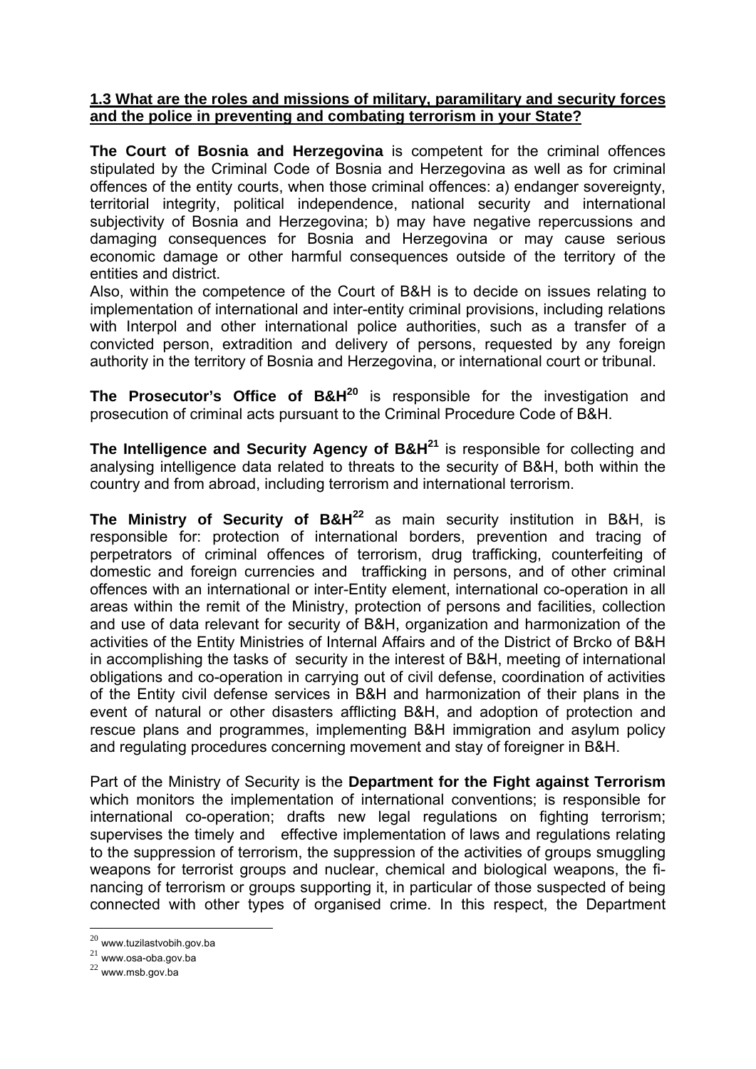**1.3 What are the roles and missions of military, paramilitary and security forces and the police in preventing and combating terrorism in your State?**

**The Court of Bosnia and Herzegovina** is competent for the criminal offences stipulated by the Criminal Code of Bosnia and Herzegovina as well as for criminal offences of the entity courts, when those criminal offences: a) endanger sovereignty, territorial integrity, political independence, national security and international subjectivity of Bosnia and Herzegovina; b) may have negative repercussions and damaging consequences for Bosnia and Herzegovina or may cause serious economic damage or other harmful consequences outside of the territory of the entities and district.

Also, within the competence of the Court of B&H is to decide on issues relating to implementation of international and inter-entity criminal provisions, including relations with Interpol and other international police authorities, such as a transfer of a convicted person, extradition and delivery of persons, requested by any foreign authority in the territory of Bosnia and Herzegovina, or international court or tribunal.

**The Prosecutor's Office of B&H**[20] is responsible for the investigation and prosecution of criminal acts pursuant to the Criminal Procedure Code of B&H.

**The Intelligence and Security Agency of B&H**[21] is responsible for collecting and analysing intelligence data related to threats to the security of B&H, both within the country and from abroad, including terrorism and international terrorism.

**The Ministry of Security of B&H**[22] as main security institution in B&H, is responsible for: protection of international borders, prevention and tracing of perpetrators of criminal offences of terrorism, drug trafficking, counterfeiting of domestic and foreign currencies and trafficking in persons, and of other criminal offences with an international or inter-Entity element, international co-operation in all areas within the remit of the Ministry, protection of persons and facilities, collection and use of data relevant for security of B&H, organization and harmonization of the activities of the Entity Ministries of Internal Affairs and of the District of Brcko of B&H in accomplishing the tasks of security in the interest of B&H, meeting of international obligations and co-operation in carrying out of civil defense, coordination of activities of the Entity civil defense services in B&H and harmonization of their plans in the event of natural or other disasters afflicting B&H, and adoption of protection and rescue plans and programmes, implementing B&H immigration and asylum policy and regulating procedures concerning movement and stay of foreigner in B&H.

Part of the Ministry of Security is the **Department for the Fight against Terrorism** which monitors the implementation of international conventions; is responsible for international co-operation; drafts new legal regulations on fighting terrorism; supervises the timely and effective implementation of laws and regulations relating to the suppression of terrorism, the suppression of the activities of groups smuggling weapons for terrorist groups and nuclear, chemical and biological weapons, the financing of terrorism or groups supporting it, in particular of those suspected of being connected with other types of organised crime. In this respect, the Department

[20] www.tuzilastvobih.gov.ba

[21] www.osa-oba.gov.ba

[22] www.msb.gov.ba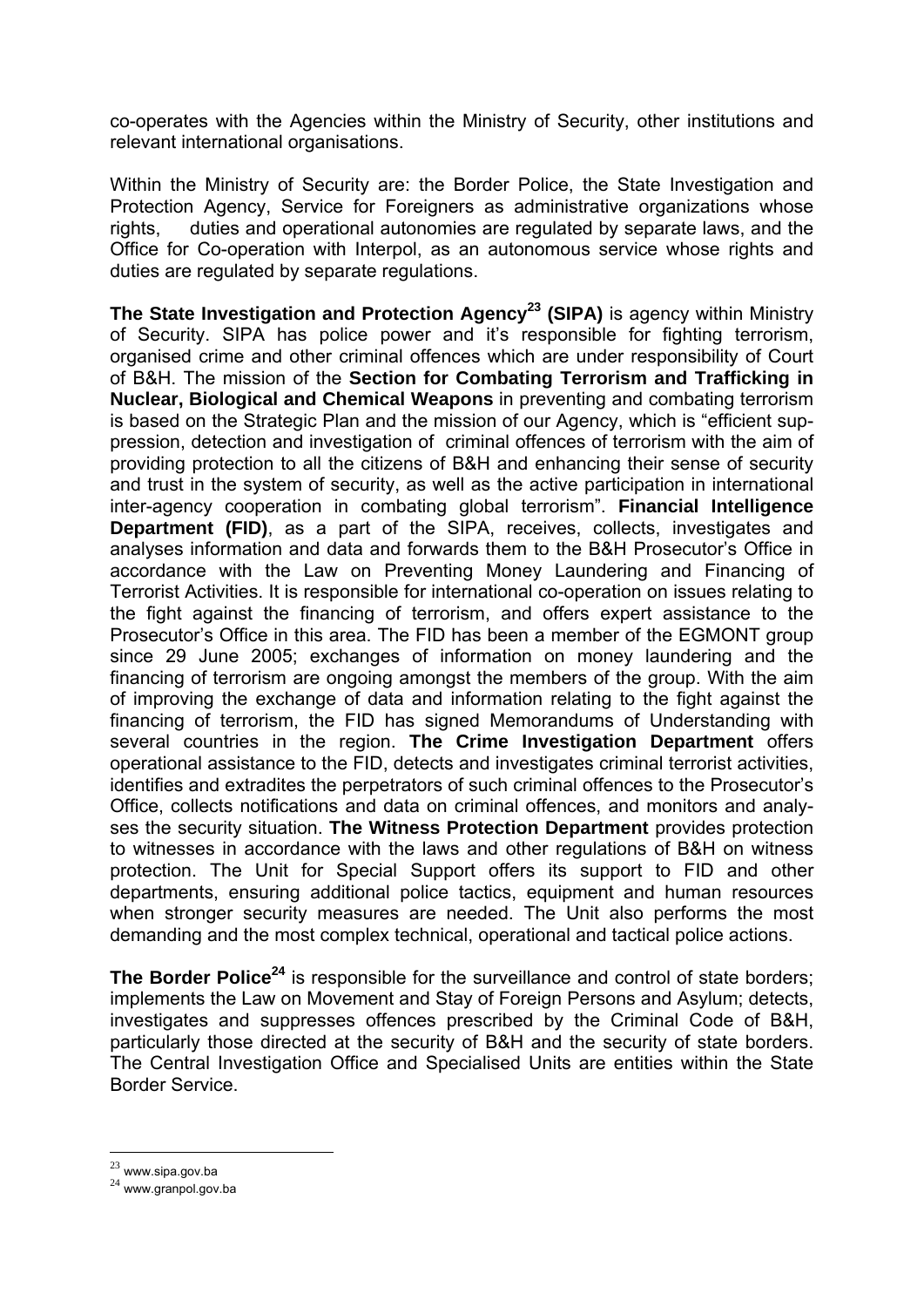co-operates with the Agencies within the Ministry of Security, other institutions and relevant international organisations.

Within the Ministry of Security are: the Border Police, the State Investigation and Protection Agency, Service for Foreigners as administrative organizations whose rights, duties and operational autonomies are regulated by separate laws, and the Office for Co-operation with Interpol, as an autonomous service whose rights and duties are regulated by separate regulations.

**The State Investigation and Protection Agency[23] (SIPA)** is agency within Ministry of Security. SIPA has police power and it's responsible for fighting terrorism, organised crime and other criminal offences which are under responsibility of Court of B&H. The mission of the **Section for Combating Terrorism and Trafficking in Nuclear, Biological and Chemical Weapons** in preventing and combating terrorism is based on the Strategic Plan and the mission of our Agency, which is "efficient suppression, detection and investigation of criminal offences of terrorism with the aim of providing protection to all the citizens of B&H and enhancing their sense of security and trust in the system of security, as well as the active participation in international inter-agency cooperation in combating global terrorism". **Financial Intelligence Department (FID)**, as a part of the SIPA, receives, collects, investigates and analyses information and data and forwards them to the B&H Prosecutor's Office in accordance with the Law on Preventing Money Laundering and Financing of Terrorist Activities. It is responsible for international co-operation on issues relating to the fight against the financing of terrorism, and offers expert assistance to the Prosecutor's Office in this area. The FID has been a member of the EGMONT group since 29 June 2005; exchanges of information on money laundering and the financing of terrorism are ongoing amongst the members of the group. With the aim of improving the exchange of data and information relating to the fight against the financing of terrorism, the FID has signed Memorandums of Understanding with several countries in the region. **The Crime Investigation Department** offers operational assistance to the FID, detects and investigates criminal terrorist activities, identifies and extradites the perpetrators of such criminal offences to the Prosecutor's Office, collects notifications and data on criminal offences, and monitors and analyses the security situation. **The Witness Protection Department** provides protection to witnesses in accordance with the laws and other regulations of B&H on witness protection. The Unit for Special Support offers its support to FID and other departments, ensuring additional police tactics, equipment and human resources when stronger security measures are needed. The Unit also performs the most demanding and the most complex technical, operational and tactical police actions.

**The Border Police[24]** is responsible for the surveillance and control of state borders; implements the Law on Movement and Stay of Foreign Persons and Asylum; detects, investigates and suppresses offences prescribed by the Criminal Code of B&H, particularly those directed at the security of B&H and the security of state borders. The Central Investigation Office and Specialised Units are entities within the State Border Service.

---

[23] www.sipa.gov.ba

[24] www.granpol.gov.ba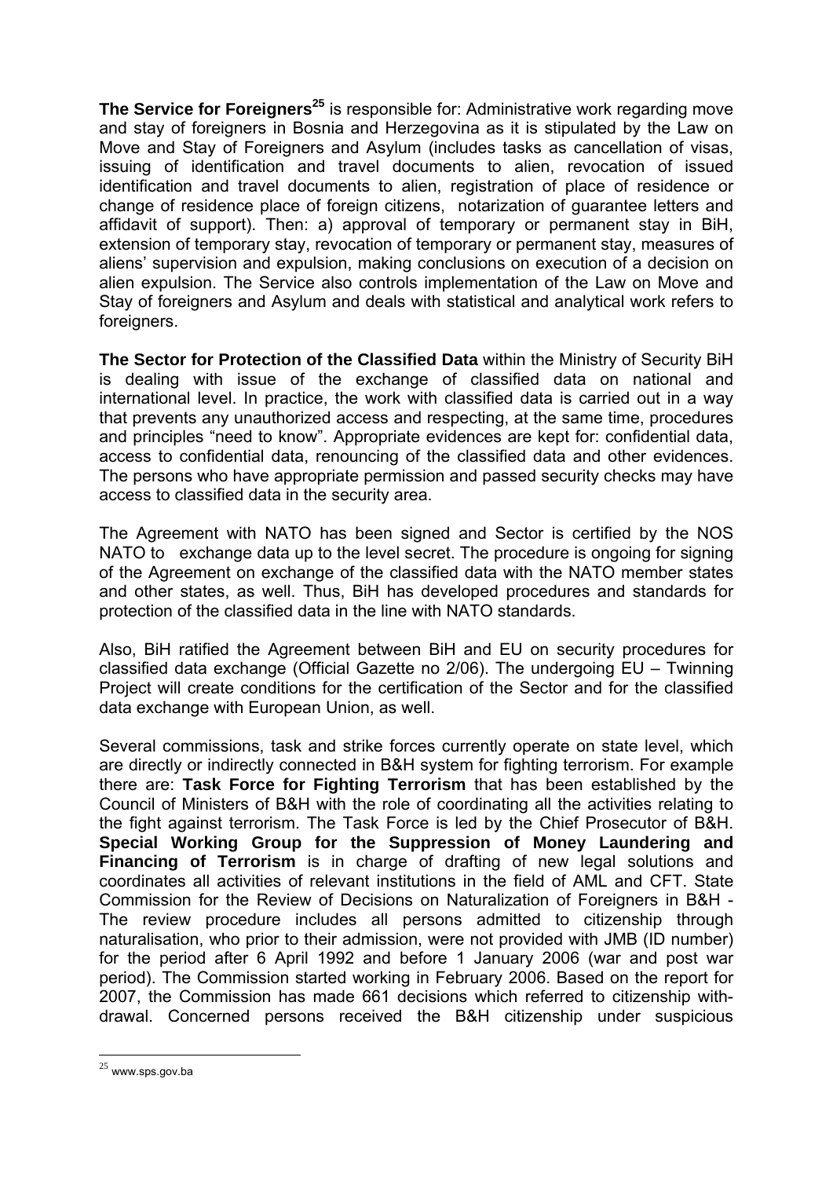**The Service for Foreigners**[25] is responsible for: Administrative work regarding move and stay of foreigners in Bosnia and Herzegovina as it is stipulated by the Law on Move and Stay of Foreigners and Asylum (includes tasks as cancellation of visas, issuing of identification and travel documents to alien, revocation of issued identification and travel documents to alien, registration of place of residence or change of residence place of foreign citizens, notarization of guarantee letters and affidavit of support). Then: a) approval of temporary or permanent stay in BiH, extension of temporary stay, revocation of temporary or permanent stay, measures of aliens' supervision and expulsion, making conclusions on execution of a decision on alien expulsion. The Service also controls implementation of the Law on Move and Stay of foreigners and Asylum and deals with statistical and analytical work refers to foreigners.

**The Sector for Protection of the Classified Data** within the Ministry of Security BiH is dealing with issue of the exchange of classified data on national and international level. In practice, the work with classified data is carried out in a way that prevents any unauthorized access and respecting, at the same time, procedures and principles "need to know". Appropriate evidences are kept for: confidential data, access to confidential data, renouncing of the classified data and other evidences. The persons who have appropriate permission and passed security checks may have access to classified data in the security area.

The Agreement with NATO has been signed and Sector is certified by the NOS NATO to exchange data up to the level secret. The procedure is ongoing for signing of the Agreement on exchange of the classified data with the NATO member states and other states, as well. Thus, BiH has developed procedures and standards for protection of the classified data in the line with NATO standards.

Also, BiH ratified the Agreement between BiH and EU on security procedures for classified data exchange (Official Gazette no 2/06). The undergoing EU – Twinning Project will create conditions for the certification of the Sector and for the classified data exchange with European Union, as well.

Several commissions, task and strike forces currently operate on state level, which are directly or indirectly connected in B&H system for fighting terrorism. For example there are: **Task Force for Fighting Terrorism** that has been established by the Council of Ministers of B&H with the role of coordinating all the activities relating to the fight against terrorism. The Task Force is led by the Chief Prosecutor of B&H. **Special Working Group for the Suppression of Money Laundering and Financing of Terrorism** is in charge of drafting of new legal solutions and coordinates all activities of relevant institutions in the field of AML and CFT. State Commission for the Review of Decisions on Naturalization of Foreigners in B&H - The review procedure includes all persons admitted to citizenship through naturalisation, who prior to their admission, were not provided with JMB (ID number) for the period after 6 April 1992 and before 1 January 2006 (war and post war period). The Commission started working in February 2006. Based on the report for 2007, the Commission has made 661 decisions which referred to citizenship with-drawal. Concerned persons received the B&H citizenship under suspicious

---

[25] www.sps.gov.ba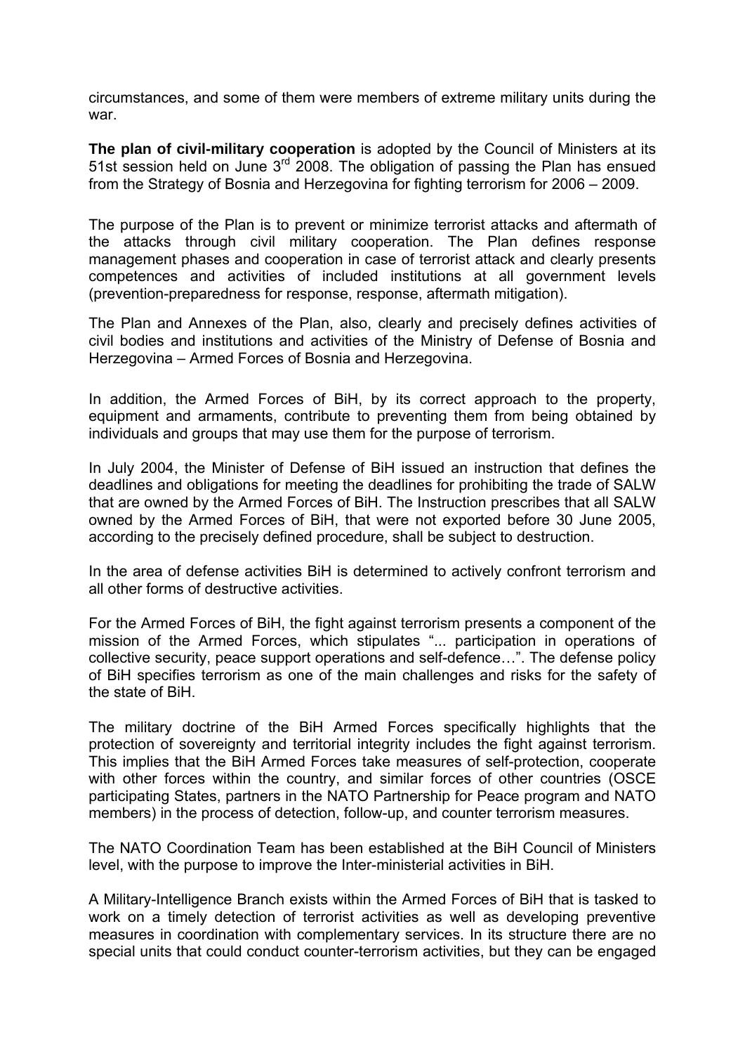circumstances, and some of them were members of extreme military units during the war.

**The plan of civil-military cooperation** is adopted by the Council of Ministers at its 51st session held on June 3rd 2008. The obligation of passing the Plan has ensued from the Strategy of Bosnia and Herzegovina for fighting terrorism for 2006 – 2009.

The purpose of the Plan is to prevent or minimize terrorist attacks and aftermath of the attacks through civil military cooperation. The Plan defines response management phases and cooperation in case of terrorist attack and clearly presents competences and activities of included institutions at all government levels (prevention-preparedness for response, response, aftermath mitigation).

The Plan and Annexes of the Plan, also, clearly and precisely defines activities of civil bodies and institutions and activities of the Ministry of Defense of Bosnia and Herzegovina – Armed Forces of Bosnia and Herzegovina.

In addition, the Armed Forces of BiH, by its correct approach to the property, equipment and armaments, contribute to preventing them from being obtained by individuals and groups that may use them for the purpose of terrorism.

In July 2004, the Minister of Defense of BiH issued an instruction that defines the deadlines and obligations for meeting the deadlines for prohibiting the trade of SALW that are owned by the Armed Forces of BiH. The Instruction prescribes that all SALW owned by the Armed Forces of BiH, that were not exported before 30 June 2005, according to the precisely defined procedure, shall be subject to destruction.

In the area of defense activities BiH is determined to actively confront terrorism and all other forms of destructive activities.

For the Armed Forces of BiH, the fight against terrorism presents a component of the mission of the Armed Forces, which stipulates "... participation in operations of collective security, peace support operations and self-defence…". The defense policy of BiH specifies terrorism as one of the main challenges and risks for the safety of the state of BiH.

The military doctrine of the BiH Armed Forces specifically highlights that the protection of sovereignty and territorial integrity includes the fight against terrorism. This implies that the BiH Armed Forces take measures of self-protection, cooperate with other forces within the country, and similar forces of other countries (OSCE participating States, partners in the NATO Partnership for Peace program and NATO members) in the process of detection, follow-up, and counter terrorism measures.

The NATO Coordination Team has been established at the BiH Council of Ministers level, with the purpose to improve the Inter-ministerial activities in BiH.

A Military-Intelligence Branch exists within the Armed Forces of BiH that is tasked to work on a timely detection of terrorist activities as well as developing preventive measures in coordination with complementary services. In its structure there are no special units that could conduct counter-terrorism activities, but they can be engaged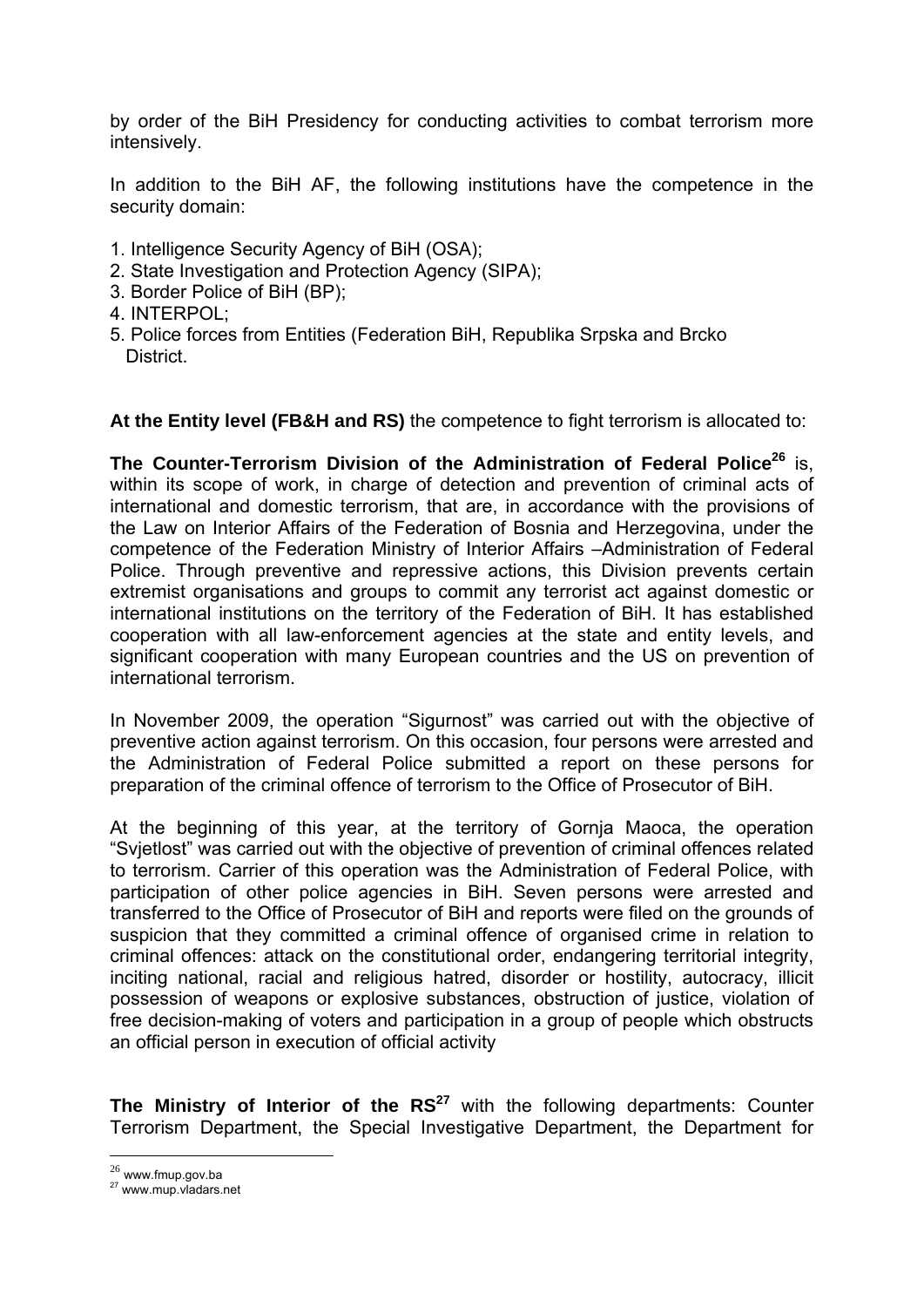by order of the BiH Presidency for conducting activities to combat terrorism more intensively.

In addition to the BiH AF, the following institutions have the competence in the security domain:

1. Intelligence Security Agency of BiH (OSA);
2. State Investigation and Protection Agency (SIPA);
3. Border Police of BiH (BP);
4. INTERPOL;
5. Police forces from Entities (Federation BiH, Republika Srpska and Brcko District.

**At the Entity level (FB&H and RS)** the competence to fight terrorism is allocated to:

**The Counter-Terrorism Division of the Administration of Federal Police**[26] is, within its scope of work, in charge of detection and prevention of criminal acts of international and domestic terrorism, that are, in accordance with the provisions of the Law on Interior Affairs of the Federation of Bosnia and Herzegovina, under the competence of the Federation Ministry of Interior Affairs –Administration of Federal Police. Through preventive and repressive actions, this Division prevents certain extremist organisations and groups to commit any terrorist act against domestic or international institutions on the territory of the Federation of BiH. It has established cooperation with all law-enforcement agencies at the state and entity levels, and significant cooperation with many European countries and the US on prevention of international terrorism.

In November 2009, the operation "Sigurnost" was carried out with the objective of preventive action against terrorism. On this occasion, four persons were arrested and the Administration of Federal Police submitted a report on these persons for preparation of the criminal offence of terrorism to the Office of Prosecutor of BiH.

At the beginning of this year, at the territory of Gornja Maoca, the operation "Svjetlost" was carried out with the objective of prevention of criminal offences related to terrorism. Carrier of this operation was the Administration of Federal Police, with participation of other police agencies in BiH. Seven persons were arrested and transferred to the Office of Prosecutor of BiH and reports were filed on the grounds of suspicion that they committed a criminal offence of organised crime in relation to criminal offences: attack on the constitutional order, endangering territorial integrity, inciting national, racial and religious hatred, disorder or hostility, autocracy, illicit possession of weapons or explosive substances, obstruction of justice, violation of free decision-making of voters and participation in a group of people which obstructs an official person in execution of official activity

**The Ministry of Interior of the RS**[27] with the following departments: Counter Terrorism Department, the Special Investigative Department, the Department for

[26] www.fmup.gov.ba
[27] www.mup.vladars.net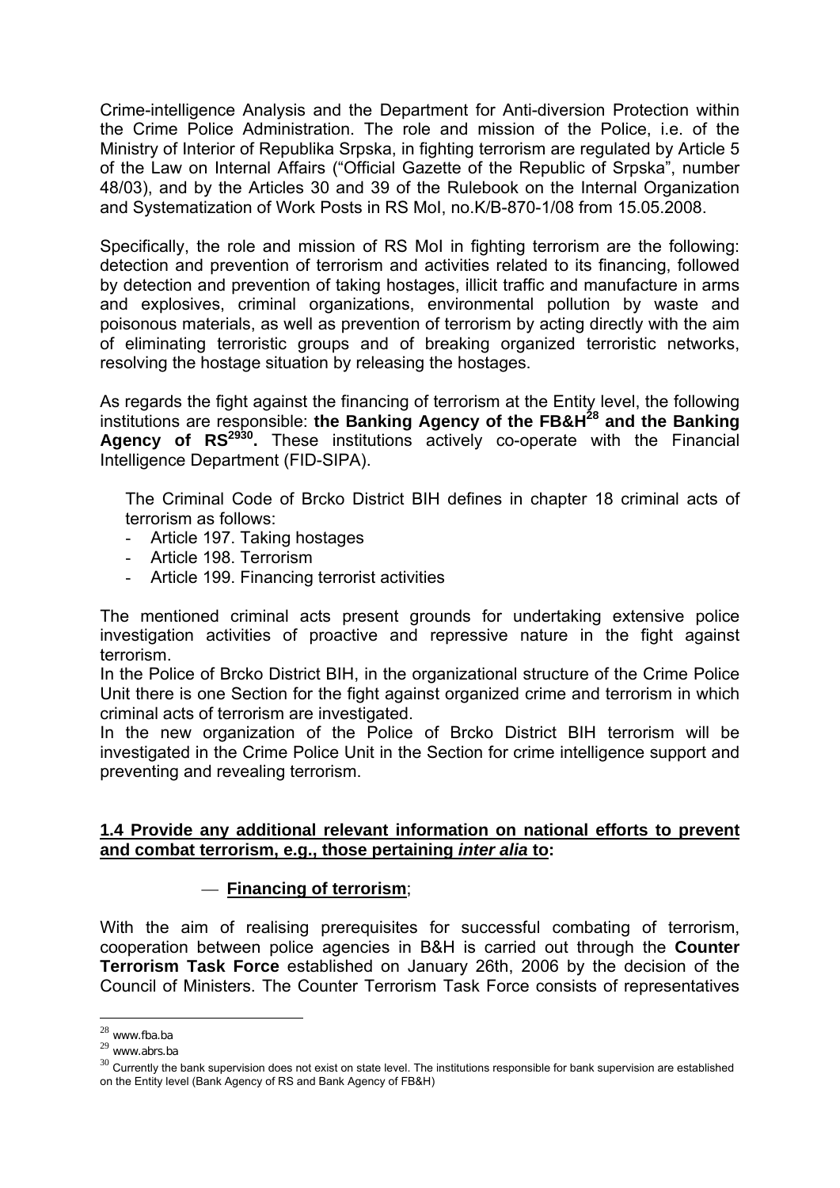Crime-intelligence Analysis and the Department for Anti-diversion Protection within the Crime Police Administration. The role and mission of the Police, i.e. of the Ministry of Interior of Republika Srpska, in fighting terrorism are regulated by Article 5 of the Law on Internal Affairs ("Official Gazette of the Republic of Srpska", number 48/03), and by the Articles 30 and 39 of the Rulebook on the Internal Organization and Systematization of Work Posts in RS MoI, no.K/B-870-1/08 from 15.05.2008.

Specifically, the role and mission of RS MoI in fighting terrorism are the following: detection and prevention of terrorism and activities related to its financing, followed by detection and prevention of taking hostages, illicit traffic and manufacture in arms and explosives, criminal organizations, environmental pollution by waste and poisonous materials, as well as prevention of terrorism by acting directly with the aim of eliminating terroristic groups and of breaking organized terroristic networks, resolving the hostage situation by releasing the hostages.

As regards the fight against the financing of terrorism at the Entity level, the following institutions are responsible: **the Banking Agency of the FB&H[28] and the Banking Agency of RS[29][30].** These institutions actively co-operate with the Financial Intelligence Department (FID-SIPA).

The Criminal Code of Brcko District BIH defines in chapter 18 criminal acts of terrorism as follows:

- Article 197. Taking hostages
- Article 198. Terrorism
- Article 199. Financing terrorist activities

The mentioned criminal acts present grounds for undertaking extensive police investigation activities of proactive and repressive nature in the fight against terrorism.
In the Police of Brcko District BIH, in the organizational structure of the Crime Police Unit there is one Section for the fight against organized crime and terrorism in which criminal acts of terrorism are investigated.
In the new organization of the Police of Brcko District BIH terrorism will be investigated in the Crime Police Unit in the Section for crime intelligence support and preventing and revealing terrorism.

### 1.4 Provide any additional relevant information on national efforts to prevent and combat terrorism, e.g., those pertaining *inter alia* to:

— **Financing of terrorism**;

With the aim of realising prerequisites for successful combating of terrorism, cooperation between police agencies in B&H is carried out through the **Counter Terrorism Task Force** established on January 26th, 2006 by the decision of the Council of Ministers. The Counter Terrorism Task Force consists of representatives

[28] www.fba.ba
[29] www.abrs.ba
[30] Currently the bank supervision does not exist on state level. The institutions responsible for bank supervision are established on the Entity level (Bank Agency of RS and Bank Agency of FB&H)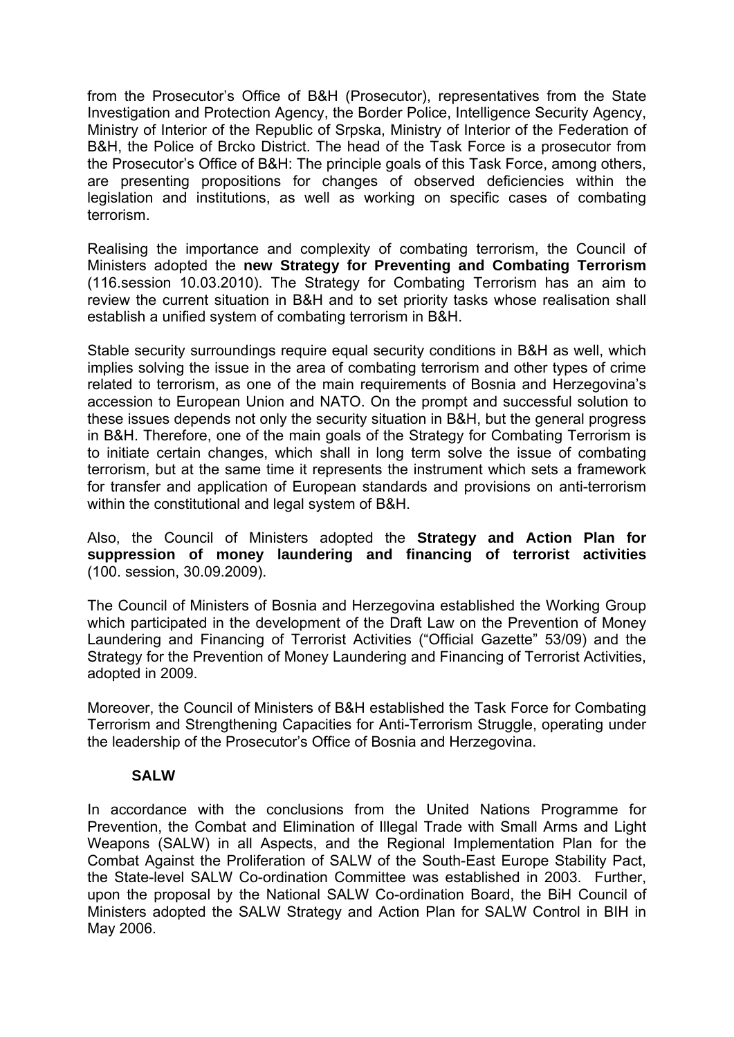from the Prosecutor's Office of B&H (Prosecutor), representatives from the State Investigation and Protection Agency, the Border Police, Intelligence Security Agency, Ministry of Interior of the Republic of Srpska, Ministry of Interior of the Federation of B&H, the Police of Brcko District. The head of the Task Force is a prosecutor from the Prosecutor's Office of B&H: The principle goals of this Task Force, among others, are presenting propositions for changes of observed deficiencies within the legislation and institutions, as well as working on specific cases of combating terrorism.

Realising the importance and complexity of combating terrorism, the Council of Ministers adopted the **new Strategy for Preventing and Combating Terrorism** (116.session 10.03.2010). The Strategy for Combating Terrorism has an aim to review the current situation in B&H and to set priority tasks whose realisation shall establish a unified system of combating terrorism in B&H.

Stable security surroundings require equal security conditions in B&H as well, which implies solving the issue in the area of combating terrorism and other types of crime related to terrorism, as one of the main requirements of Bosnia and Herzegovina's accession to European Union and NATO. On the prompt and successful solution to these issues depends not only the security situation in B&H, but the general progress in B&H. Therefore, one of the main goals of the Strategy for Combating Terrorism is to initiate certain changes, which shall in long term solve the issue of combating terrorism, but at the same time it represents the instrument which sets a framework for transfer and application of European standards and provisions on anti-terrorism within the constitutional and legal system of B&H.

Also, the Council of Ministers adopted the **Strategy and Action Plan for suppression of money laundering and financing of terrorist activities** (100. session, 30.09.2009).

The Council of Ministers of Bosnia and Herzegovina established the Working Group which participated in the development of the Draft Law on the Prevention of Money Laundering and Financing of Terrorist Activities ("Official Gazette" 53/09) and the Strategy for the Prevention of Money Laundering and Financing of Terrorist Activities, adopted in 2009.

Moreover, the Council of Ministers of B&H established the Task Force for Combating Terrorism and Strengthening Capacities for Anti-Terrorism Struggle, operating under the leadership of the Prosecutor's Office of Bosnia and Herzegovina.

**SALW**

In accordance with the conclusions from the United Nations Programme for Prevention, the Combat and Elimination of Illegal Trade with Small Arms and Light Weapons (SALW) in all Aspects, and the Regional Implementation Plan for the Combat Against the Proliferation of SALW of the South-East Europe Stability Pact, the State-level SALW Co-ordination Committee was established in 2003. Further, upon the proposal by the National SALW Co-ordination Board, the BiH Council of Ministers adopted the SALW Strategy and Action Plan for SALW Control in BIH in May 2006.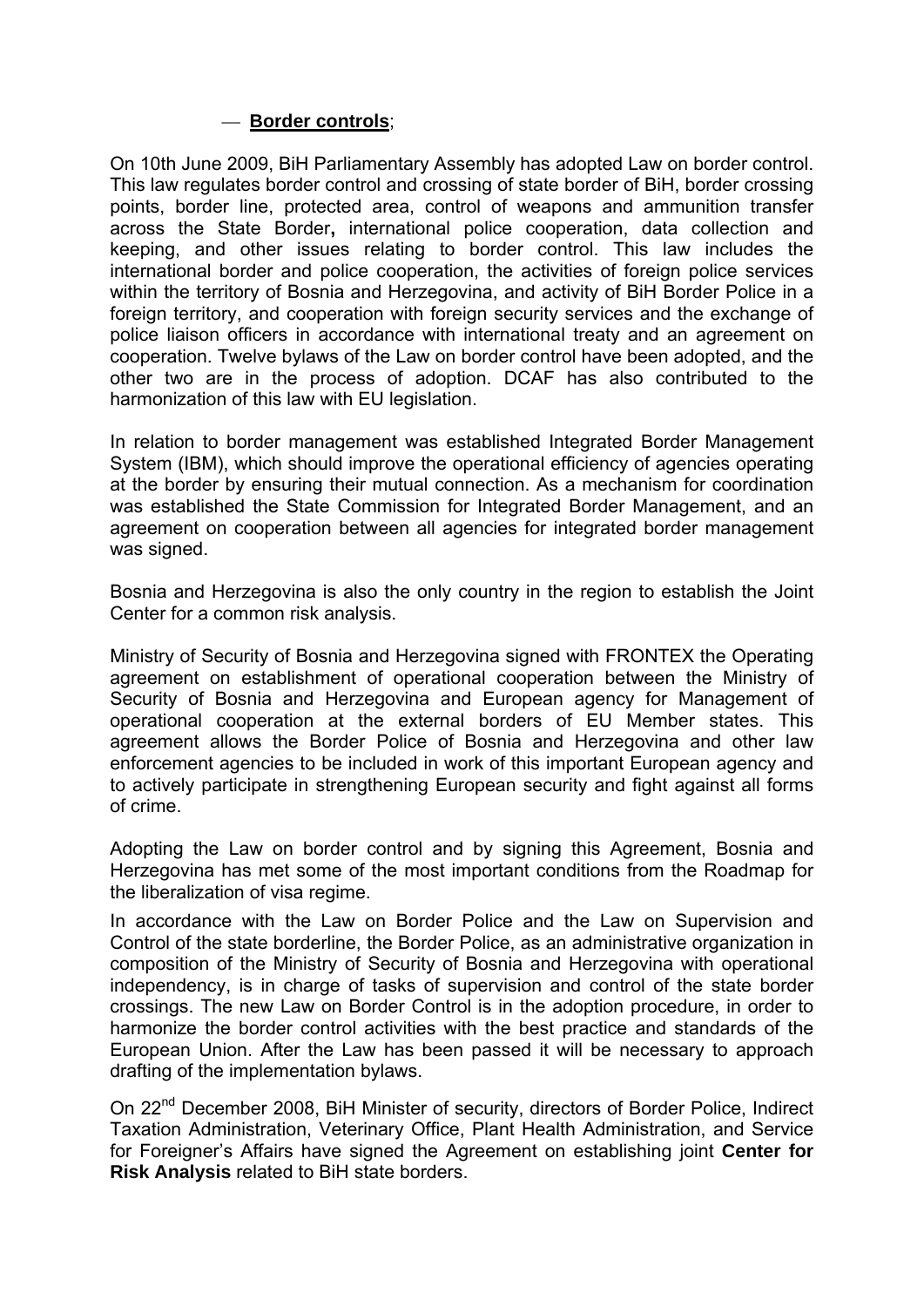— **Border controls**;

On 10th June 2009, BiH Parliamentary Assembly has adopted Law on border control. This law regulates border control and crossing of state border of BiH, border crossing points, border line, protected area, control of weapons and ammunition transfer across the State Border**,** international police cooperation, data collection and keeping, and other issues relating to border control. This law includes the international border and police cooperation, the activities of foreign police services within the territory of Bosnia and Herzegovina, and activity of BiH Border Police in a foreign territory, and cooperation with foreign security services and the exchange of police liaison officers in accordance with international treaty and an agreement on cooperation. Twelve bylaws of the Law on border control have been adopted, and the other two are in the process of adoption. DCAF has also contributed to the harmonization of this law with EU legislation.

In relation to border management was established Integrated Border Management System (IBM), which should improve the operational efficiency of agencies operating at the border by ensuring their mutual connection. As a mechanism for coordination was established the State Commission for Integrated Border Management, and an agreement on cooperation between all agencies for integrated border management was signed.

Bosnia and Herzegovina is also the only country in the region to establish the Joint Center for a common risk analysis.

Ministry of Security of Bosnia and Herzegovina signed with FRONTEX the Operating agreement on establishment of operational cooperation between the Ministry of Security of Bosnia and Herzegovina and European agency for Management of operational cooperation at the external borders of EU Member states. This agreement allows the Border Police of Bosnia and Herzegovina and other law enforcement agencies to be included in work of this important European agency and to actively participate in strengthening European security and fight against all forms of crime.

Adopting the Law on border control and by signing this Agreement, Bosnia and Herzegovina has met some of the most important conditions from the Roadmap for the liberalization of visa regime.

In accordance with the Law on Border Police and the Law on Supervision and Control of the state borderline, the Border Police, as an administrative organization in composition of the Ministry of Security of Bosnia and Herzegovina with operational independency, is in charge of tasks of supervision and control of the state border crossings. The new Law on Border Control is in the adoption procedure, in order to harmonize the border control activities with the best practice and standards of the European Union. After the Law has been passed it will be necessary to approach drafting of the implementation bylaws.

On 22nd December 2008, BiH Minister of security, directors of Border Police, Indirect Taxation Administration, Veterinary Office, Plant Health Administration, and Service for Foreigner's Affairs have signed the Agreement on establishing joint **Center for Risk Analysis** related to BiH state borders.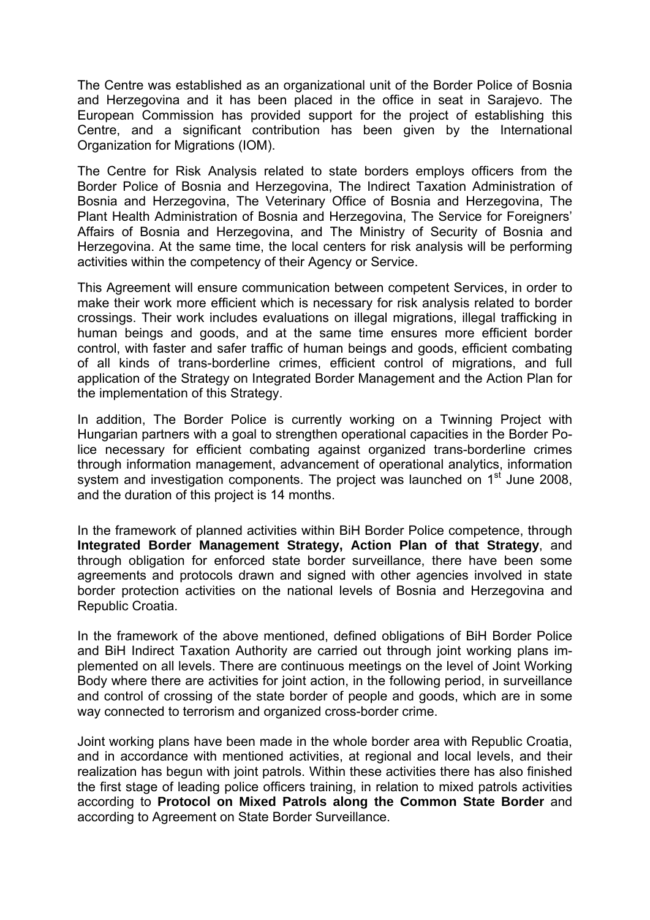The Centre was established as an organizational unit of the Border Police of Bosnia and Herzegovina and it has been placed in the office in seat in Sarajevo. The European Commission has provided support for the project of establishing this Centre, and a significant contribution has been given by the International Organization for Migrations (IOM).

The Centre for Risk Analysis related to state borders employs officers from the Border Police of Bosnia and Herzegovina, The Indirect Taxation Administration of Bosnia and Herzegovina, The Veterinary Office of Bosnia and Herzegovina, The Plant Health Administration of Bosnia and Herzegovina, The Service for Foreigners' Affairs of Bosnia and Herzegovina, and The Ministry of Security of Bosnia and Herzegovina. At the same time, the local centers for risk analysis will be performing activities within the competency of their Agency or Service.

This Agreement will ensure communication between competent Services, in order to make their work more efficient which is necessary for risk analysis related to border crossings. Their work includes evaluations on illegal migrations, illegal trafficking in human beings and goods, and at the same time ensures more efficient border control, with faster and safer traffic of human beings and goods, efficient combating of all kinds of trans-borderline crimes, efficient control of migrations, and full application of the Strategy on Integrated Border Management and the Action Plan for the implementation of this Strategy.

In addition, The Border Police is currently working on a Twinning Project with Hungarian partners with a goal to strengthen operational capacities in the Border Police necessary for efficient combating against organized trans-borderline crimes through information management, advancement of operational analytics, information system and investigation components. The project was launched on 1st June 2008, and the duration of this project is 14 months.

In the framework of planned activities within BiH Border Police competence, through **Integrated Border Management Strategy, Action Plan of that Strategy**, and through obligation for enforced state border surveillance, there have been some agreements and protocols drawn and signed with other agencies involved in state border protection activities on the national levels of Bosnia and Herzegovina and Republic Croatia.

In the framework of the above mentioned, defined obligations of BiH Border Police and BiH Indirect Taxation Authority are carried out through joint working plans implemented on all levels. There are continuous meetings on the level of Joint Working Body where there are activities for joint action, in the following period, in surveillance and control of crossing of the state border of people and goods, which are in some way connected to terrorism and organized cross-border crime.

Joint working plans have been made in the whole border area with Republic Croatia, and in accordance with mentioned activities, at regional and local levels, and their realization has begun with joint patrols. Within these activities there has also finished the first stage of leading police officers training, in relation to mixed patrols activities according to **Protocol on Mixed Patrols along the Common State Border** and according to Agreement on State Border Surveillance.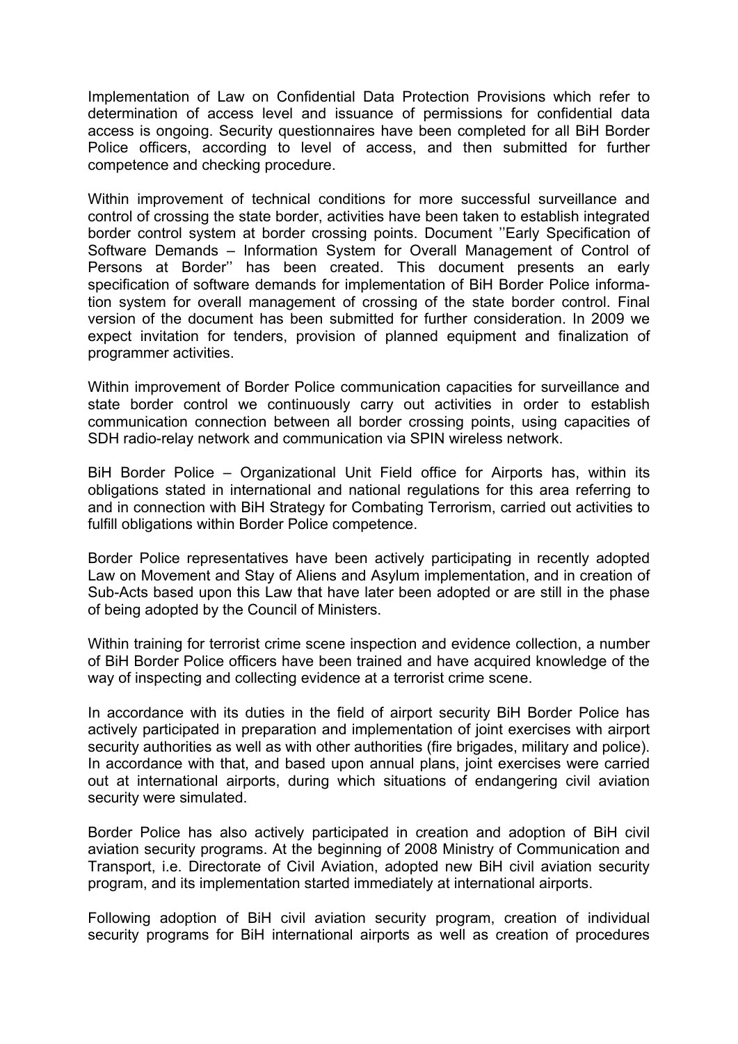Implementation of Law on Confidential Data Protection Provisions which refer to determination of access level and issuance of permissions for confidential data access is ongoing. Security questionnaires have been completed for all BiH Border Police officers, according to level of access, and then submitted for further competence and checking procedure.

Within improvement of technical conditions for more successful surveillance and control of crossing the state border, activities have been taken to establish integrated border control system at border crossing points. Document ''Early Specification of Software Demands – Information System for Overall Management of Control of Persons at Border'' has been created. This document presents an early specification of software demands for implementation of BiH Border Police information system for overall management of crossing of the state border control. Final version of the document has been submitted for further consideration. In 2009 we expect invitation for tenders, provision of planned equipment and finalization of programmer activities.

Within improvement of Border Police communication capacities for surveillance and state border control we continuously carry out activities in order to establish communication connection between all border crossing points, using capacities of SDH radio-relay network and communication via SPIN wireless network.

BiH Border Police – Organizational Unit Field office for Airports has, within its obligations stated in international and national regulations for this area referring to and in connection with BiH Strategy for Combating Terrorism, carried out activities to fulfill obligations within Border Police competence.

Border Police representatives have been actively participating in recently adopted Law on Movement and Stay of Aliens and Asylum implementation, and in creation of Sub-Acts based upon this Law that have later been adopted or are still in the phase of being adopted by the Council of Ministers.

Within training for terrorist crime scene inspection and evidence collection, a number of BiH Border Police officers have been trained and have acquired knowledge of the way of inspecting and collecting evidence at a terrorist crime scene.

In accordance with its duties in the field of airport security BiH Border Police has actively participated in preparation and implementation of joint exercises with airport security authorities as well as with other authorities (fire brigades, military and police). In accordance with that, and based upon annual plans, joint exercises were carried out at international airports, during which situations of endangering civil aviation security were simulated.

Border Police has also actively participated in creation and adoption of BiH civil aviation security programs. At the beginning of 2008 Ministry of Communication and Transport, i.e. Directorate of Civil Aviation, adopted new BiH civil aviation security program, and its implementation started immediately at international airports.

Following adoption of BiH civil aviation security program, creation of individual security programs for BiH international airports as well as creation of procedures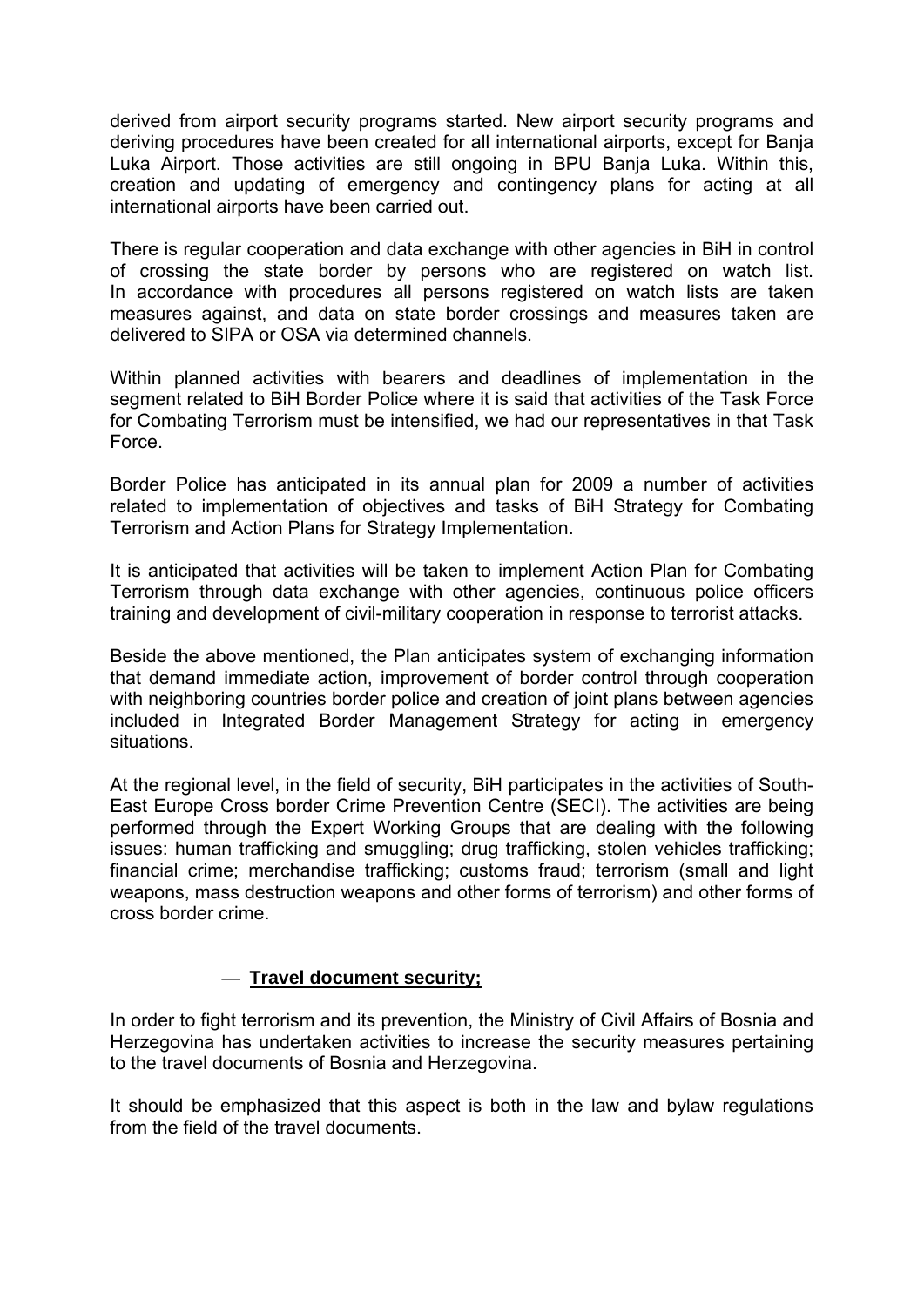derived from airport security programs started. New airport security programs and deriving procedures have been created for all international airports, except for Banja Luka Airport. Those activities are still ongoing in BPU Banja Luka. Within this, creation and updating of emergency and contingency plans for acting at all international airports have been carried out.

There is regular cooperation and data exchange with other agencies in BiH in control of crossing the state border by persons who are registered on watch list. In accordance with procedures all persons registered on watch lists are taken measures against, and data on state border crossings and measures taken are delivered to SIPA or OSA via determined channels.

Within planned activities with bearers and deadlines of implementation in the segment related to BiH Border Police where it is said that activities of the Task Force for Combating Terrorism must be intensified, we had our representatives in that Task Force.

Border Police has anticipated in its annual plan for 2009 a number of activities related to implementation of objectives and tasks of BiH Strategy for Combating Terrorism and Action Plans for Strategy Implementation.

It is anticipated that activities will be taken to implement Action Plan for Combating Terrorism through data exchange with other agencies, continuous police officers training and development of civil-military cooperation in response to terrorist attacks.

Beside the above mentioned, the Plan anticipates system of exchanging information that demand immediate action, improvement of border control through cooperation with neighboring countries border police and creation of joint plans between agencies included in Integrated Border Management Strategy for acting in emergency situations.

At the regional level, in the field of security, BiH participates in the activities of South-East Europe Cross border Crime Prevention Centre (SECI). The activities are being performed through the Expert Working Groups that are dealing with the following issues: human trafficking and smuggling; drug trafficking, stolen vehicles trafficking; financial crime; merchandise trafficking; customs fraud; terrorism (small and light weapons, mass destruction weapons and other forms of terrorism) and other forms of cross border crime.

— **Travel document security;**

In order to fight terrorism and its prevention, the Ministry of Civil Affairs of Bosnia and Herzegovina has undertaken activities to increase the security measures pertaining to the travel documents of Bosnia and Herzegovina.

It should be emphasized that this aspect is both in the law and bylaw regulations from the field of the travel documents.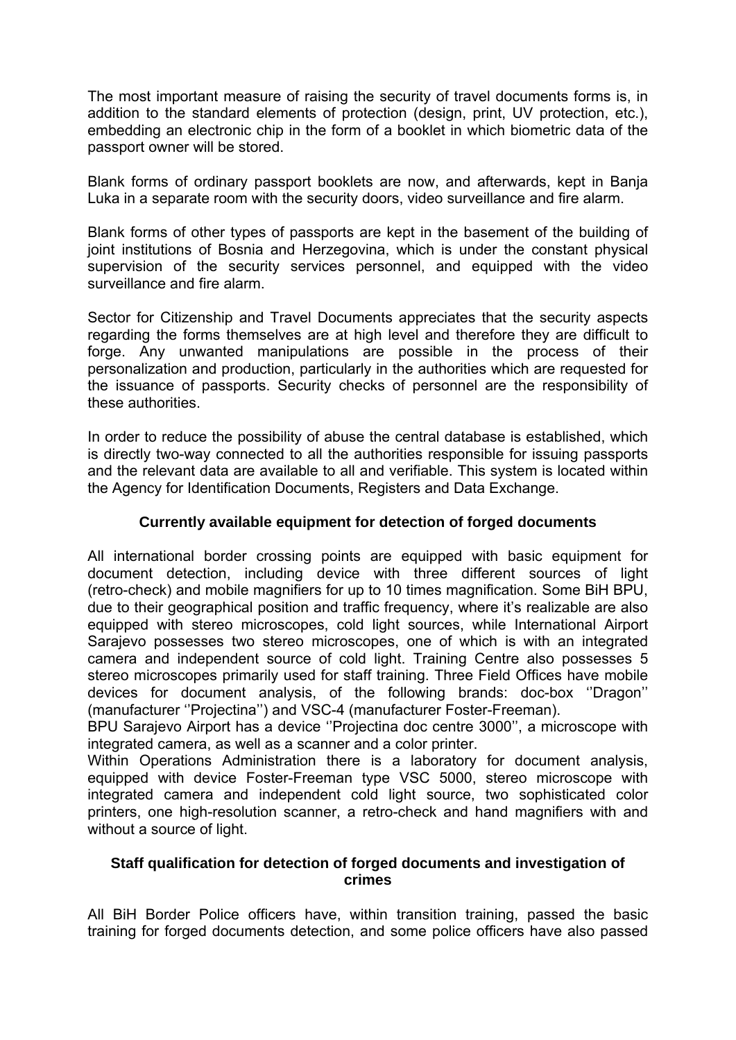The most important measure of raising the security of travel documents forms is, in addition to the standard elements of protection (design, print, UV protection, etc.), embedding an electronic chip in the form of a booklet in which biometric data of the passport owner will be stored.

Blank forms of ordinary passport booklets are now, and afterwards, kept in Banja Luka in a separate room with the security doors, video surveillance and fire alarm.

Blank forms of other types of passports are kept in the basement of the building of joint institutions of Bosnia and Herzegovina, which is under the constant physical supervision of the security services personnel, and equipped with the video surveillance and fire alarm.

Sector for Citizenship and Travel Documents appreciates that the security aspects regarding the forms themselves are at high level and therefore they are difficult to forge. Any unwanted manipulations are possible in the process of their personalization and production, particularly in the authorities which are requested for the issuance of passports. Security checks of personnel are the responsibility of these authorities.

In order to reduce the possibility of abuse the central database is established, which is directly two-way connected to all the authorities responsible for issuing passports and the relevant data are available to all and verifiable. This system is located within the Agency for Identification Documents, Registers and Data Exchange.

### Currently available equipment for detection of forged documents

All international border crossing points are equipped with basic equipment for document detection, including device with three different sources of light (retro-check) and mobile magnifiers for up to 10 times magnification. Some BiH BPU, due to their geographical position and traffic frequency, where it's realizable are also equipped with stereo microscopes, cold light sources, while International Airport Sarajevo possesses two stereo microscopes, one of which is with an integrated camera and independent source of cold light. Training Centre also possesses 5 stereo microscopes primarily used for staff training. Three Field Offices have mobile devices for document analysis, of the following brands: doc-box ''Dragon'' (manufacturer ''Projectina'') and VSC-4 (manufacturer Foster-Freeman).
BPU Sarajevo Airport has a device ''Projectina doc centre 3000'', a microscope with integrated camera, as well as a scanner and a color printer.
Within Operations Administration there is a laboratory for document analysis, equipped with device Foster-Freeman type VSC 5000, stereo microscope with integrated camera and independent cold light source, two sophisticated color printers, one high-resolution scanner, a retro-check and hand magnifiers with and without a source of light.

### Staff qualification for detection of forged documents and investigation of crimes

All BiH Border Police officers have, within transition training, passed the basic training for forged documents detection, and some police officers have also passed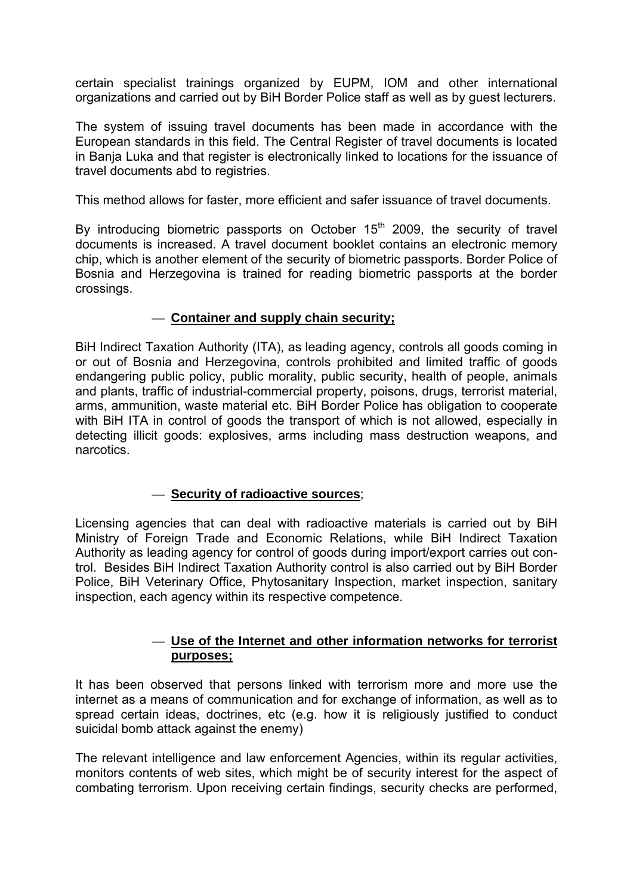certain specialist trainings organized by EUPM, IOM and other international organizations and carried out by BiH Border Police staff as well as by guest lecturers.

The system of issuing travel documents has been made in accordance with the European standards in this field. The Central Register of travel documents is located in Banja Luka and that register is electronically linked to locations for the issuance of travel documents abd to registries.

This method allows for faster, more efficient and safer issuance of travel documents.

By introducing biometric passports on October 15th 2009, the security of travel documents is increased. A travel document booklet contains an electronic memory chip, which is another element of the security of biometric passports. Border Police of Bosnia and Herzegovina is trained for reading biometric passports at the border crossings.

— **Container and supply chain security;**

BiH Indirect Taxation Authority (ITA), as leading agency, controls all goods coming in or out of Bosnia and Herzegovina, controls prohibited and limited traffic of goods endangering public policy, public morality, public security, health of people, animals and plants, traffic of industrial-commercial property, poisons, drugs, terrorist material, arms, ammunition, waste material etc. BiH Border Police has obligation to cooperate with BiH ITA in control of goods the transport of which is not allowed, especially in detecting illicit goods: explosives, arms including mass destruction weapons, and narcotics.

— **Security of radioactive sources**;

Licensing agencies that can deal with radioactive materials is carried out by BiH Ministry of Foreign Trade and Economic Relations, while BiH Indirect Taxation Authority as leading agency for control of goods during import/export carries out control. Besides BiH Indirect Taxation Authority control is also carried out by BiH Border Police, BiH Veterinary Office, Phytosanitary Inspection, market inspection, sanitary inspection, each agency within its respective competence.

— **Use of the Internet and other information networks for terrorist purposes;**

It has been observed that persons linked with terrorism more and more use the internet as a means of communication and for exchange of information, as well as to spread certain ideas, doctrines, etc (e.g. how it is religiously justified to conduct suicidal bomb attack against the enemy)

The relevant intelligence and law enforcement Agencies, within its regular activities, monitors contents of web sites, which might be of security interest for the aspect of combating terrorism. Upon receiving certain findings, security checks are performed,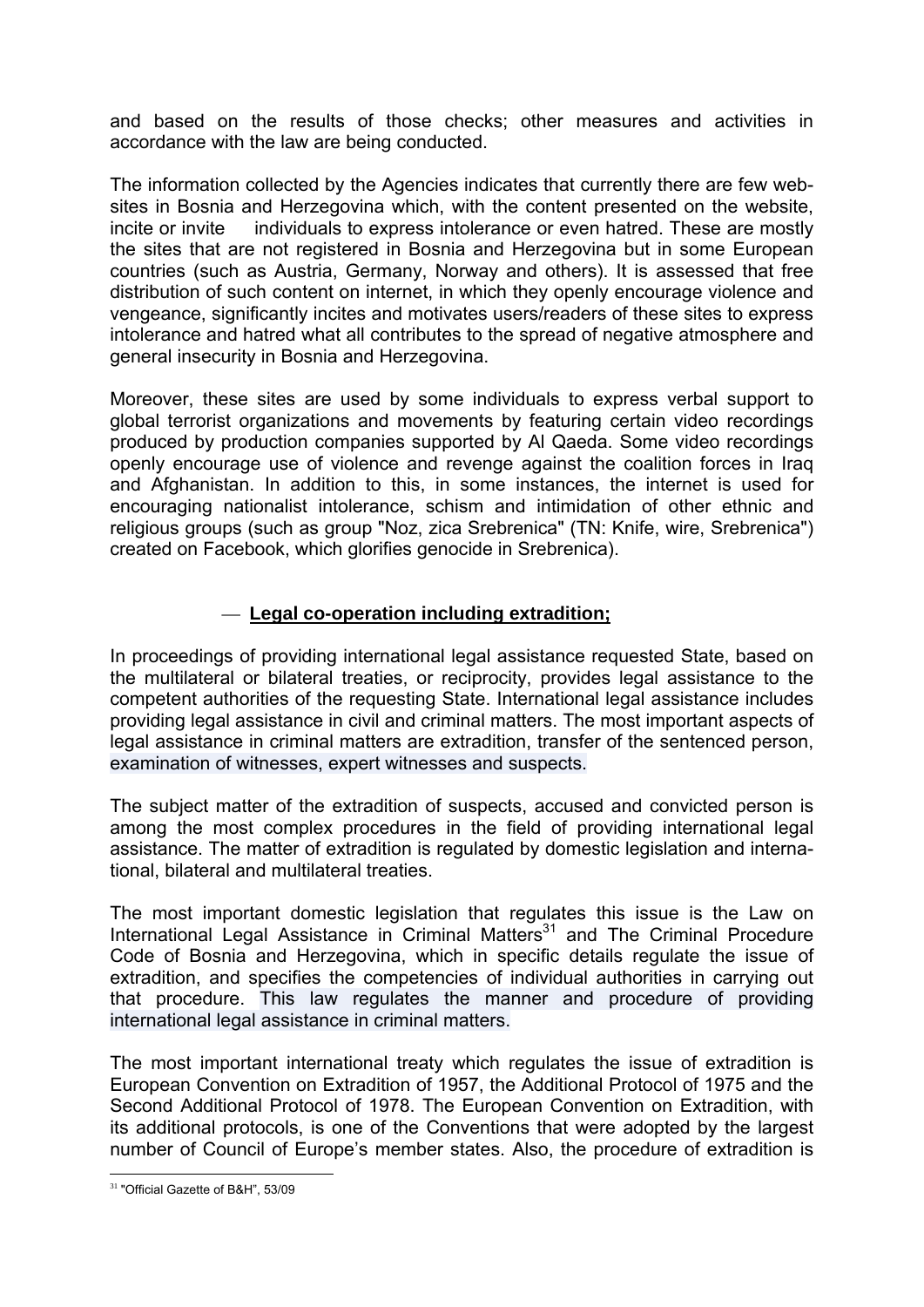and based on the results of those checks; other measures and activities in accordance with the law are being conducted.

The information collected by the Agencies indicates that currently there are few web-sites in Bosnia and Herzegovina which, with the content presented on the website, incite or invite individuals to express intolerance or even hatred. These are mostly the sites that are not registered in Bosnia and Herzegovina but in some European countries (such as Austria, Germany, Norway and others). It is assessed that free distribution of such content on internet, in which they openly encourage violence and vengeance, significantly incites and motivates users/readers of these sites to express intolerance and hatred what all contributes to the spread of negative atmosphere and general insecurity in Bosnia and Herzegovina.

Moreover, these sites are used by some individuals to express verbal support to global terrorist organizations and movements by featuring certain video recordings produced by production companies supported by Al Qaeda. Some video recordings openly encourage use of violence and revenge against the coalition forces in Iraq and Afghanistan. In addition to this, in some instances, the internet is used for encouraging nationalist intolerance, schism and intimidation of other ethnic and religious groups (such as group "Noz, zica Srebrenica" (TN: Knife, wire, Srebrenica") created on Facebook, which glorifies genocide in Srebrenica).

— **Legal co-operation including extradition;**

In proceedings of providing international legal assistance requested State, based on the multilateral or bilateral treaties, or reciprocity, provides legal assistance to the competent authorities of the requesting State. International legal assistance includes providing legal assistance in civil and criminal matters. The most important aspects of legal assistance in criminal matters are extradition, transfer of the sentenced person, examination of witnesses, expert witnesses and suspects.

The subject matter of the extradition of suspects, accused and convicted person is among the most complex procedures in the field of providing international legal assistance. The matter of extradition is regulated by domestic legislation and international, bilateral and multilateral treaties.

The most important domestic legislation that regulates this issue is the Law on International Legal Assistance in Criminal Matters[31] and The Criminal Procedure Code of Bosnia and Herzegovina, which in specific details regulate the issue of extradition, and specifies the competencies of individual authorities in carrying out that procedure. This law regulates the manner and procedure of providing international legal assistance in criminal matters.

The most important international treaty which regulates the issue of extradition is European Convention on Extradition of 1957, the Additional Protocol of 1975 and the Second Additional Protocol of 1978. The European Convention on Extradition, with its additional protocols, is one of the Conventions that were adopted by the largest number of Council of Europe's member states. Also, the procedure of extradition is

[31] "Official Gazette of B&H", 53/09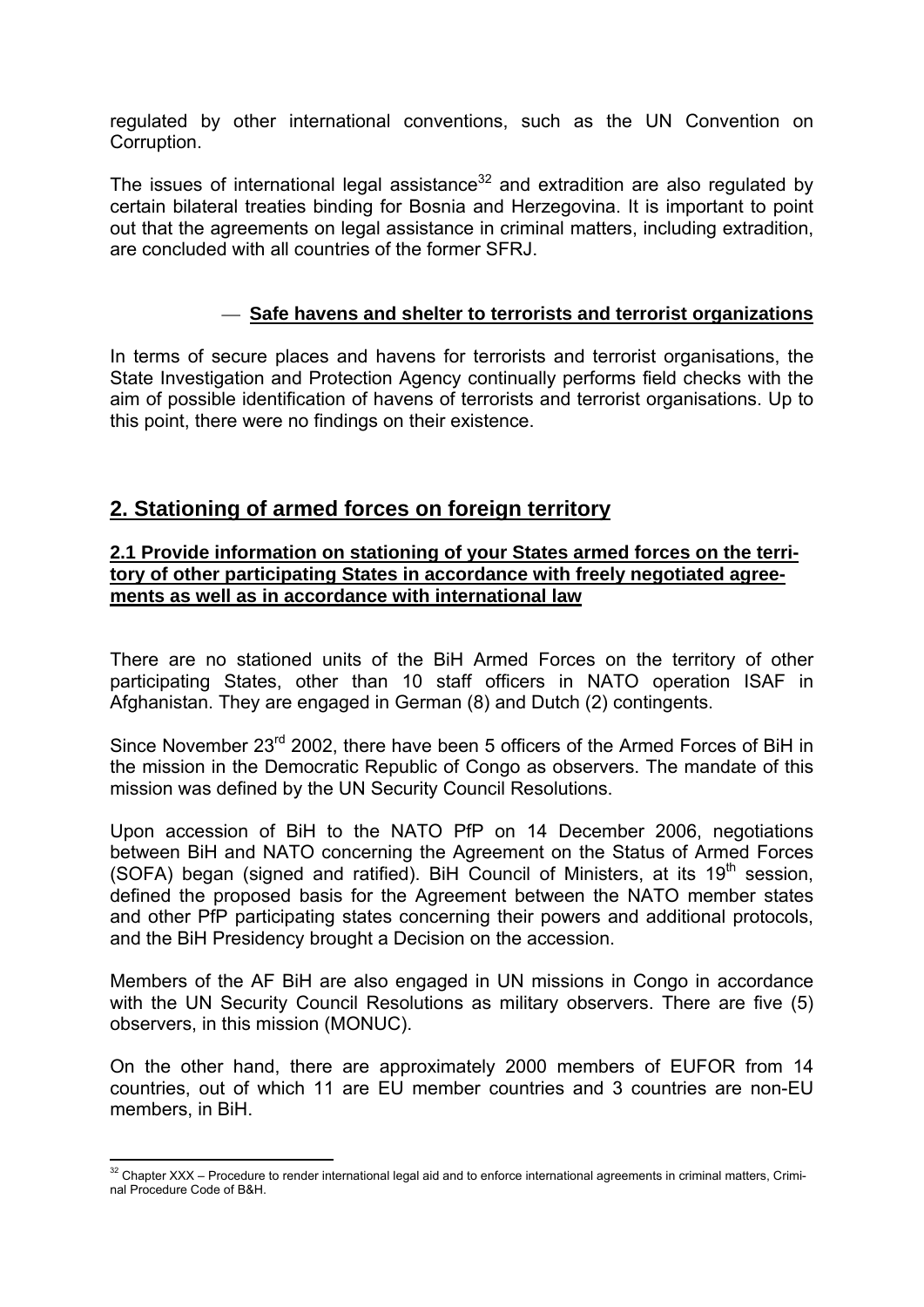regulated by other international conventions, such as the UN Convention on Corruption.

The issues of international legal assistance[32] and extradition are also regulated by certain bilateral treaties binding for Bosnia and Herzegovina. It is important to point out that the agreements on legal assistance in criminal matters, including extradition, are concluded with all countries of the former SFRJ.

— **Safe havens and shelter to terrorists and terrorist organizations**

In terms of secure places and havens for terrorists and terrorist organisations, the State Investigation and Protection Agency continually performs field checks with the aim of possible identification of havens of terrorists and terrorist organisations. Up to this point, there were no findings on their existence.

## 2. Stationing of armed forces on foreign territory

### 2.1 Provide information on stationing of your States armed forces on the territory of other participating States in accordance with freely negotiated agreements as well as in accordance with international law

There are no stationed units of the BiH Armed Forces on the territory of other participating States, other than 10 staff officers in NATO operation ISAF in Afghanistan. They are engaged in German (8) and Dutch (2) contingents.

Since November 23rd 2002, there have been 5 officers of the Armed Forces of BiH in the mission in the Democratic Republic of Congo as observers. The mandate of this mission was defined by the UN Security Council Resolutions.

Upon accession of BiH to the NATO PfP on 14 December 2006, negotiations between BiH and NATO concerning the Agreement on the Status of Armed Forces (SOFA) began (signed and ratified). BiH Council of Ministers, at its 19th session, defined the proposed basis for the Agreement between the NATO member states and other PfP participating states concerning their powers and additional protocols, and the BiH Presidency brought a Decision on the accession.

Members of the AF BiH are also engaged in UN missions in Congo in accordance with the UN Security Council Resolutions as military observers. There are five (5) observers, in this mission (MONUC).

On the other hand, there are approximately 2000 members of EUFOR from 14 countries, out of which 11 are EU member countries and 3 countries are non-EU members, in BiH.

---

[32] Chapter XXX – Procedure to render international legal aid and to enforce international agreements in criminal matters, Criminal Procedure Code of B&H.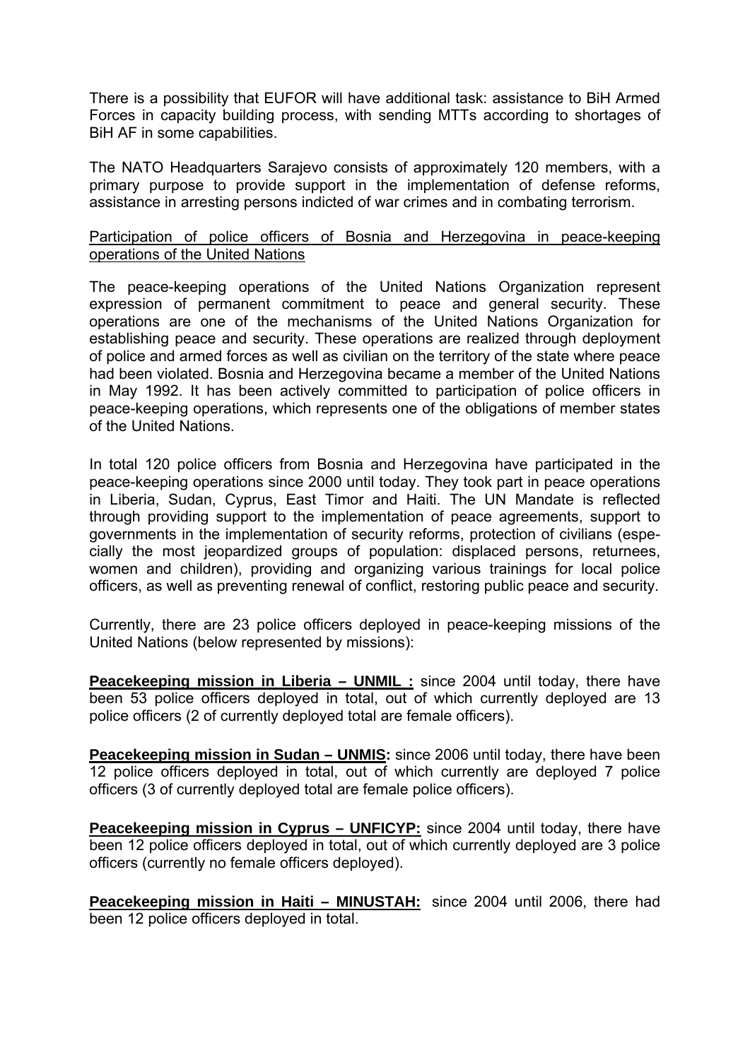There is a possibility that EUFOR will have additional task: assistance to BiH Armed Forces in capacity building process, with sending MTTs according to shortages of BiH AF in some capabilities.

The NATO Headquarters Sarajevo consists of approximately 120 members, with a primary purpose to provide support in the implementation of defense reforms, assistance in arresting persons indicted of war crimes and in combating terrorism.

<u>Participation of police officers of Bosnia and Herzegovina in peace-keeping operations of the United Nations</u>

The peace-keeping operations of the United Nations Organization represent expression of permanent commitment to peace and general security. These operations are one of the mechanisms of the United Nations Organization for establishing peace and security. These operations are realized through deployment of police and armed forces as well as civilian on the territory of the state where peace had been violated. Bosnia and Herzegovina became a member of the United Nations in May 1992. It has been actively committed to participation of police officers in peace-keeping operations, which represents one of the obligations of member states of the United Nations.

In total 120 police officers from Bosnia and Herzegovina have participated in the peace-keeping operations since 2000 until today. They took part in peace operations in Liberia, Sudan, Cyprus, East Timor and Haiti. The UN Mandate is reflected through providing support to the implementation of peace agreements, support to governments in the implementation of security reforms, protection of civilians (especially the most jeopardized groups of population: displaced persons, returnees, women and children), providing and organizing various trainings for local police officers, as well as preventing renewal of conflict, restoring public peace and security.

Currently, there are 23 police officers deployed in peace-keeping missions of the United Nations (below represented by missions):

**<u>Peacekeeping mission in Liberia – UNMIL :</u>** since 2004 until today, there have been 53 police officers deployed in total, out of which currently deployed are 13 police officers (2 of currently deployed total are female officers).

**<u>Peacekeeping mission in Sudan – UNMIS</u>:** since 2006 until today, there have been 12 police officers deployed in total, out of which currently are deployed 7 police officers (3 of currently deployed total are female police officers).

**<u>Peacekeeping mission in Cyprus – UNFICYP:</u>** since 2004 until today, there have been 12 police officers deployed in total, out of which currently deployed are 3 police officers (currently no female officers deployed).

**<u>Peacekeeping mission in Haiti – MINUSTAH:</u>** since 2004 until 2006, there had been 12 police officers deployed in total.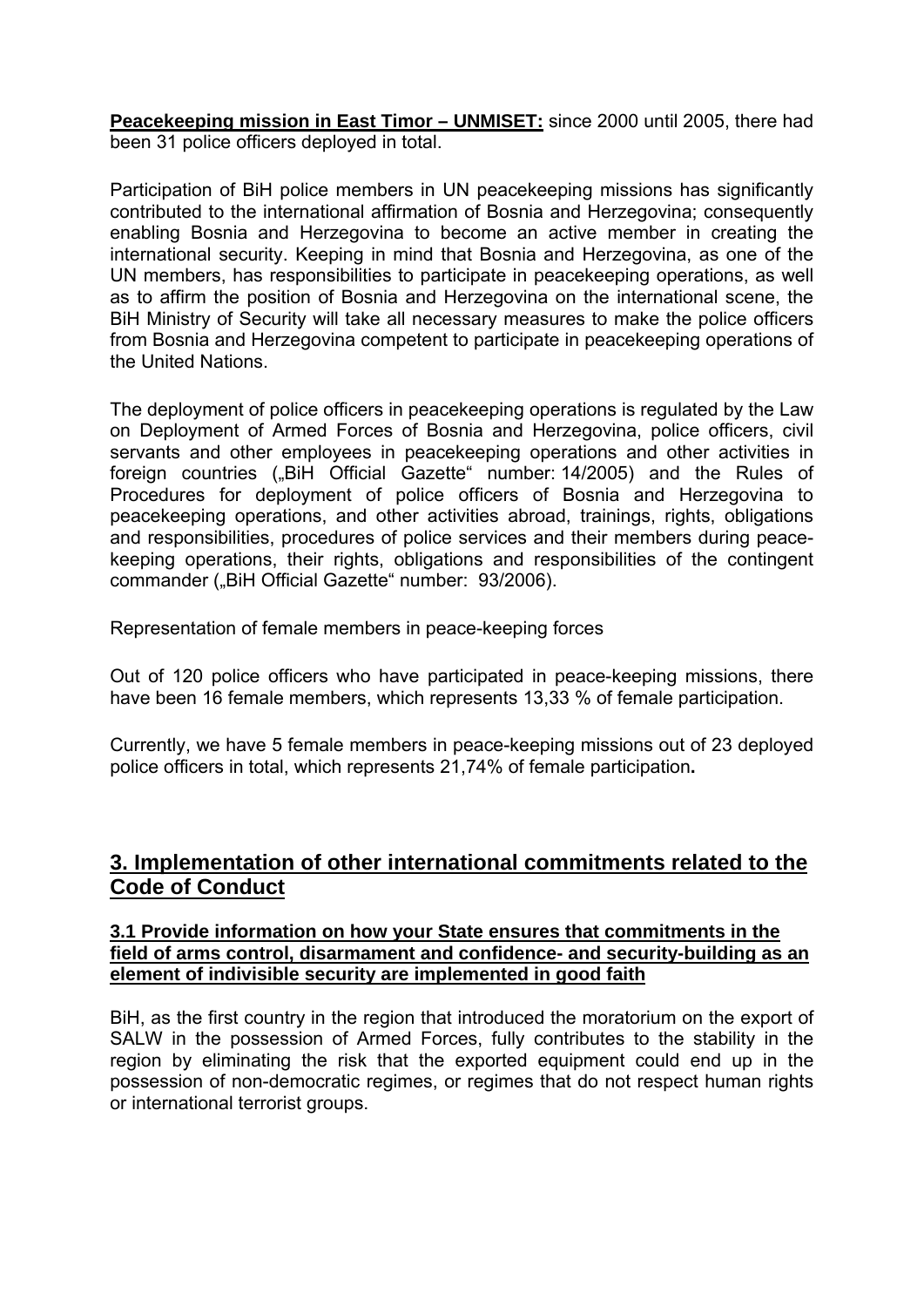**Peacekeeping mission in East Timor – UNMISET:** since 2000 until 2005, there had been 31 police officers deployed in total.

Participation of BiH police members in UN peacekeeping missions has significantly contributed to the international affirmation of Bosnia and Herzegovina; consequently enabling Bosnia and Herzegovina to become an active member in creating the international security. Keeping in mind that Bosnia and Herzegovina, as one of the UN members, has responsibilities to participate in peacekeeping operations, as well as to affirm the position of Bosnia and Herzegovina on the international scene, the BiH Ministry of Security will take all necessary measures to make the police officers from Bosnia and Herzegovina competent to participate in peacekeeping operations of the United Nations.

The deployment of police officers in peacekeeping operations is regulated by the Law on Deployment of Armed Forces of Bosnia and Herzegovina, police officers, civil servants and other employees in peacekeeping operations and other activities in foreign countries („BiH Official Gazette" number: 14/2005) and the Rules of Procedures for deployment of police officers of Bosnia and Herzegovina to peacekeeping operations, and other activities abroad, trainings, rights, obligations and responsibilities, procedures of police services and their members during peace-keeping operations, their rights, obligations and responsibilities of the contingent commander („BiH Official Gazette" number: 93/2006).

Representation of female members in peace-keeping forces

Out of 120 police officers who have participated in peace-keeping missions, there have been 16 female members, which represents 13,33 % of female participation.

Currently, we have 5 female members in peace-keeping missions out of 23 deployed police officers in total, which represents 21,74% of female participation**.**

## 3. Implementation of other international commitments related to the Code of Conduct

### 3.1 Provide information on how your State ensures that commitments in the field of arms control, disarmament and confidence- and security-building as an element of indivisible security are implemented in good faith

BiH, as the first country in the region that introduced the moratorium on the export of SALW in the possession of Armed Forces, fully contributes to the stability in the region by eliminating the risk that the exported equipment could end up in the possession of non-democratic regimes, or regimes that do not respect human rights or international terrorist groups.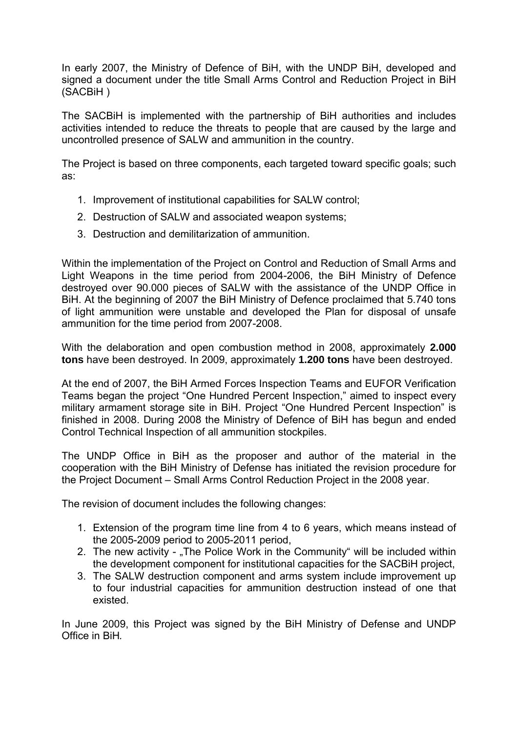In early 2007, the Ministry of Defence of BiH, with the UNDP BiH, developed and signed a document under the title Small Arms Control and Reduction Project in BiH (SACBiH )

The SACBiH is implemented with the partnership of BiH authorities and includes activities intended to reduce the threats to people that are caused by the large and uncontrolled presence of SALW and ammunition in the country.

The Project is based on three components, each targeted toward specific goals; such as:

1. Improvement of institutional capabilities for SALW control;
2. Destruction of SALW and associated weapon systems;
3. Destruction and demilitarization of ammunition.

Within the implementation of the Project on Control and Reduction of Small Arms and Light Weapons in the time period from 2004-2006, the BiH Ministry of Defence destroyed over 90.000 pieces of SALW with the assistance of the UNDP Office in BiH. At the beginning of 2007 the BiH Ministry of Defence proclaimed that 5.740 tons of light ammunition were unstable and developed the Plan for disposal of unsafe ammunition for the time period from 2007-2008.

With the delaboration and open combustion method in 2008, approximately **2.000 tons** have been destroyed. In 2009, approximately **1.200 tons** have been destroyed.

At the end of 2007, the BiH Armed Forces Inspection Teams and EUFOR Verification Teams began the project "One Hundred Percent Inspection," aimed to inspect every military armament storage site in BiH. Project "One Hundred Percent Inspection" is finished in 2008. During 2008 the Ministry of Defence of BiH has begun and ended Control Technical Inspection of all ammunition stockpiles.

The UNDP Office in BiH as the proposer and author of the material in the cooperation with the BiH Ministry of Defense has initiated the revision procedure for the Project Document – Small Arms Control Reduction Project in the 2008 year.

The revision of document includes the following changes:

1. Extension of the program time line from 4 to 6 years, which means instead of the 2005-2009 period to 2005-2011 period,
2. The new activity - „The Police Work in the Community" will be included within the development component for institutional capacities for the SACBiH project,
3. The SALW destruction component and arms system include improvement up to four industrial capacities for ammunition destruction instead of one that existed.

In June 2009, this Project was signed by the BiH Ministry of Defense and UNDP Office in BiH.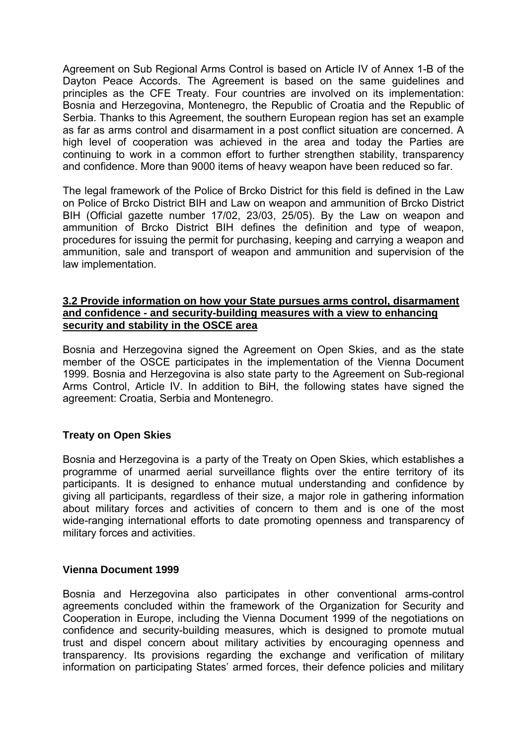Agreement on Sub Regional Arms Control is based on Article IV of Annex 1-B of the Dayton Peace Accords. The Agreement is based on the same guidelines and principles as the CFE Treaty. Four countries are involved on its implementation: Bosnia and Herzegovina, Montenegro, the Republic of Croatia and the Republic of Serbia. Thanks to this Agreement, the southern European region has set an example as far as arms control and disarmament in a post conflict situation are concerned. A high level of cooperation was achieved in the area and today the Parties are continuing to work in a common effort to further strengthen stability, transparency and confidence. More than 9000 items of heavy weapon have been reduced so far.

The legal framework of the Police of Brcko District for this field is defined in the Law on Police of Brcko District BIH and Law on weapon and ammunition of Brcko District BIH (Official gazette number 17/02, 23/03, 25/05). By the Law on weapon and ammunition of Brcko District BIH defines the definition and type of weapon, procedures for issuing the permit for purchasing, keeping and carrying a weapon and ammunition, sale and transport of weapon and ammunition and supervision of the law implementation.

**3.2 Provide information on how your State pursues arms control, disarmament and confidence - and security-building measures with a view to enhancing security and stability in the OSCE area**

Bosnia and Herzegovina signed the Agreement on Open Skies, and as the state member of the OSCE participates in the implementation of the Vienna Document 1999. Bosnia and Herzegovina is also state party to the Agreement on Sub-regional Arms Control, Article IV. In addition to BiH, the following states have signed the agreement: Croatia, Serbia and Montenegro.

**Treaty on Open Skies**

Bosnia and Herzegovina is a party of the Treaty on Open Skies, which establishes a programme of unarmed aerial surveillance flights over the entire territory of its participants. It is designed to enhance mutual understanding and confidence by giving all participants, regardless of their size, a major role in gathering information about military forces and activities of concern to them and is one of the most wide-ranging international efforts to date promoting openness and transparency of military forces and activities.

**Vienna Document 1999**

Bosnia and Herzegovina also participates in other conventional arms-control agreements concluded within the framework of the Organization for Security and Cooperation in Europe, including the Vienna Document 1999 of the negotiations on confidence and security-building measures, which is designed to promote mutual trust and dispel concern about military activities by encouraging openness and transparency. Its provisions regarding the exchange and verification of military information on participating States' armed forces, their defence policies and military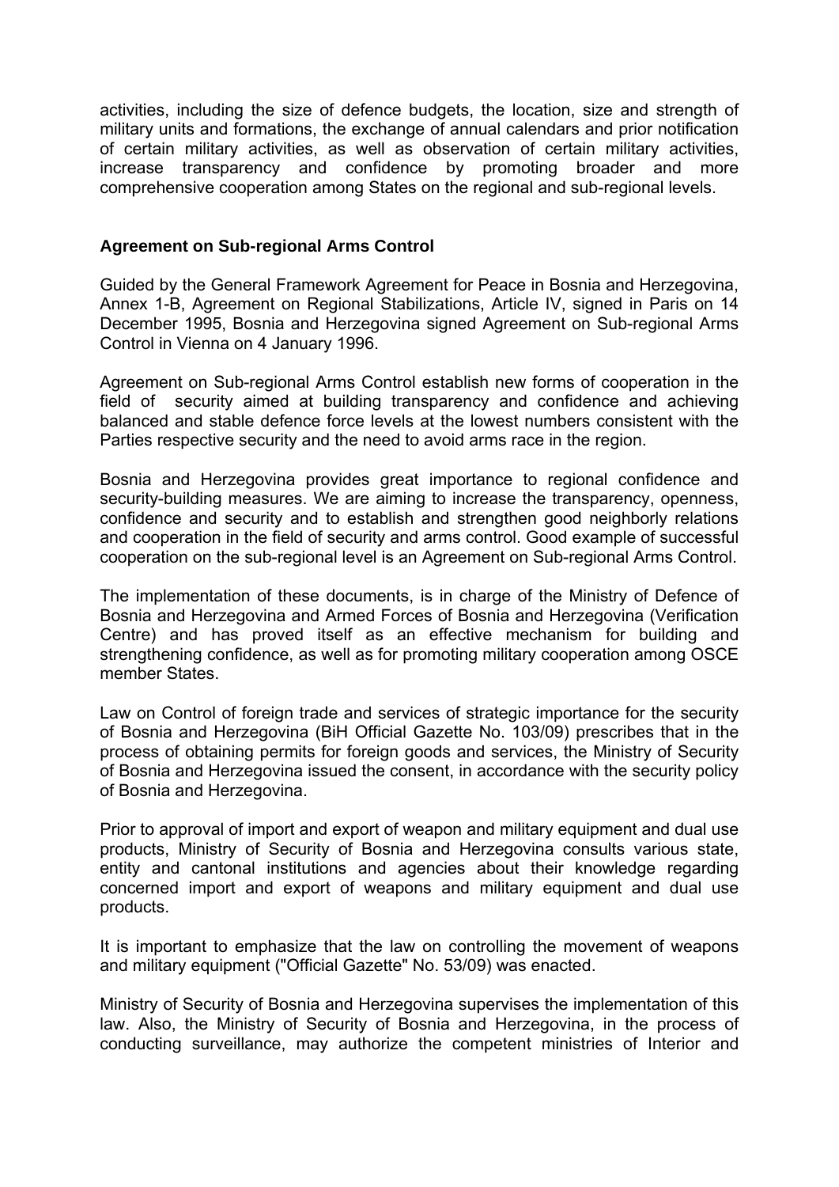activities, including the size of defence budgets, the location, size and strength of military units and formations, the exchange of annual calendars and prior notification of certain military activities, as well as observation of certain military activities, increase transparency and confidence by promoting broader and more comprehensive cooperation among States on the regional and sub-regional levels.

**Agreement on Sub-regional Arms Control**

Guided by the General Framework Agreement for Peace in Bosnia and Herzegovina, Annex 1-B, Agreement on Regional Stabilizations, Article IV, signed in Paris on 14 December 1995, Bosnia and Herzegovina signed Agreement on Sub-regional Arms Control in Vienna on 4 January 1996.

Agreement on Sub-regional Arms Control establish new forms of cooperation in the field of security aimed at building transparency and confidence and achieving balanced and stable defence force levels at the lowest numbers consistent with the Parties respective security and the need to avoid arms race in the region.

Bosnia and Herzegovina provides great importance to regional confidence and security-building measures. We are aiming to increase the transparency, openness, confidence and security and to establish and strengthen good neighborly relations and cooperation in the field of security and arms control. Good example of successful cooperation on the sub-regional level is an Agreement on Sub-regional Arms Control.

The implementation of these documents, is in charge of the Ministry of Defence of Bosnia and Herzegovina and Armed Forces of Bosnia and Herzegovina (Verification Centre) and has proved itself as an effective mechanism for building and strengthening confidence, as well as for promoting military cooperation among OSCE member States.

Law on Control of foreign trade and services of strategic importance for the security of Bosnia and Herzegovina (BiH Official Gazette No. 103/09) prescribes that in the process of obtaining permits for foreign goods and services, the Ministry of Security of Bosnia and Herzegovina issued the consent, in accordance with the security policy of Bosnia and Herzegovina.

Prior to approval of import and export of weapon and military equipment and dual use products, Ministry of Security of Bosnia and Herzegovina consults various state, entity and cantonal institutions and agencies about their knowledge regarding concerned import and export of weapons and military equipment and dual use products.

It is important to emphasize that the law on controlling the movement of weapons and military equipment ("Official Gazette" No. 53/09) was enacted.

Ministry of Security of Bosnia and Herzegovina supervises the implementation of this law. Also, the Ministry of Security of Bosnia and Herzegovina, in the process of conducting surveillance, may authorize the competent ministries of Interior and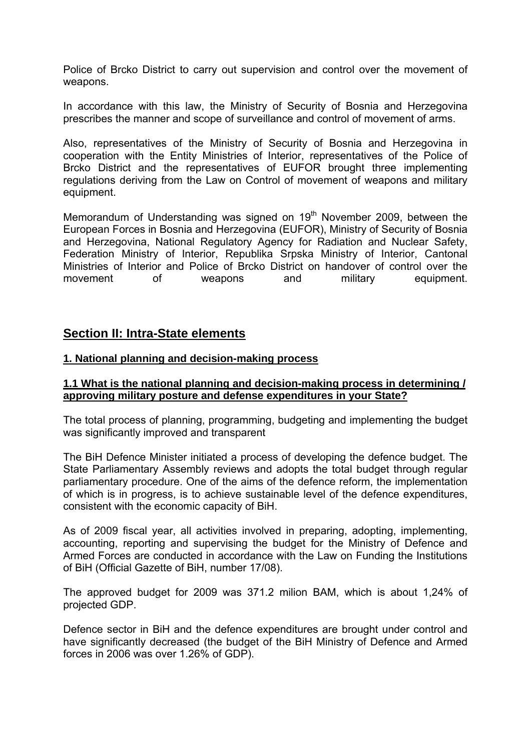Police of Brcko District to carry out supervision and control over the movement of weapons.

In accordance with this law, the Ministry of Security of Bosnia and Herzegovina prescribes the manner and scope of surveillance and control of movement of arms.

Also, representatives of the Ministry of Security of Bosnia and Herzegovina in cooperation with the Entity Ministries of Interior, representatives of the Police of Brcko District and the representatives of EUFOR brought three implementing regulations deriving from the Law on Control of movement of weapons and military equipment.

Memorandum of Understanding was signed on 19th November 2009, between the European Forces in Bosnia and Herzegovina (EUFOR), Ministry of Security of Bosnia and Herzegovina, National Regulatory Agency for Radiation and Nuclear Safety, Federation Ministry of Interior, Republika Srpska Ministry of Interior, Cantonal Ministries of Interior and Police of Brcko District on handover of control over the movement of weapons and military equipment.

## Section II: Intra-State elements

### 1. National planning and decision-making process

#### 1.1 What is the national planning and decision-making process in determining / approving military posture and defense expenditures in your State?

The total process of planning, programming, budgeting and implementing the budget was significantly improved and transparent

The BiH Defence Minister initiated a process of developing the defence budget. The State Parliamentary Assembly reviews and adopts the total budget through regular parliamentary procedure. One of the aims of the defence reform, the implementation of which is in progress, is to achieve sustainable level of the defence expenditures, consistent with the economic capacity of BiH.

As of 2009 fiscal year, all activities involved in preparing, adopting, implementing, accounting, reporting and supervising the budget for the Ministry of Defence and Armed Forces are conducted in accordance with the Law on Funding the Institutions of BiH (Official Gazette of BiH, number 17/08).

The approved budget for 2009 was 371.2 milion BAM, which is about 1,24% of projected GDP.

Defence sector in BiH and the defence expenditures are brought under control and have significantly decreased (the budget of the BiH Ministry of Defence and Armed forces in 2006 was over 1.26% of GDP).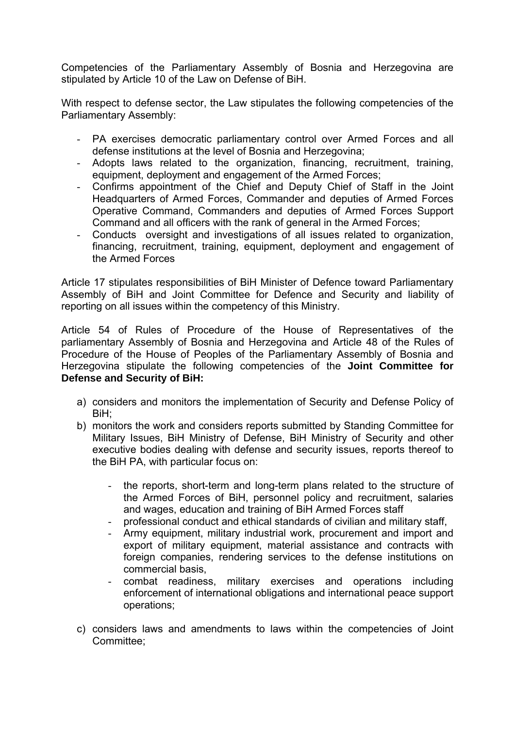Competencies of the Parliamentary Assembly of Bosnia and Herzegovina are stipulated by Article 10 of the Law on Defense of BiH.

With respect to defense sector, the Law stipulates the following competencies of the Parliamentary Assembly:

- PA exercises democratic parliamentary control over Armed Forces and all defense institutions at the level of Bosnia and Herzegovina;
- Adopts laws related to the organization, financing, recruitment, training, equipment, deployment and engagement of the Armed Forces;
- Confirms appointment of the Chief and Deputy Chief of Staff in the Joint Headquarters of Armed Forces, Commander and deputies of Armed Forces Operative Command, Commanders and deputies of Armed Forces Support Command and all officers with the rank of general in the Armed Forces;
- Conducts oversight and investigations of all issues related to organization, financing, recruitment, training, equipment, deployment and engagement of the Armed Forces

Article 17 stipulates responsibilities of BiH Minister of Defence toward Parliamentary Assembly of BiH and Joint Committee for Defence and Security and liability of reporting on all issues within the competency of this Ministry.

Article 54 of Rules of Procedure of the House of Representatives of the parliamentary Assembly of Bosnia and Herzegovina and Article 48 of the Rules of Procedure of the House of Peoples of the Parliamentary Assembly of Bosnia and Herzegovina stipulate the following competencies of the **Joint Committee for Defense and Security of BiH:**

a) considers and monitors the implementation of Security and Defense Policy of BiH;
b) monitors the work and considers reports submitted by Standing Committee for Military Issues, BiH Ministry of Defense, BiH Ministry of Security and other executive bodies dealing with defense and security issues, reports thereof to the BiH PA, with particular focus on:
    - the reports, short-term and long-term plans related to the structure of the Armed Forces of BiH, personnel policy and recruitment, salaries and wages, education and training of BiH Armed Forces staff
    - professional conduct and ethical standards of civilian and military staff,
    - Army equipment, military industrial work, procurement and import and export of military equipment, material assistance and contracts with foreign companies, rendering services to the defense institutions on commercial basis,
    - combat readiness, military exercises and operations including enforcement of international obligations and international peace support operations;
c) considers laws and amendments to laws within the competencies of Joint Committee;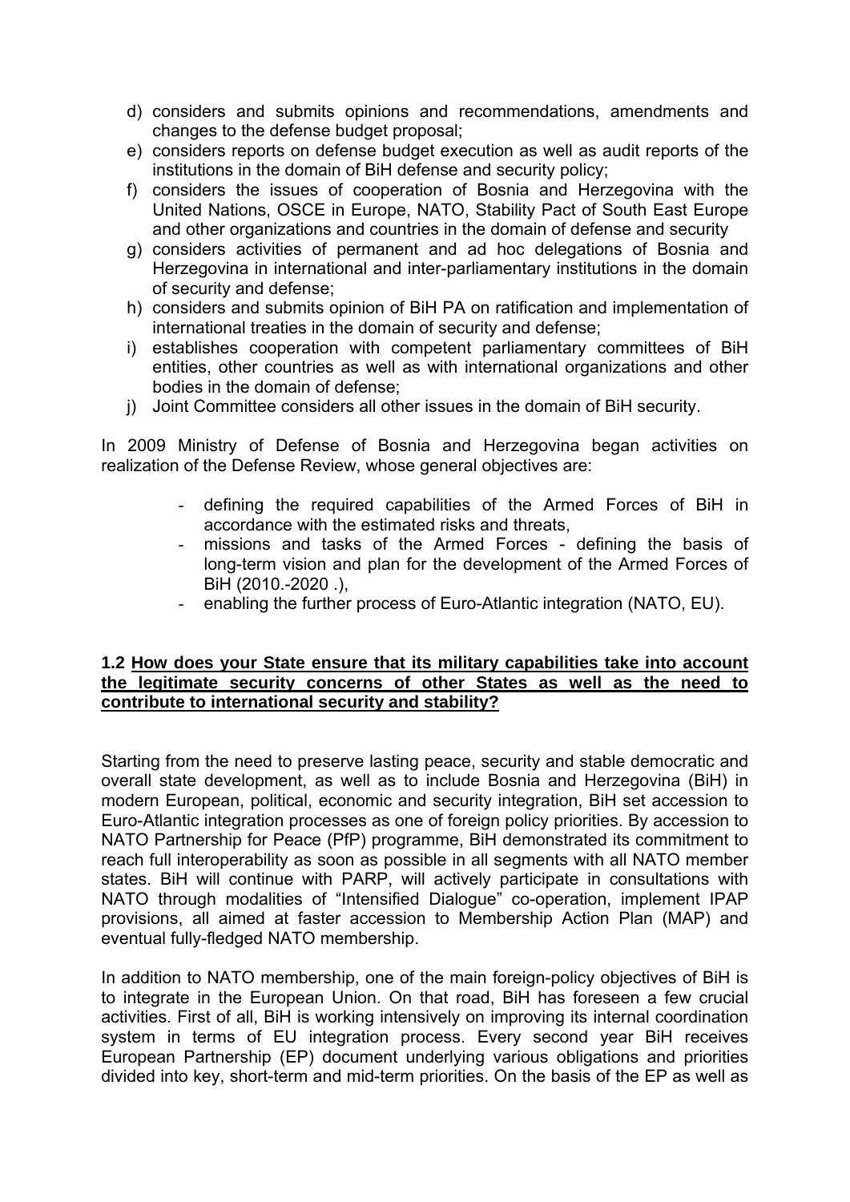d) considers and submits opinions and recommendations, amendments and changes to the defense budget proposal;
e) considers reports on defense budget execution as well as audit reports of the institutions in the domain of BiH defense and security policy;
f) considers the issues of cooperation of Bosnia and Herzegovina with the United Nations, OSCE in Europe, NATO, Stability Pact of South East Europe and other organizations and countries in the domain of defense and security
g) considers activities of permanent and ad hoc delegations of Bosnia and Herzegovina in international and inter-parliamentary institutions in the domain of security and defense;
h) considers and submits opinion of BiH PA on ratification and implementation of international treaties in the domain of security and defense;
i) establishes cooperation with competent parliamentary committees of BiH entities, other countries as well as with international organizations and other bodies in the domain of defense;
j) Joint Committee considers all other issues in the domain of BiH security.

In 2009 Ministry of Defense of Bosnia and Herzegovina began activities on realization of the Defense Review, whose general objectives are:

- defining the required capabilities of the Armed Forces of BiH in accordance with the estimated risks and threats,
- missions and tasks of the Armed Forces - defining the basis of long-term vision and plan for the development of the Armed Forces of BiH (2010.-2020 .),
- enabling the further process of Euro-Atlantic integration (NATO, EU).

**1.2 <u>How does your State ensure that its military capabilities take into account the legitimate security concerns of other States as well as the need to contribute to international security and stability?</u>**

Starting from the need to preserve lasting peace, security and stable democratic and overall state development, as well as to include Bosnia and Herzegovina (BiH) in modern European, political, economic and security integration, BiH set accession to Euro-Atlantic integration processes as one of foreign policy priorities. By accession to NATO Partnership for Peace (PfP) programme, BiH demonstrated its commitment to reach full interoperability as soon as possible in all segments with all NATO member states. BiH will continue with PARP, will actively participate in consultations with NATO through modalities of "Intensified Dialogue" co-operation, implement IPAP provisions, all aimed at faster accession to Membership Action Plan (MAP) and eventual fully-fledged NATO membership.

In addition to NATO membership, one of the main foreign-policy objectives of BiH is to integrate in the European Union. On that road, BiH has foreseen a few crucial activities. First of all, BiH is working intensively on improving its internal coordination system in terms of EU integration process. Every second year BiH receives European Partnership (EP) document underlying various obligations and priorities divided into key, short-term and mid-term priorities. On the basis of the EP as well as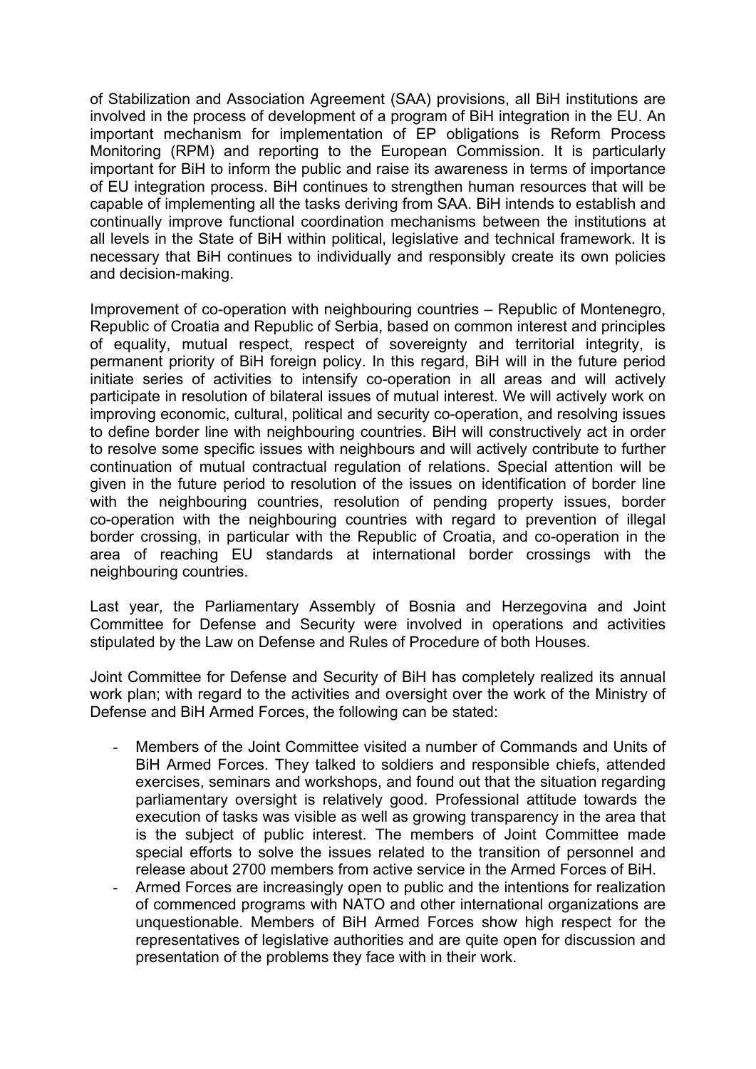of Stabilization and Association Agreement (SAA) provisions, all BiH institutions are involved in the process of development of a program of BiH integration in the EU. An important mechanism for implementation of EP obligations is Reform Process Monitoring (RPM) and reporting to the European Commission. It is particularly important for BiH to inform the public and raise its awareness in terms of importance of EU integration process. BiH continues to strengthen human resources that will be capable of implementing all the tasks deriving from SAA. BiH intends to establish and continually improve functional coordination mechanisms between the institutions at all levels in the State of BiH within political, legislative and technical framework. It is necessary that BiH continues to individually and responsibly create its own policies and decision-making.

Improvement of co-operation with neighbouring countries – Republic of Montenegro, Republic of Croatia and Republic of Serbia, based on common interest and principles of equality, mutual respect, respect of sovereignty and territorial integrity, is permanent priority of BiH foreign policy. In this regard, BiH will in the future period initiate series of activities to intensify co-operation in all areas and will actively participate in resolution of bilateral issues of mutual interest. We will actively work on improving economic, cultural, political and security co-operation, and resolving issues to define border line with neighbouring countries. BiH will constructively act in order to resolve some specific issues with neighbours and will actively contribute to further continuation of mutual contractual regulation of relations. Special attention will be given in the future period to resolution of the issues on identification of border line with the neighbouring countries, resolution of pending property issues, border co-operation with the neighbouring countries with regard to prevention of illegal border crossing, in particular with the Republic of Croatia, and co-operation in the area of reaching EU standards at international border crossings with the neighbouring countries.

Last year, the Parliamentary Assembly of Bosnia and Herzegovina and Joint Committee for Defense and Security were involved in operations and activities stipulated by the Law on Defense and Rules of Procedure of both Houses.

Joint Committee for Defense and Security of BiH has completely realized its annual work plan; with regard to the activities and oversight over the work of the Ministry of Defense and BiH Armed Forces, the following can be stated:

- Members of the Joint Committee visited a number of Commands and Units of BiH Armed Forces. They talked to soldiers and responsible chiefs, attended exercises, seminars and workshops, and found out that the situation regarding parliamentary oversight is relatively good. Professional attitude towards the execution of tasks was visible as well as growing transparency in the area that is the subject of public interest. The members of Joint Committee made special efforts to solve the issues related to the transition of personnel and release about 2700 members from active service in the Armed Forces of BiH.
- Armed Forces are increasingly open to public and the intentions for realization of commenced programs with NATO and other international organizations are unquestionable. Members of BiH Armed Forces show high respect for the representatives of legislative authorities and are quite open for discussion and presentation of the problems they face with in their work.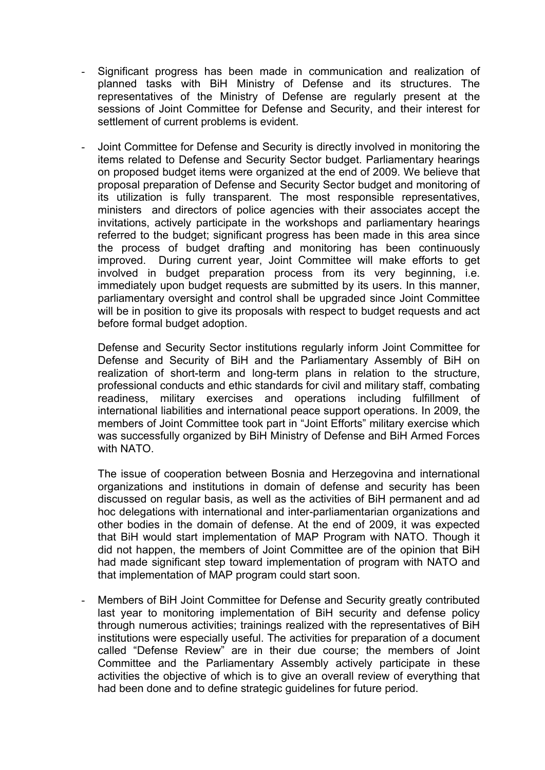- Significant progress has been made in communication and realization of planned tasks with BiH Ministry of Defense and its structures. The representatives of the Ministry of Defense are regularly present at the sessions of Joint Committee for Defense and Security, and their interest for settlement of current problems is evident.

- Joint Committee for Defense and Security is directly involved in monitoring the items related to Defense and Security Sector budget. Parliamentary hearings on proposed budget items were organized at the end of 2009. We believe that proposal preparation of Defense and Security Sector budget and monitoring of its utilization is fully transparent. The most responsible representatives, ministers and directors of police agencies with their associates accept the invitations, actively participate in the workshops and parliamentary hearings referred to the budget; significant progress has been made in this area since the process of budget drafting and monitoring has been continuously improved. During current year, Joint Committee will make efforts to get involved in budget preparation process from its very beginning, i.e. immediately upon budget requests are submitted by its users. In this manner, parliamentary oversight and control shall be upgraded since Joint Committee will be in position to give its proposals with respect to budget requests and act before formal budget adoption.

  Defense and Security Sector institutions regularly inform Joint Committee for Defense and Security of BiH and the Parliamentary Assembly of BiH on realization of short-term and long-term plans in relation to the structure, professional conducts and ethic standards for civil and military staff, combating readiness, military exercises and operations including fulfillment of international liabilities and international peace support operations. In 2009, the members of Joint Committee took part in "Joint Efforts" military exercise which was successfully organized by BiH Ministry of Defense and BiH Armed Forces with NATO.

  The issue of cooperation between Bosnia and Herzegovina and international organizations and institutions in domain of defense and security has been discussed on regular basis, as well as the activities of BiH permanent and ad hoc delegations with international and inter-parliamentarian organizations and other bodies in the domain of defense. At the end of 2009, it was expected that BiH would start implementation of MAP Program with NATO. Though it did not happen, the members of Joint Committee are of the opinion that BiH had made significant step toward implementation of program with NATO and that implementation of MAP program could start soon.

- Members of BiH Joint Committee for Defense and Security greatly contributed last year to monitoring implementation of BiH security and defense policy through numerous activities; trainings realized with the representatives of BiH institutions were especially useful. The activities for preparation of a document called "Defense Review" are in their due course; the members of Joint Committee and the Parliamentary Assembly actively participate in these activities the objective of which is to give an overall review of everything that had been done and to define strategic guidelines for future period.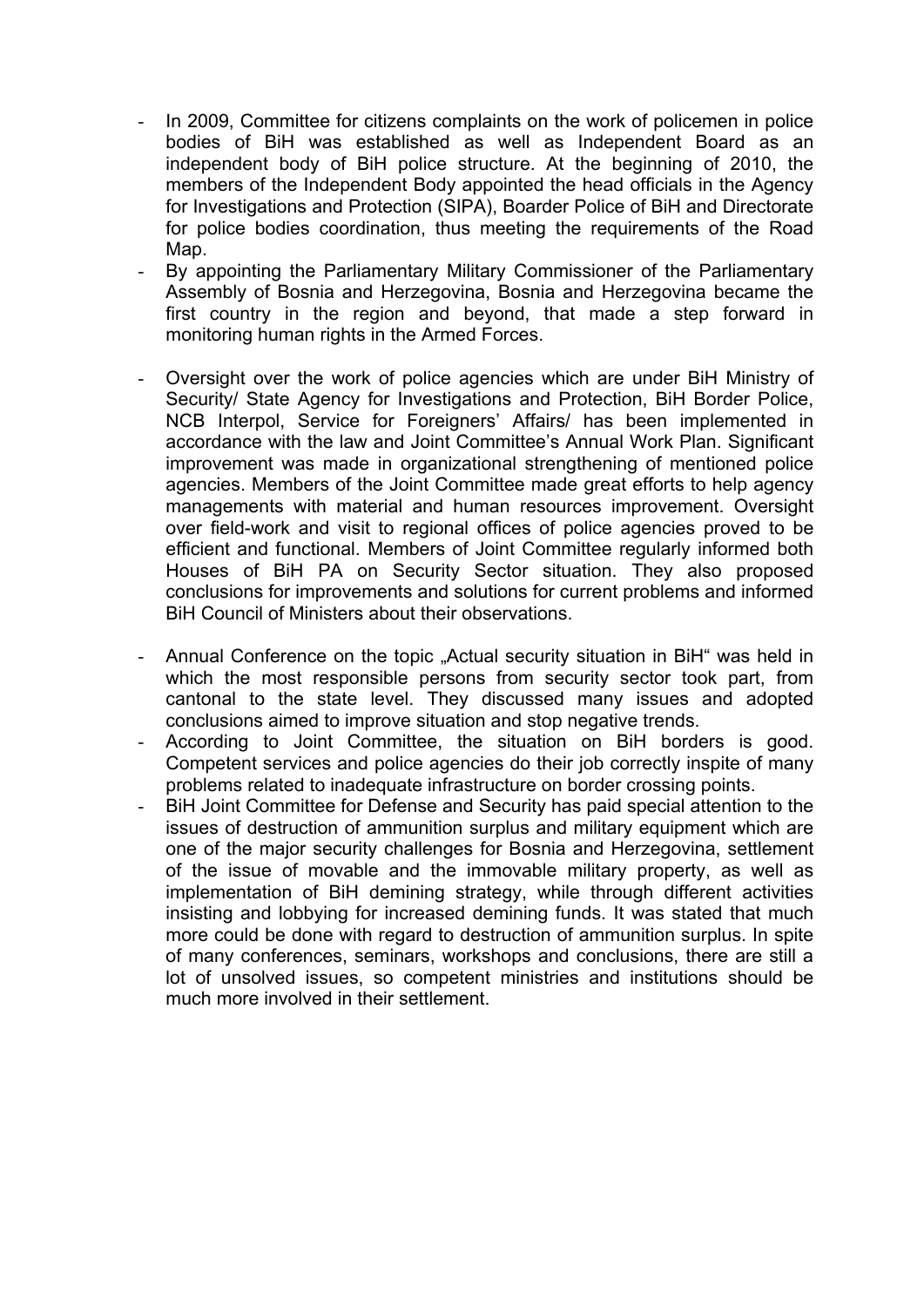- In 2009, Committee for citizens complaints on the work of policemen in police bodies of BiH was established as well as Independent Board as an independent body of BiH police structure. At the beginning of 2010, the members of the Independent Body appointed the head officials in the Agency for Investigations and Protection (SIPA), Boarder Police of BiH and Directorate for police bodies coordination, thus meeting the requirements of the Road Map.
- By appointing the Parliamentary Military Commissioner of the Parliamentary Assembly of Bosnia and Herzegovina, Bosnia and Herzegovina became the first country in the region and beyond, that made a step forward in monitoring human rights in the Armed Forces.

- Oversight over the work of police agencies which are under BiH Ministry of Security/ State Agency for Investigations and Protection, BiH Border Police, NCB Interpol, Service for Foreigners' Affairs/ has been implemented in accordance with the law and Joint Committee's Annual Work Plan. Significant improvement was made in organizational strengthening of mentioned police agencies. Members of the Joint Committee made great efforts to help agency managements with material and human resources improvement. Oversight over field-work and visit to regional offices of police agencies proved to be efficient and functional. Members of Joint Committee regularly informed both Houses of BiH PA on Security Sector situation. They also proposed conclusions for improvements and solutions for current problems and informed BiH Council of Ministers about their observations.

- Annual Conference on the topic „Actual security situation in BiH" was held in which the most responsible persons from security sector took part, from cantonal to the state level. They discussed many issues and adopted conclusions aimed to improve situation and stop negative trends.
- According to Joint Committee, the situation on BiH borders is good. Competent services and police agencies do their job correctly inspite of many problems related to inadequate infrastructure on border crossing points.
- BiH Joint Committee for Defense and Security has paid special attention to the issues of destruction of ammunition surplus and military equipment which are one of the major security challenges for Bosnia and Herzegovina, settlement of the issue of movable and the immovable military property, as well as implementation of BiH demining strategy, while through different activities insisting and lobbying for increased demining funds. It was stated that much more could be done with regard to destruction of ammunition surplus. In spite of many conferences, seminars, workshops and conclusions, there are still a lot of unsolved issues, so competent ministries and institutions should be much more involved in their settlement.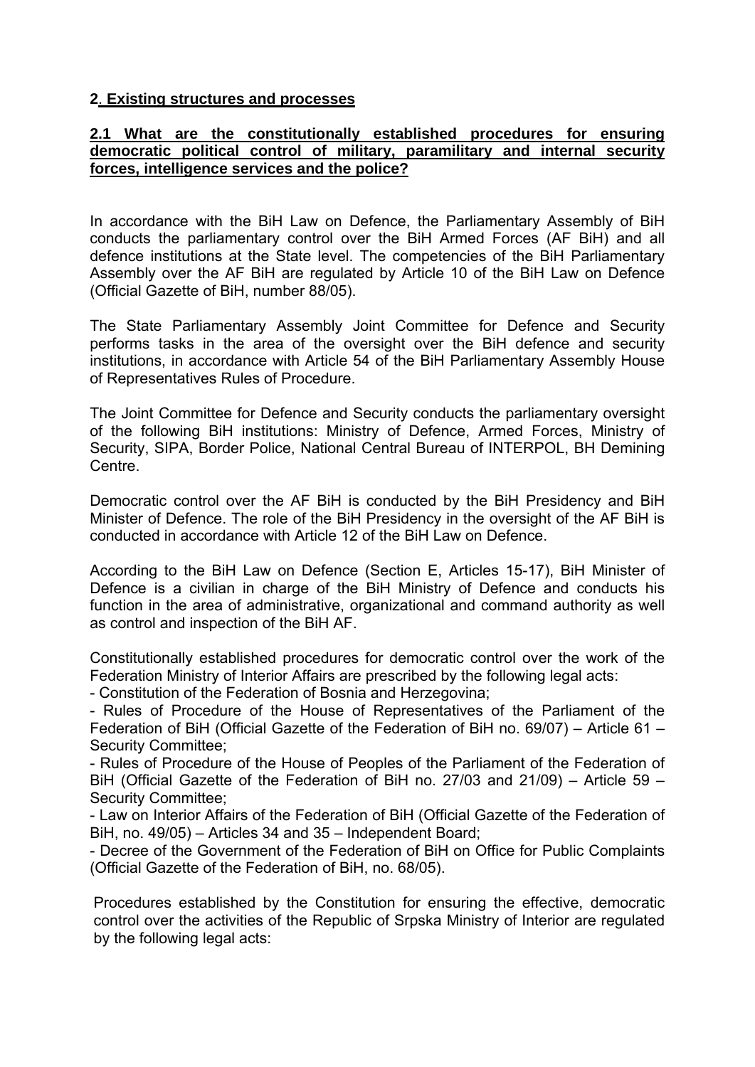## 2. Existing structures and processes

### 2.1 What are the constitutionally established procedures for ensuring democratic political control of military, paramilitary and internal security forces, intelligence services and the police?

In accordance with the BiH Law on Defence, the Parliamentary Assembly of BiH conducts the parliamentary control over the BiH Armed Forces (AF BiH) and all defence institutions at the State level. The competencies of the BiH Parliamentary Assembly over the AF BiH are regulated by Article 10 of the BiH Law on Defence (Official Gazette of BiH, number 88/05).

The State Parliamentary Assembly Joint Committee for Defence and Security performs tasks in the area of the oversight over the BiH defence and security institutions, in accordance with Article 54 of the BiH Parliamentary Assembly House of Representatives Rules of Procedure.

The Joint Committee for Defence and Security conducts the parliamentary oversight of the following BiH institutions: Ministry of Defence, Armed Forces, Ministry of Security, SIPA, Border Police, National Central Bureau of INTERPOL, BH Demining Centre.

Democratic control over the AF BiH is conducted by the BiH Presidency and BiH Minister of Defence. The role of the BiH Presidency in the oversight of the AF BiH is conducted in accordance with Article 12 of the BiH Law on Defence.

According to the BiH Law on Defence (Section E, Articles 15-17), BiH Minister of Defence is a civilian in charge of the BiH Ministry of Defence and conducts his function in the area of administrative, organizational and command authority as well as control and inspection of the BiH AF.

Constitutionally established procedures for democratic control over the work of the Federation Ministry of Interior Affairs are prescribed by the following legal acts:
- Constitution of the Federation of Bosnia and Herzegovina;
- Rules of Procedure of the House of Representatives of the Parliament of the Federation of BiH (Official Gazette of the Federation of BiH no. 69/07) – Article 61 – Security Committee;
- Rules of Procedure of the House of Peoples of the Parliament of the Federation of BiH (Official Gazette of the Federation of BiH no. 27/03 and 21/09) – Article 59 – Security Committee;
- Law on Interior Affairs of the Federation of BiH (Official Gazette of the Federation of BiH, no. 49/05) – Articles 34 and 35 – Independent Board;
- Decree of the Government of the Federation of BiH on Office for Public Complaints (Official Gazette of the Federation of BiH, no. 68/05).

Procedures established by the Constitution for ensuring the effective, democratic control over the activities of the Republic of Srpska Ministry of Interior are regulated by the following legal acts: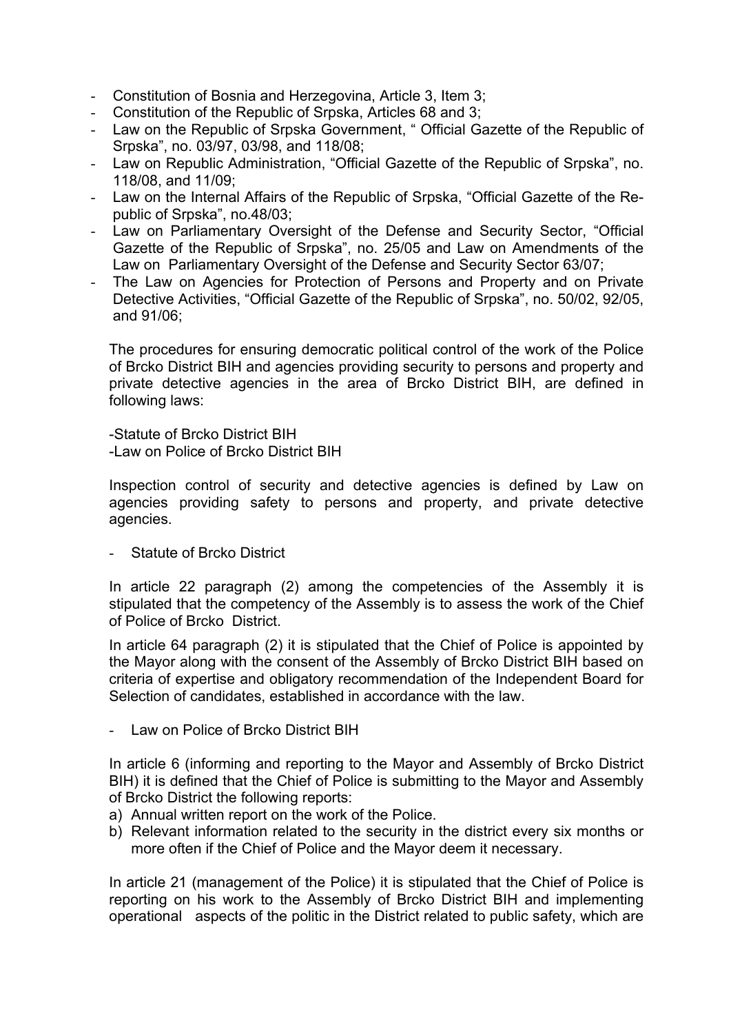- Constitution of Bosnia and Herzegovina, Article 3, Item 3;
- Constitution of the Republic of Srpska, Articles 68 and 3;
- Law on the Republic of Srpska Government, " Official Gazette of the Republic of Srpska", no. 03/97, 03/98, and 118/08;
- Law on Republic Administration, "Official Gazette of the Republic of Srpska", no. 118/08, and 11/09;
- Law on the Internal Affairs of the Republic of Srpska, "Official Gazette of the Republic of Srpska", no.48/03;
- Law on Parliamentary Oversight of the Defense and Security Sector, "Official Gazette of the Republic of Srpska", no. 25/05 and Law on Amendments of the Law on Parliamentary Oversight of the Defense and Security Sector 63/07;
- The Law on Agencies for Protection of Persons and Property and on Private Detective Activities, "Official Gazette of the Republic of Srpska", no. 50/02, 92/05, and 91/06;

The procedures for ensuring democratic political control of the work of the Police of Brcko District BIH and agencies providing security to persons and property and private detective agencies in the area of Brcko District BIH, are defined in following laws:

-Statute of Brcko District BIH
-Law on Police of Brcko District BIH

Inspection control of security and detective agencies is defined by Law on agencies providing safety to persons and property, and private detective agencies.

- Statute of Brcko District

In article 22 paragraph (2) among the competencies of the Assembly it is stipulated that the competency of the Assembly is to assess the work of the Chief of Police of Brcko District.

In article 64 paragraph (2) it is stipulated that the Chief of Police is appointed by the Mayor along with the consent of the Assembly of Brcko District BIH based on criteria of expertise and obligatory recommendation of the Independent Board for Selection of candidates, established in accordance with the law.

- Law on Police of Brcko District BIH

In article 6 (informing and reporting to the Mayor and Assembly of Brcko District BIH) it is defined that the Chief of Police is submitting to the Mayor and Assembly of Brcko District the following reports:

a) Annual written report on the work of the Police.
b) Relevant information related to the security in the district every six months or more often if the Chief of Police and the Mayor deem it necessary.

In article 21 (management of the Police) it is stipulated that the Chief of Police is reporting on his work to the Assembly of Brcko District BIH and implementing operational aspects of the politic in the District related to public safety, which are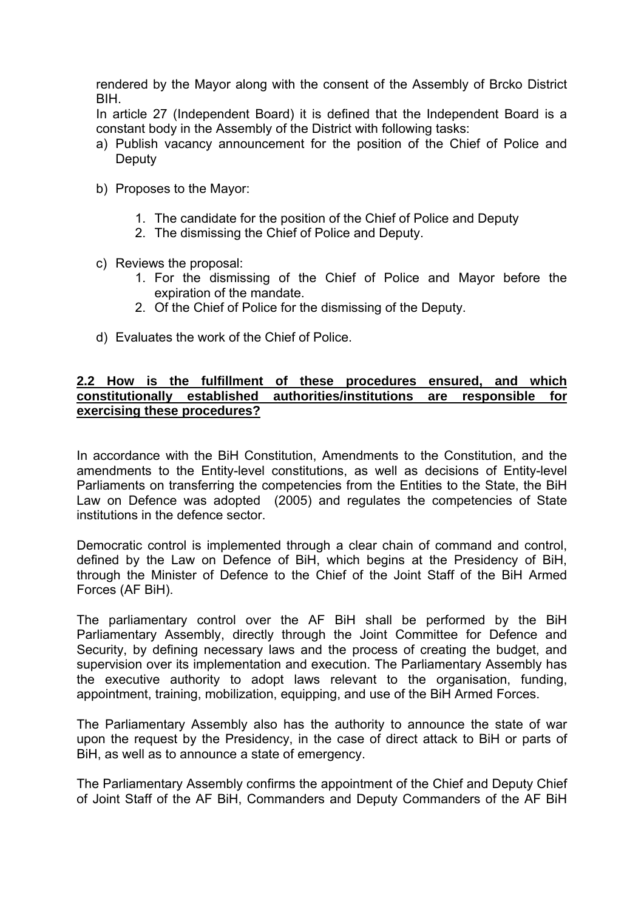rendered by the Mayor along with the consent of the Assembly of Brcko District BIH.

In article 27 (Independent Board) it is defined that the Independent Board is a constant body in the Assembly of the District with following tasks:

a) Publish vacancy announcement for the position of the Chief of Police and Deputy

b) Proposes to the Mayor:

    1. The candidate for the position of the Chief of Police and Deputy
    2. The dismissing the Chief of Police and Deputy.

c) Reviews the proposal:

    1. For the dismissing of the Chief of Police and Mayor before the expiration of the mandate.
    2. Of the Chief of Police for the dismissing of the Deputy.

d) Evaluates the work of the Chief of Police.

**2.2 How is the fulfillment of these procedures ensured, and which constitutionally established authorities/institutions are responsible for exercising these procedures?**

In accordance with the BiH Constitution, Amendments to the Constitution, and the amendments to the Entity-level constitutions, as well as decisions of Entity-level Parliaments on transferring the competencies from the Entities to the State, the BiH Law on Defence was adopted (2005) and regulates the competencies of State institutions in the defence sector.

Democratic control is implemented through a clear chain of command and control, defined by the Law on Defence of BiH, which begins at the Presidency of BiH, through the Minister of Defence to the Chief of the Joint Staff of the BiH Armed Forces (AF BiH).

The parliamentary control over the AF BiH shall be performed by the BiH Parliamentary Assembly, directly through the Joint Committee for Defence and Security, by defining necessary laws and the process of creating the budget, and supervision over its implementation and execution. The Parliamentary Assembly has the executive authority to adopt laws relevant to the organisation, funding, appointment, training, mobilization, equipping, and use of the BiH Armed Forces.

The Parliamentary Assembly also has the authority to announce the state of war upon the request by the Presidency, in the case of direct attack to BiH or parts of BiH, as well as to announce a state of emergency.

The Parliamentary Assembly confirms the appointment of the Chief and Deputy Chief of Joint Staff of the AF BiH, Commanders and Deputy Commanders of the AF BiH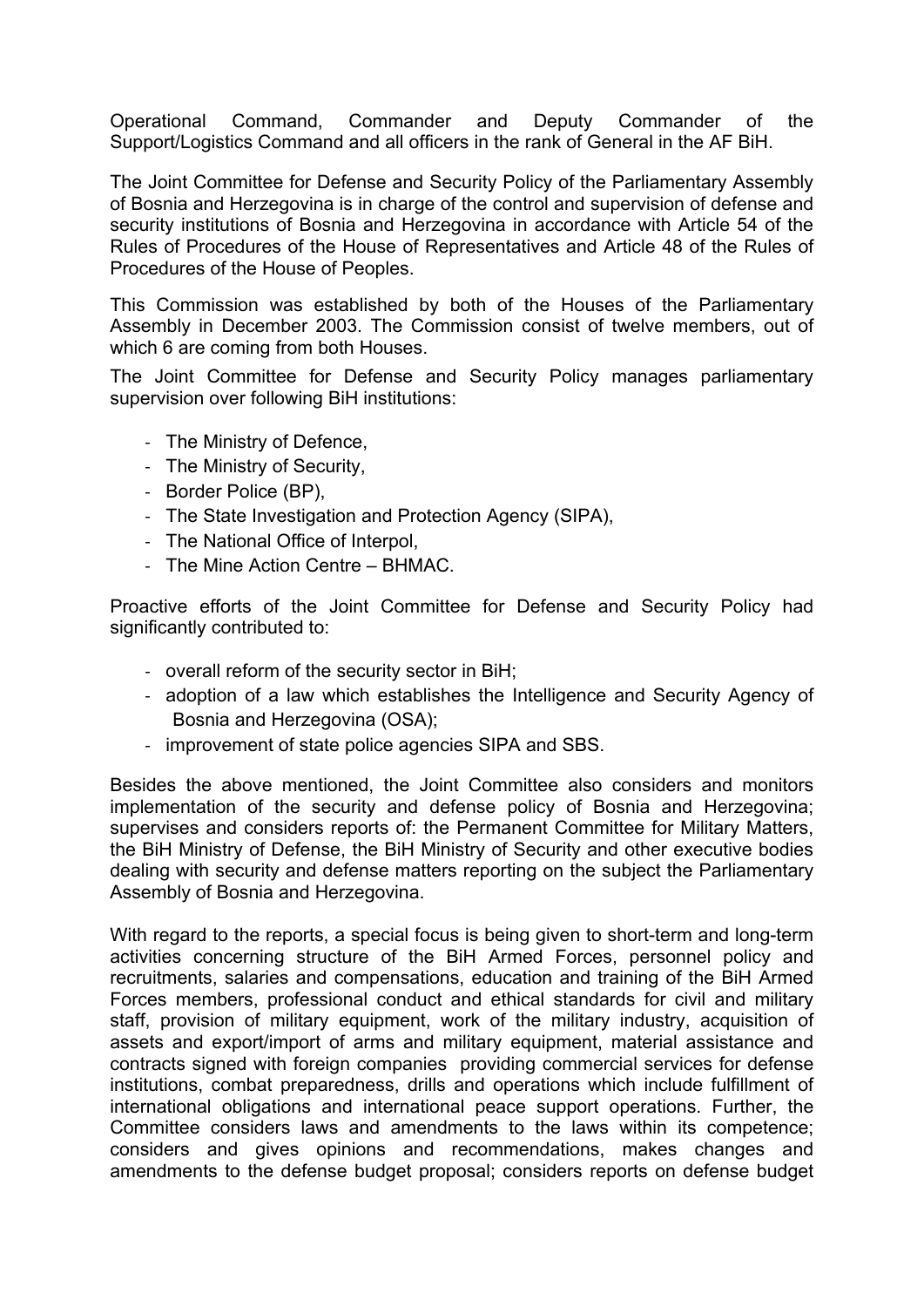Operational Command, Commander and Deputy Commander of the Support/Logistics Command and all officers in the rank of General in the AF BiH.

The Joint Committee for Defense and Security Policy of the Parliamentary Assembly of Bosnia and Herzegovina is in charge of the control and supervision of defense and security institutions of Bosnia and Herzegovina in accordance with Article 54 of the Rules of Procedures of the House of Representatives and Article 48 of the Rules of Procedures of the House of Peoples.

This Commission was established by both of the Houses of the Parliamentary Assembly in December 2003. The Commission consist of twelve members, out of which 6 are coming from both Houses.

The Joint Committee for Defense and Security Policy manages parliamentary supervision over following BiH institutions:

- The Ministry of Defence,
- The Ministry of Security,
- Border Police (BP),
- The State Investigation and Protection Agency (SIPA),
- The National Office of Interpol,
- The Mine Action Centre – BHMAC.

Proactive efforts of the Joint Committee for Defense and Security Policy had significantly contributed to:

- overall reform of the security sector in BiH;
- adoption of a law which establishes the Intelligence and Security Agency of Bosnia and Herzegovina (OSA);
- improvement of state police agencies SIPA and SBS.

Besides the above mentioned, the Joint Committee also considers and monitors implementation of the security and defense policy of Bosnia and Herzegovina; supervises and considers reports of: the Permanent Committee for Military Matters, the BiH Ministry of Defense, the BiH Ministry of Security and other executive bodies dealing with security and defense matters reporting on the subject the Parliamentary Assembly of Bosnia and Herzegovina.

With regard to the reports, a special focus is being given to short-term and long-term activities concerning structure of the BiH Armed Forces, personnel policy and recruitments, salaries and compensations, education and training of the BiH Armed Forces members, professional conduct and ethical standards for civil and military staff, provision of military equipment, work of the military industry, acquisition of assets and export/import of arms and military equipment, material assistance and contracts signed with foreign companies providing commercial services for defense institutions, combat preparedness, drills and operations which include fulfillment of international obligations and international peace support operations. Further, the Committee considers laws and amendments to the laws within its competence; considers and gives opinions and recommendations, makes changes and amendments to the defense budget proposal; considers reports on defense budget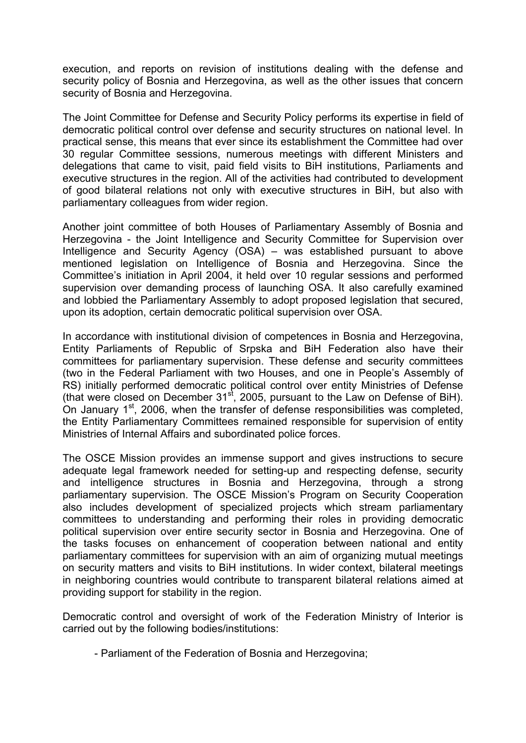execution, and reports on revision of institutions dealing with the defense and security policy of Bosnia and Herzegovina, as well as the other issues that concern security of Bosnia and Herzegovina.

The Joint Committee for Defense and Security Policy performs its expertise in field of democratic political control over defense and security structures on national level. In practical sense, this means that ever since its establishment the Committee had over 30 regular Committee sessions, numerous meetings with different Ministers and delegations that came to visit, paid field visits to BiH institutions, Parliaments and executive structures in the region. All of the activities had contributed to development of good bilateral relations not only with executive structures in BiH, but also with parliamentary colleagues from wider region.

Another joint committee of both Houses of Parliamentary Assembly of Bosnia and Herzegovina - the Joint Intelligence and Security Committee for Supervision over Intelligence and Security Agency (OSA) – was established pursuant to above mentioned legislation on Intelligence of Bosnia and Herzegovina. Since the Committee's initiation in April 2004, it held over 10 regular sessions and performed supervision over demanding process of launching OSA. It also carefully examined and lobbied the Parliamentary Assembly to adopt proposed legislation that secured, upon its adoption, certain democratic political supervision over OSA.

In accordance with institutional division of competences in Bosnia and Herzegovina, Entity Parliaments of Republic of Srpska and BiH Federation also have their committees for parliamentary supervision. These defense and security committees (two in the Federal Parliament with two Houses, and one in People's Assembly of RS) initially performed democratic political control over entity Ministries of Defense (that were closed on December 31st, 2005, pursuant to the Law on Defense of BiH). On January 1st, 2006, when the transfer of defense responsibilities was completed, the Entity Parliamentary Committees remained responsible for supervision of entity Ministries of Internal Affairs and subordinated police forces.

The OSCE Mission provides an immense support and gives instructions to secure adequate legal framework needed for setting-up and respecting defense, security and intelligence structures in Bosnia and Herzegovina, through a strong parliamentary supervision. The OSCE Mission's Program on Security Cooperation also includes development of specialized projects which stream parliamentary committees to understanding and performing their roles in providing democratic political supervision over entire security sector in Bosnia and Herzegovina. One of the tasks focuses on enhancement of cooperation between national and entity parliamentary committees for supervision with an aim of organizing mutual meetings on security matters and visits to BiH institutions. In wider context, bilateral meetings in neighboring countries would contribute to transparent bilateral relations aimed at providing support for stability in the region.

Democratic control and oversight of work of the Federation Ministry of Interior is carried out by the following bodies/institutions:

- Parliament of the Federation of Bosnia and Herzegovina;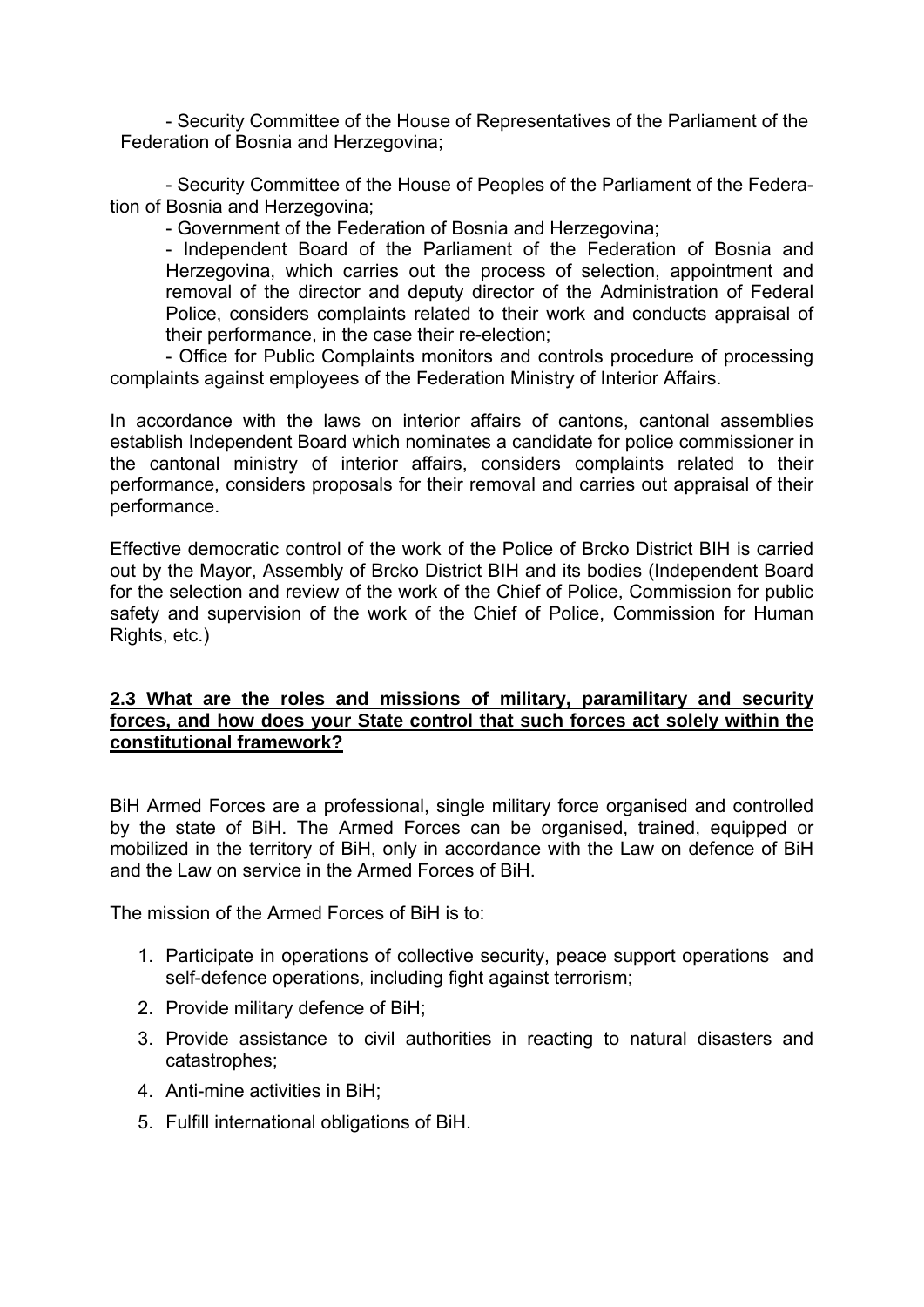- Security Committee of the House of Representatives of the Parliament of the Federation of Bosnia and Herzegovina;

- Security Committee of the House of Peoples of the Parliament of the Federation of Bosnia and Herzegovina;

- Government of the Federation of Bosnia and Herzegovina;

- Independent Board of the Parliament of the Federation of Bosnia and Herzegovina, which carries out the process of selection, appointment and removal of the director and deputy director of the Administration of Federal Police, considers complaints related to their work and conducts appraisal of their performance, in the case their re-election;

- Office for Public Complaints monitors and controls procedure of processing complaints against employees of the Federation Ministry of Interior Affairs.

In accordance with the laws on interior affairs of cantons, cantonal assemblies establish Independent Board which nominates a candidate for police commissioner in the cantonal ministry of interior affairs, considers complaints related to their performance, considers proposals for their removal and carries out appraisal of their performance.

Effective democratic control of the work of the Police of Brcko District BIH is carried out by the Mayor, Assembly of Brcko District BIH and its bodies (Independent Board for the selection and review of the work of the Chief of Police, Commission for public safety and supervision of the work of the Chief of Police, Commission for Human Rights, etc.)

### 2.3 What are the roles and missions of military, paramilitary and security forces, and how does your State control that such forces act solely within the constitutional framework?

BiH Armed Forces are a professional, single military force organised and controlled by the state of BiH. The Armed Forces can be organised, trained, equipped or mobilized in the territory of BiH, only in accordance with the Law on defence of BiH and the Law on service in the Armed Forces of BiH.

The mission of the Armed Forces of BiH is to:

1. Participate in operations of collective security, peace support operations and self-defence operations, including fight against terrorism;
2. Provide military defence of BiH;
3. Provide assistance to civil authorities in reacting to natural disasters and catastrophes;
4. Anti-mine activities in BiH;
5. Fulfill international obligations of BiH.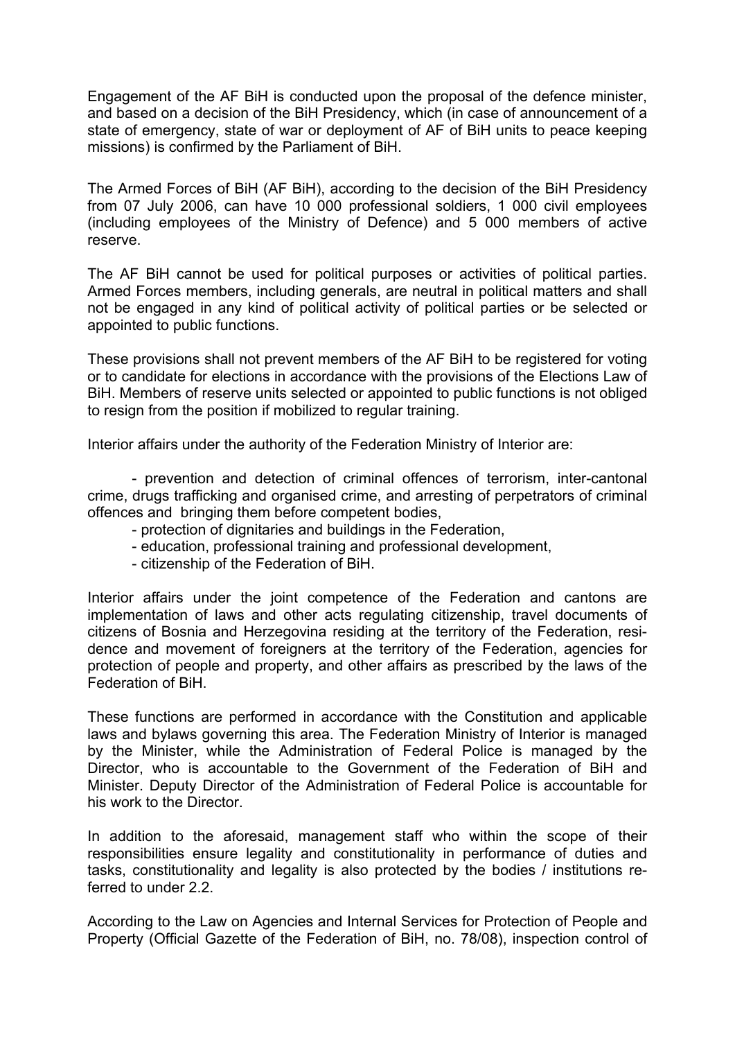Engagement of the AF BiH is conducted upon the proposal of the defence minister, and based on a decision of the BiH Presidency, which (in case of announcement of a state of emergency, state of war or deployment of AF of BiH units to peace keeping missions) is confirmed by the Parliament of BiH.

The Armed Forces of BiH (AF BiH), according to the decision of the BiH Presidency from 07 July 2006, can have 10 000 professional soldiers, 1 000 civil employees (including employees of the Ministry of Defence) and 5 000 members of active reserve.

The AF BiH cannot be used for political purposes or activities of political parties. Armed Forces members, including generals, are neutral in political matters and shall not be engaged in any kind of political activity of political parties or be selected or appointed to public functions.

These provisions shall not prevent members of the AF BiH to be registered for voting or to candidate for elections in accordance with the provisions of the Elections Law of BiH. Members of reserve units selected or appointed to public functions is not obliged to resign from the position if mobilized to regular training.

Interior affairs under the authority of the Federation Ministry of Interior are:

- prevention and detection of criminal offences of terrorism, inter-cantonal crime, drugs trafficking and organised crime, and arresting of perpetrators of criminal offences and bringing them before competent bodies,
- protection of dignitaries and buildings in the Federation,
- education, professional training and professional development,
- citizenship of the Federation of BiH.

Interior affairs under the joint competence of the Federation and cantons are implementation of laws and other acts regulating citizenship, travel documents of citizens of Bosnia and Herzegovina residing at the territory of the Federation, residence and movement of foreigners at the territory of the Federation, agencies for protection of people and property, and other affairs as prescribed by the laws of the Federation of BiH.

These functions are performed in accordance with the Constitution and applicable laws and bylaws governing this area. The Federation Ministry of Interior is managed by the Minister, while the Administration of Federal Police is managed by the Director, who is accountable to the Government of the Federation of BiH and Minister. Deputy Director of the Administration of Federal Police is accountable for his work to the Director.

In addition to the aforesaid, management staff who within the scope of their responsibilities ensure legality and constitutionality in performance of duties and tasks, constitutionality and legality is also protected by the bodies / institutions referred to under 2.2.

According to the Law on Agencies and Internal Services for Protection of People and Property (Official Gazette of the Federation of BiH, no. 78/08), inspection control of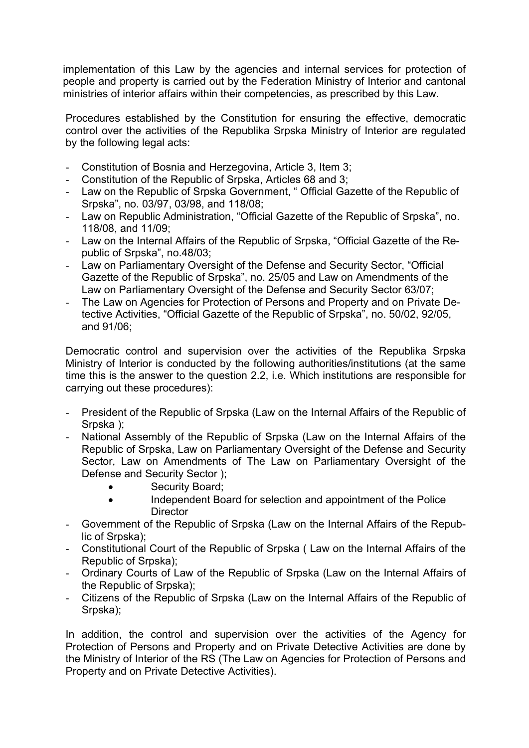implementation of this Law by the agencies and internal services for protection of people and property is carried out by the Federation Ministry of Interior and cantonal ministries of interior affairs within their competencies, as prescribed by this Law.

Procedures established by the Constitution for ensuring the effective, democratic control over the activities of the Republika Srpska Ministry of Interior are regulated by the following legal acts:

- Constitution of Bosnia and Herzegovina, Article 3, Item 3;
- Constitution of the Republic of Srpska, Articles 68 and 3;
- Law on the Republic of Srpska Government, " Official Gazette of the Republic of Srpska", no. 03/97, 03/98, and 118/08;
- Law on Republic Administration, "Official Gazette of the Republic of Srpska", no. 118/08, and 11/09;
- Law on the Internal Affairs of the Republic of Srpska, "Official Gazette of the Republic of Srpska", no.48/03;
- Law on Parliamentary Oversight of the Defense and Security Sector, "Official Gazette of the Republic of Srpska", no. 25/05 and Law on Amendments of the Law on Parliamentary Oversight of the Defense and Security Sector 63/07;
- The Law on Agencies for Protection of Persons and Property and on Private Detective Activities, "Official Gazette of the Republic of Srpska", no. 50/02, 92/05, and 91/06;

Democratic control and supervision over the activities of the Republika Srpska Ministry of Interior is conducted by the following authorities/institutions (at the same time this is the answer to the question 2.2, i.e. Which institutions are responsible for carrying out these procedures):

- President of the Republic of Srpska (Law on the Internal Affairs of the Republic of Srpska );
- National Assembly of the Republic of Srpska (Law on the Internal Affairs of the Republic of Srpska, Law on Parliamentary Oversight of the Defense and Security Sector, Law on Amendments of The Law on Parliamentary Oversight of the Defense and Security Sector );
    - Security Board;
    - Independent Board for selection and appointment of the Police Director
- Government of the Republic of Srpska (Law on the Internal Affairs of the Republic of Srpska);
- Constitutional Court of the Republic of Srpska ( Law on the Internal Affairs of the Republic of Srpska);
- Ordinary Courts of Law of the Republic of Srpska (Law on the Internal Affairs of the Republic of Srpska);
- Citizens of the Republic of Srpska (Law on the Internal Affairs of the Republic of Srpska);

In addition, the control and supervision over the activities of the Agency for Protection of Persons and Property and on Private Detective Activities are done by the Ministry of Interior of the RS (The Law on Agencies for Protection of Persons and Property and on Private Detective Activities).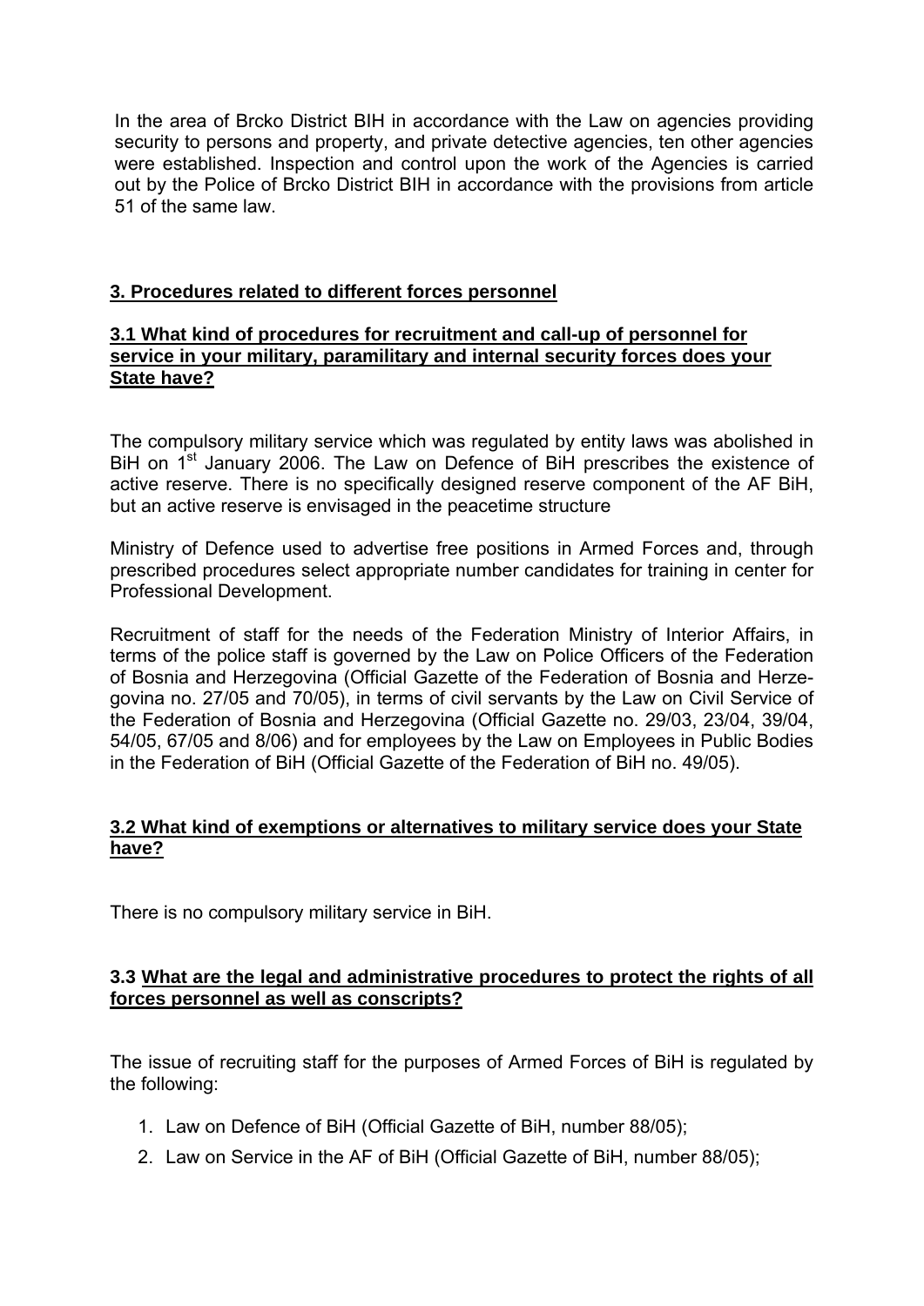In the area of Brcko District BIH in accordance with the Law on agencies providing security to persons and property, and private detective agencies, ten other agencies were established. Inspection and control upon the work of the Agencies is carried out by the Police of Brcko District BIH in accordance with the provisions from article 51 of the same law.

## 3. Procedures related to different forces personnel

### 3.1 What kind of procedures for recruitment and call-up of personnel for service in your military, paramilitary and internal security forces does your State have?

The compulsory military service which was regulated by entity laws was abolished in BiH on 1st January 2006. The Law on Defence of BiH prescribes the existence of active reserve. There is no specifically designed reserve component of the AF BiH, but an active reserve is envisaged in the peacetime structure

Ministry of Defence used to advertise free positions in Armed Forces and, through prescribed procedures select appropriate number candidates for training in center for Professional Development.

Recruitment of staff for the needs of the Federation Ministry of Interior Affairs, in terms of the police staff is governed by the Law on Police Officers of the Federation of Bosnia and Herzegovina (Official Gazette of the Federation of Bosnia and Herzegovina no. 27/05 and 70/05), in terms of civil servants by the Law on Civil Service of the Federation of Bosnia and Herzegovina (Official Gazette no. 29/03, 23/04, 39/04, 54/05, 67/05 and 8/06) and for employees by the Law on Employees in Public Bodies in the Federation of BiH (Official Gazette of the Federation of BiH no. 49/05).

### 3.2 What kind of exemptions or alternatives to military service does your State have?

There is no compulsory military service in BiH.

### 3.3 What are the legal and administrative procedures to protect the rights of all forces personnel as well as conscripts?

The issue of recruiting staff for the purposes of Armed Forces of BiH is regulated by the following:

1. Law on Defence of BiH (Official Gazette of BiH, number 88/05);
2. Law on Service in the AF of BiH (Official Gazette of BiH, number 88/05);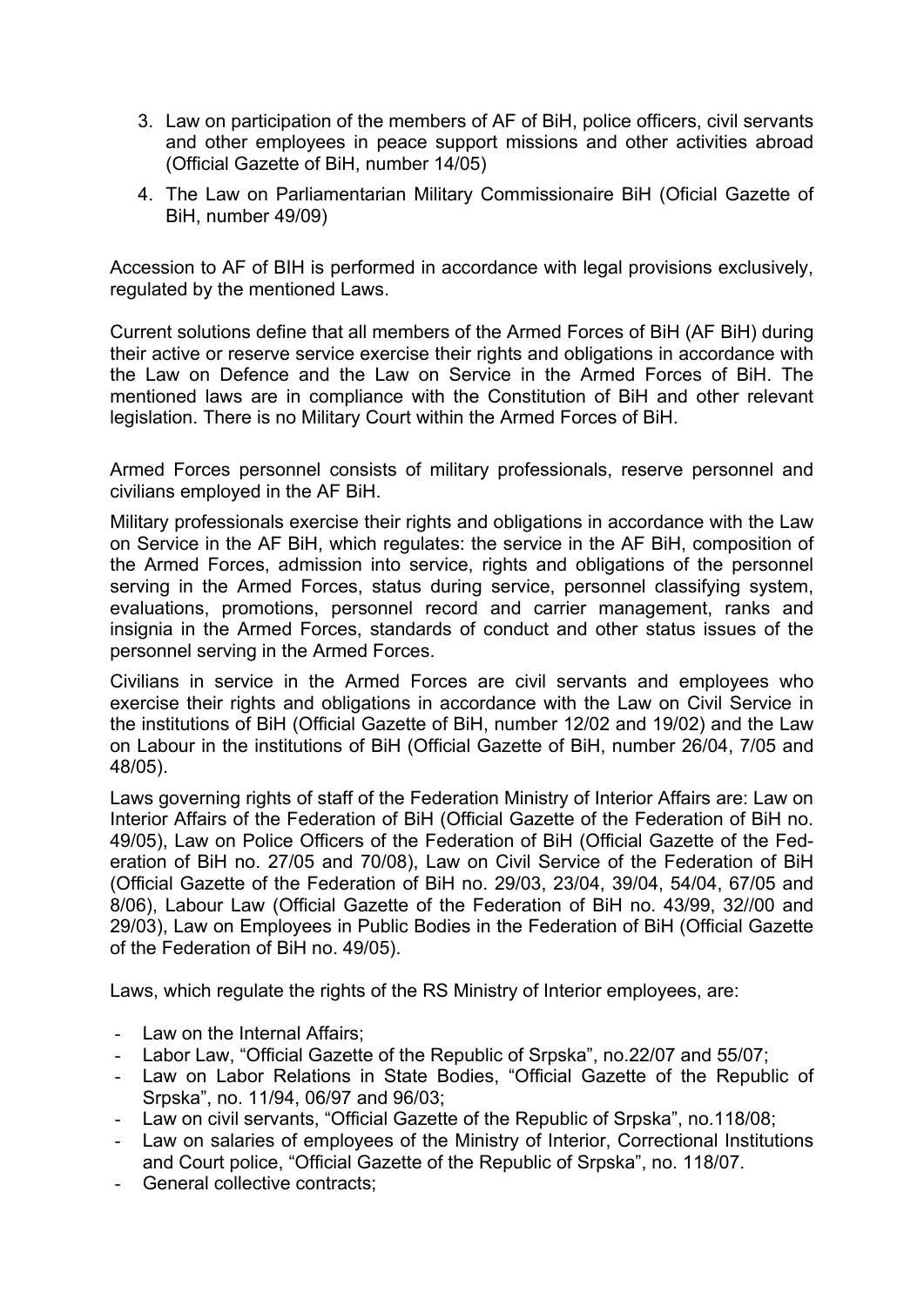3. Law on participation of the members of AF of BiH, police officers, civil servants and other employees in peace support missions and other activities abroad (Official Gazette of BiH, number 14/05)
4. The Law on Parliamentarian Military Commissionaire BiH (Oficial Gazette of BiH, number 49/09)

Accession to AF of BIH is performed in accordance with legal provisions exclusively, regulated by the mentioned Laws.

Current solutions define that all members of the Armed Forces of BiH (AF BiH) during their active or reserve service exercise their rights and obligations in accordance with the Law on Defence and the Law on Service in the Armed Forces of BiH. The mentioned laws are in compliance with the Constitution of BiH and other relevant legislation. There is no Military Court within the Armed Forces of BiH.

Armed Forces personnel consists of military professionals, reserve personnel and civilians employed in the AF BiH.

Military professionals exercise their rights and obligations in accordance with the Law on Service in the AF BiH, which regulates: the service in the AF BiH, composition of the Armed Forces, admission into service, rights and obligations of the personnel serving in the Armed Forces, status during service, personnel classifying system, evaluations, promotions, personnel record and carrier management, ranks and insignia in the Armed Forces, standards of conduct and other status issues of the personnel serving in the Armed Forces.

Civilians in service in the Armed Forces are civil servants and employees who exercise their rights and obligations in accordance with the Law on Civil Service in the institutions of BiH (Official Gazette of BiH, number 12/02 and 19/02) and the Law on Labour in the institutions of BiH (Official Gazette of BiH, number 26/04, 7/05 and 48/05).

Laws governing rights of staff of the Federation Ministry of Interior Affairs are: Law on Interior Affairs of the Federation of BiH (Official Gazette of the Federation of BiH no. 49/05), Law on Police Officers of the Federation of BiH (Official Gazette of the Federation of BiH no. 27/05 and 70/08), Law on Civil Service of the Federation of BiH (Official Gazette of the Federation of BiH no. 29/03, 23/04, 39/04, 54/04, 67/05 and 8/06), Labour Law (Official Gazette of the Federation of BiH no. 43/99, 32//00 and 29/03), Law on Employees in Public Bodies in the Federation of BiH (Official Gazette of the Federation of BiH no. 49/05).

Laws, which regulate the rights of the RS Ministry of Interior employees, are:

- Law on the Internal Affairs;
- Labor Law, "Official Gazette of the Republic of Srpska", no.22/07 and 55/07;
- Law on Labor Relations in State Bodies, "Official Gazette of the Republic of Srpska", no. 11/94, 06/97 and 96/03;
- Law on civil servants, "Official Gazette of the Republic of Srpska", no.118/08;
- Law on salaries of employees of the Ministry of Interior, Correctional Institutions and Court police, "Official Gazette of the Republic of Srpska", no. 118/07.
- General collective contracts;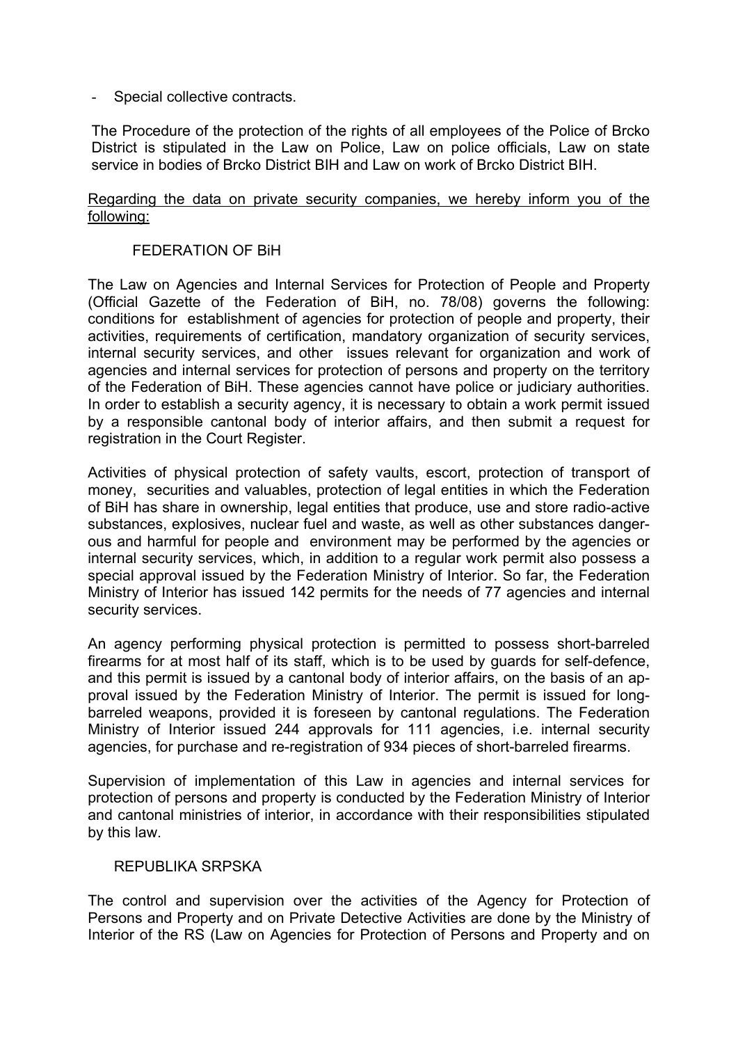- Special collective contracts.

The Procedure of the protection of the rights of all employees of the Police of Brcko District is stipulated in the Law on Police, Law on police officials, Law on state service in bodies of Brcko District BIH and Law on work of Brcko District BIH.

Regarding the data on private security companies, we hereby inform you of the following:

FEDERATION OF BiH

The Law on Agencies and Internal Services for Protection of People and Property (Official Gazette of the Federation of BiH, no. 78/08) governs the following: conditions for establishment of agencies for protection of people and property, their activities, requirements of certification, mandatory organization of security services, internal security services, and other issues relevant for organization and work of agencies and internal services for protection of persons and property on the territory of the Federation of BiH. These agencies cannot have police or judiciary authorities. In order to establish a security agency, it is necessary to obtain a work permit issued by a responsible cantonal body of interior affairs, and then submit a request for registration in the Court Register.

Activities of physical protection of safety vaults, escort, protection of transport of money, securities and valuables, protection of legal entities in which the Federation of BiH has share in ownership, legal entities that produce, use and store radio-active substances, explosives, nuclear fuel and waste, as well as other substances dangerous and harmful for people and environment may be performed by the agencies or internal security services, which, in addition to a regular work permit also possess a special approval issued by the Federation Ministry of Interior. So far, the Federation Ministry of Interior has issued 142 permits for the needs of 77 agencies and internal security services.

An agency performing physical protection is permitted to possess short-barreled firearms for at most half of its staff, which is to be used by guards for self-defence, and this permit is issued by a cantonal body of interior affairs, on the basis of an approval issued by the Federation Ministry of Interior. The permit is issued for long-barreled weapons, provided it is foreseen by cantonal regulations. The Federation Ministry of Interior issued 244 approvals for 111 agencies, i.e. internal security agencies, for purchase and re-registration of 934 pieces of short-barreled firearms.

Supervision of implementation of this Law in agencies and internal services for protection of persons and property is conducted by the Federation Ministry of Interior and cantonal ministries of interior, in accordance with their responsibilities stipulated by this law.

REPUBLIKA SRPSKA

The control and supervision over the activities of the Agency for Protection of Persons and Property and on Private Detective Activities are done by the Ministry of Interior of the RS (Law on Agencies for Protection of Persons and Property and on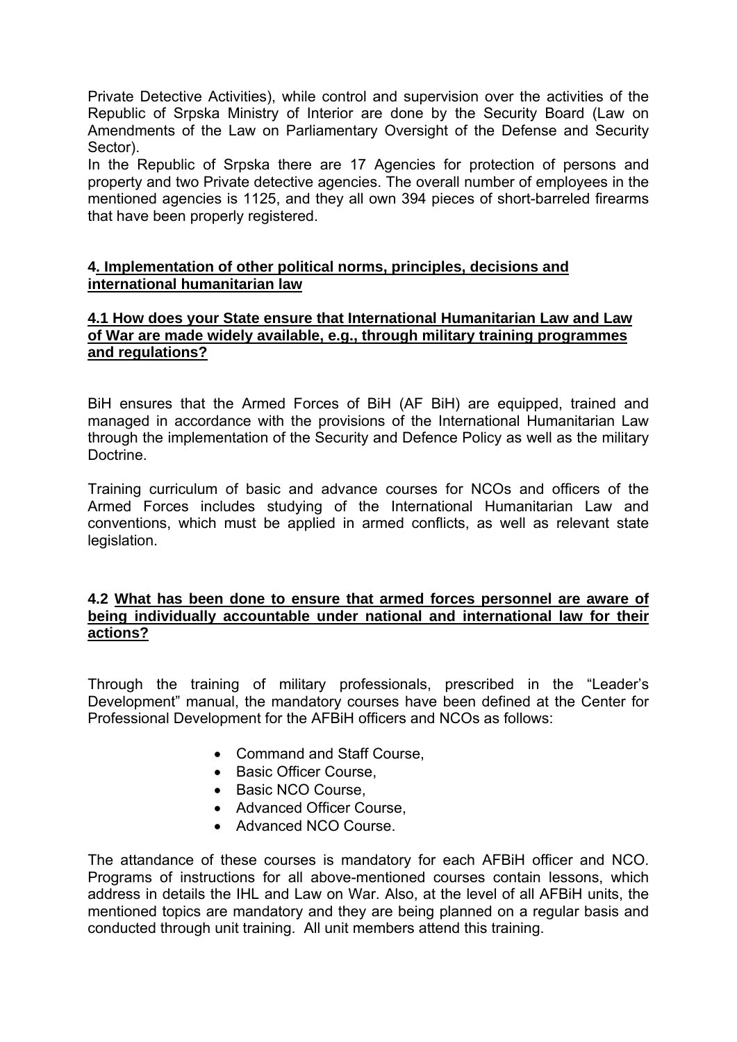Private Detective Activities), while control and supervision over the activities of the Republic of Srpska Ministry of Interior are done by the Security Board (Law on Amendments of the Law on Parliamentary Oversight of the Defense and Security Sector).

In the Republic of Srpska there are 17 Agencies for protection of persons and property and two Private detective agencies. The overall number of employees in the mentioned agencies is 1125, and they all own 394 pieces of short-barreled firearms that have been properly registered.

## 4. Implementation of other political norms, principles, decisions and international humanitarian law

### 4.1 How does your State ensure that International Humanitarian Law and Law of War are made widely available, e.g., through military training programmes and regulations?

BiH ensures that the Armed Forces of BiH (AF BiH) are equipped, trained and managed in accordance with the provisions of the International Humanitarian Law through the implementation of the Security and Defence Policy as well as the military Doctrine.

Training curriculum of basic and advance courses for NCOs and officers of the Armed Forces includes studying of the International Humanitarian Law and conventions, which must be applied in armed conflicts, as well as relevant state legislation.

### 4.2 What has been done to ensure that armed forces personnel are aware of being individually accountable under national and international law for their actions?

Through the training of military professionals, prescribed in the "Leader's Development" manual, the mandatory courses have been defined at the Center for Professional Development for the AFBiH officers and NCOs as follows:

- Command and Staff Course,
- Basic Officer Course,
- Basic NCO Course,
- Advanced Officer Course,
- Advanced NCO Course.

The attendance of these courses is mandatory for each AFBiH officer and NCO. Programs of instructions for all above-mentioned courses contain lessons, which address in details the IHL and Law on War. Also, at the level of all AFBiH units, the mentioned topics are mandatory and they are being planned on a regular basis and conducted through unit training. All unit members attend this training.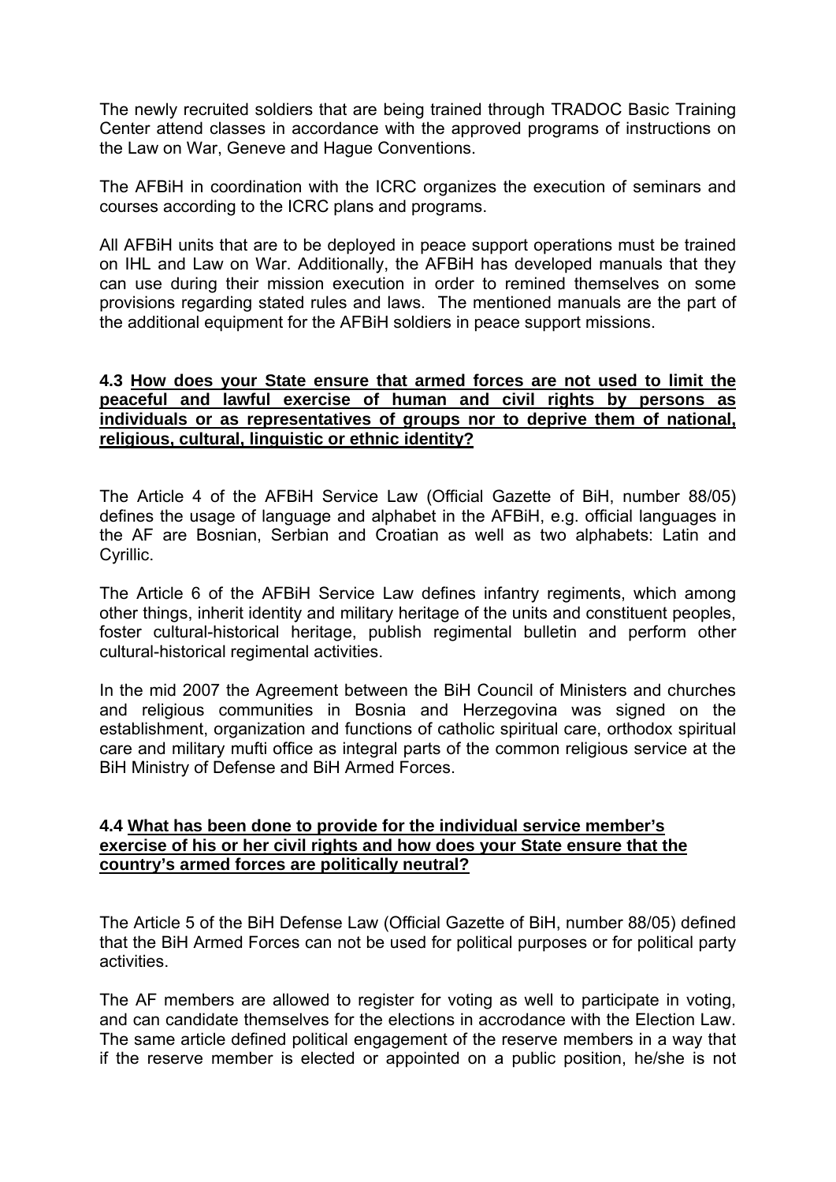The newly recruited soldiers that are being trained through TRADOC Basic Training Center attend classes in accordance with the approved programs of instructions on the Law on War, Geneve and Hague Conventions.

The AFBiH in coordination with the ICRC organizes the execution of seminars and courses according to the ICRC plans and programs.

All AFBiH units that are to be deployed in peace support operations must be trained on IHL and Law on War. Additionally, the AFBiH has developed manuals that they can use during their mission execution in order to remined themselves on some provisions regarding stated rules and laws. The mentioned manuals are the part of the additional equipment for the AFBiH soldiers in peace support missions.

**4.3 <u>How does your State ensure that armed forces are not used to limit the peaceful and lawful exercise of human and civil rights by persons as individuals or as representatives of groups nor to deprive them of national, religious, cultural, linguistic or ethnic identity?</u>**

The Article 4 of the AFBiH Service Law (Official Gazette of BiH, number 88/05) defines the usage of language and alphabet in the AFBiH, e.g. official languages in the AF are Bosnian, Serbian and Croatian as well as two alphabets: Latin and Cyrillic.

The Article 6 of the AFBiH Service Law defines infantry regiments, which among other things, inherit identity and military heritage of the units and constituent peoples, foster cultural-historical heritage, publish regimental bulletin and perform other cultural-historical regimental activities.

In the mid 2007 the Agreement between the BiH Council of Ministers and churches and religious communities in Bosnia and Herzegovina was signed on the establishment, organization and functions of catholic spiritual care, orthodox spiritual care and military mufti office as integral parts of the common religious service at the BiH Ministry of Defense and BiH Armed Forces.

**4.4 <u>What has been done to provide for the individual service member's exercise of his or her civil rights and how does your State ensure that the country's armed forces are politically neutral?</u>**

The Article 5 of the BiH Defense Law (Official Gazette of BiH, number 88/05) defined that the BiH Armed Forces can not be used for political purposes or for political party activities.

The AF members are allowed to register for voting as well to participate in voting, and can candidate themselves for the elections in accrodance with the Election Law. The same article defined political engagement of the reserve members in a way that if the reserve member is elected or appointed on a public position, he/she is not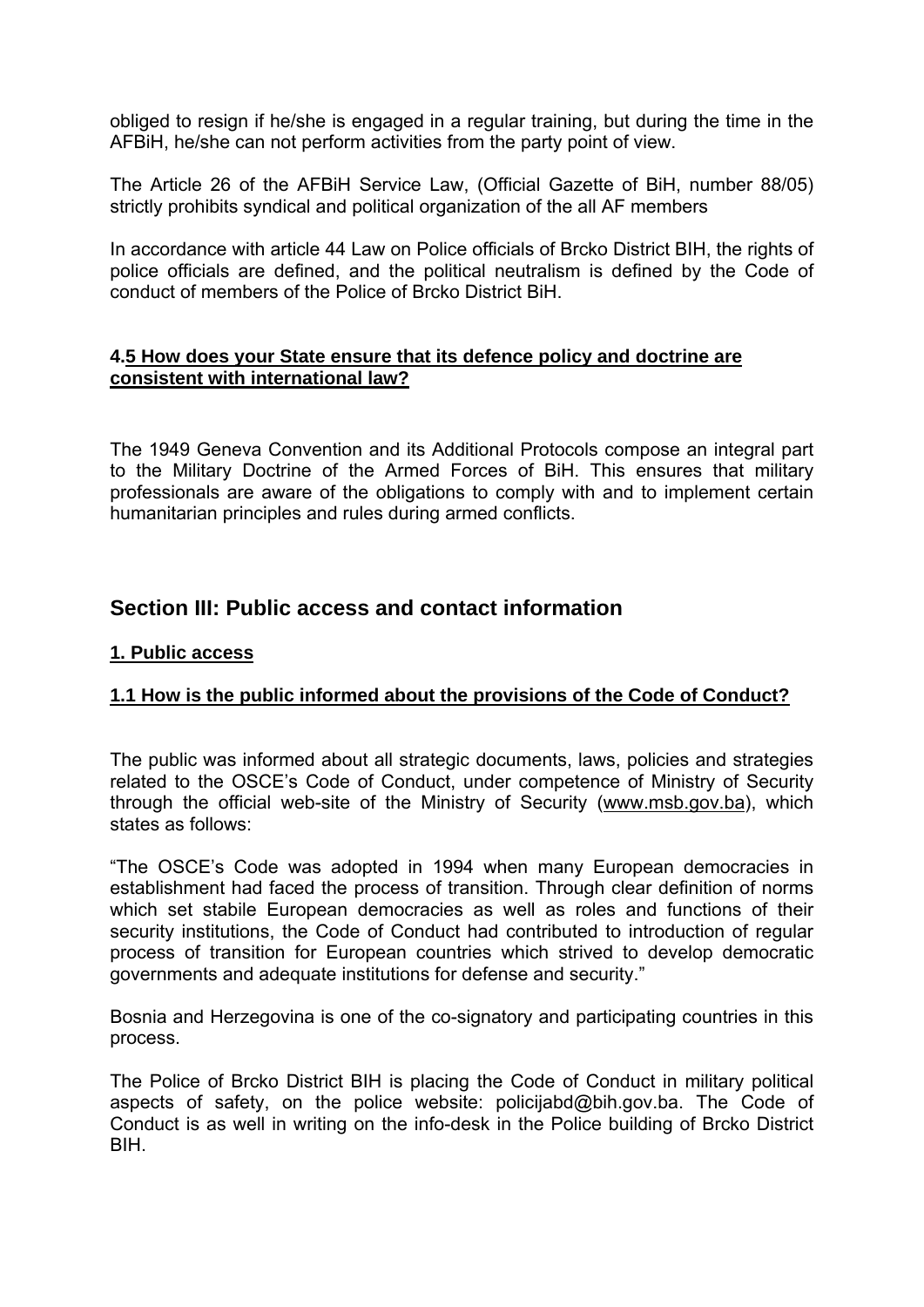obliged to resign if he/she is engaged in a regular training, but during the time in the AFBiH, he/she can not perform activities from the party point of view.

The Article 26 of the AFBiH Service Law, (Official Gazette of BiH, number 88/05) strictly prohibits syndical and political organization of the all AF members

In accordance with article 44 Law on Police officials of Brcko District BIH, the rights of police officials are defined, and the political neutralism is defined by the Code of conduct of members of the Police of Brcko District BiH.

#### 4.5 How does your State ensure that its defence policy and doctrine are consistent with international law?

The 1949 Geneva Convention and its Additional Protocols compose an integral part to the Military Doctrine of the Armed Forces of BiH. This ensures that military professionals are aware of the obligations to comply with and to implement certain humanitarian principles and rules during armed conflicts.

## Section III: Public access and contact information

### 1. Public access

#### 1.1 How is the public informed about the provisions of the Code of Conduct?

The public was informed about all strategic documents, laws, policies and strategies related to the OSCE's Code of Conduct, under competence of Ministry of Security through the official web-site of the Ministry of Security (www.msb.gov.ba), which states as follows:

"The OSCE's Code was adopted in 1994 when many European democracies in establishment had faced the process of transition. Through clear definition of norms which set stabile European democracies as well as roles and functions of their security institutions, the Code of Conduct had contributed to introduction of regular process of transition for European countries which strived to develop democratic governments and adequate institutions for defense and security."

Bosnia and Herzegovina is one of the co-signatory and participating countries in this process.

The Police of Brcko District BIH is placing the Code of Conduct in military political aspects of safety, on the police website: policijabd@bih.gov.ba. The Code of Conduct is as well in writing on the info-desk in the Police building of Brcko District BIH.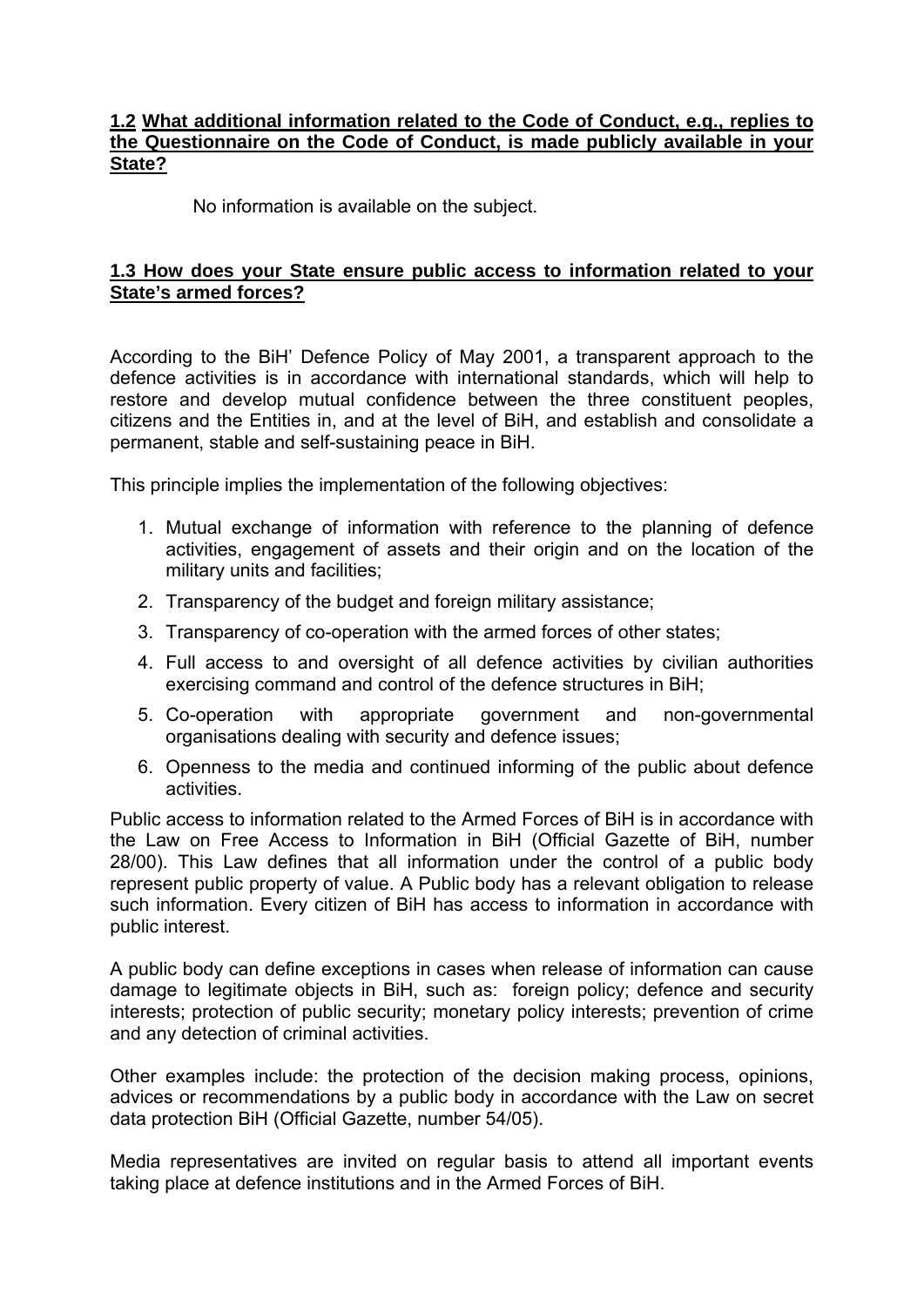**1.2 What additional information related to the Code of Conduct, e.g., replies to the Questionnaire on the Code of Conduct, is made publicly available in your State?**

No information is available on the subject.

**1.3 How does your State ensure public access to information related to your State's armed forces?**

According to the BiH' Defence Policy of May 2001, a transparent approach to the defence activities is in accordance with international standards, which will help to restore and develop mutual confidence between the three constituent peoples, citizens and the Entities in, and at the level of BiH, and establish and consolidate a permanent, stable and self-sustaining peace in BiH.

This principle implies the implementation of the following objectives:

1. Mutual exchange of information with reference to the planning of defence activities, engagement of assets and their origin and on the location of the military units and facilities;
2. Transparency of the budget and foreign military assistance;
3. Transparency of co-operation with the armed forces of other states;
4. Full access to and oversight of all defence activities by civilian authorities exercising command and control of the defence structures in BiH;
5. Co-operation with appropriate government and non-governmental organisations dealing with security and defence issues;
6. Openness to the media and continued informing of the public about defence activities.

Public access to information related to the Armed Forces of BiH is in accordance with the Law on Free Access to Information in BiH (Official Gazette of BiH, number 28/00). This Law defines that all information under the control of a public body represent public property of value. A Public body has a relevant obligation to release such information. Every citizen of BiH has access to information in accordance with public interest.

A public body can define exceptions in cases when release of information can cause damage to legitimate objects in BiH, such as: foreign policy; defence and security interests; protection of public security; monetary policy interests; prevention of crime and any detection of criminal activities.

Other examples include: the protection of the decision making process, opinions, advices or recommendations by a public body in accordance with the Law on secret data protection BiH (Official Gazette, number 54/05).

Media representatives are invited on regular basis to attend all important events taking place at defence institutions and in the Armed Forces of BiH.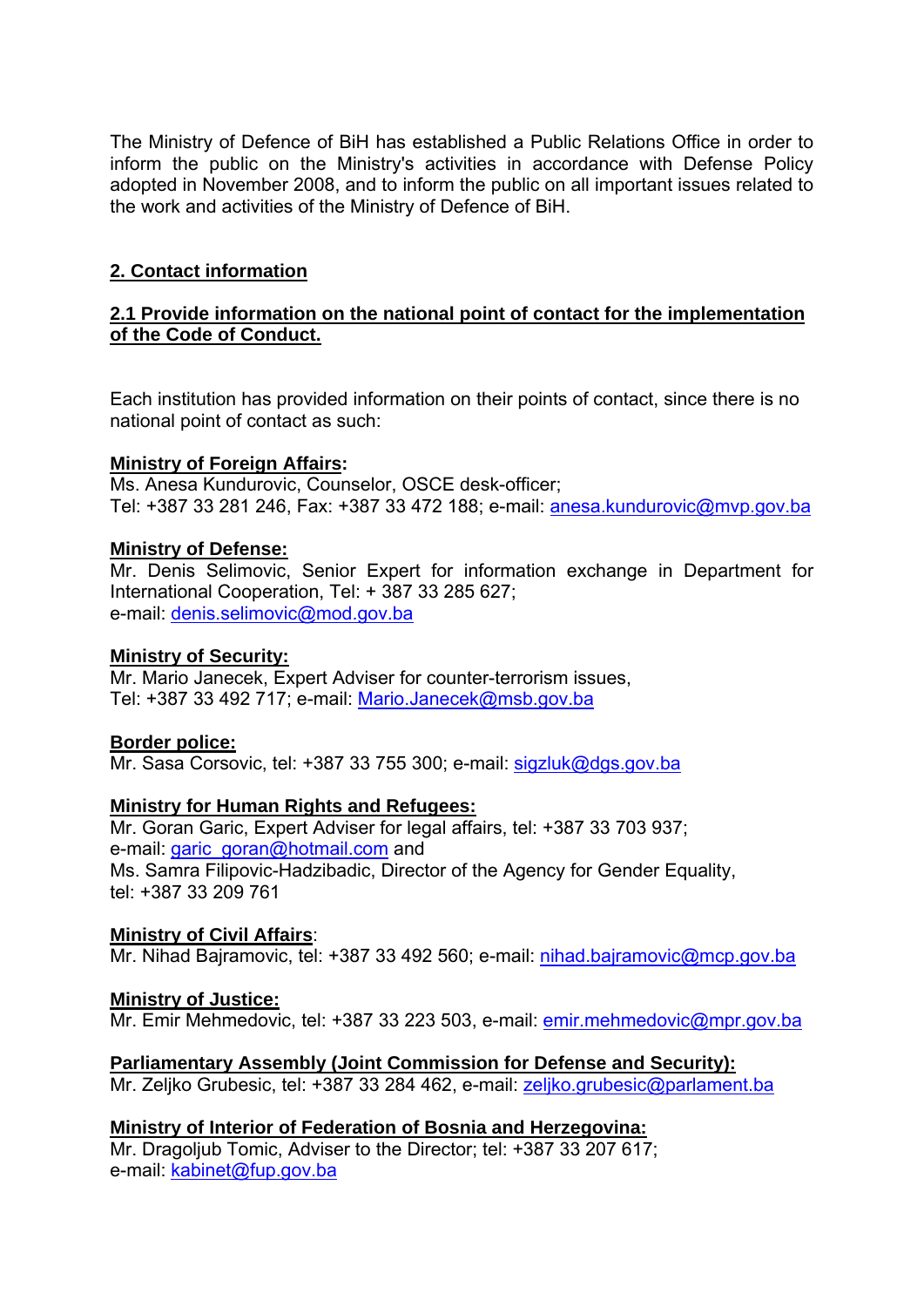The Ministry of Defence of BiH has established a Public Relations Office in order to inform the public on the Ministry's activities in accordance with Defense Policy adopted in November 2008, and to inform the public on all important issues related to the work and activities of the Ministry of Defence of BiH.

## 2. Contact information

### 2.1 Provide information on the national point of contact for the implementation of the Code of Conduct.

Each institution has provided information on their points of contact, since there is no national point of contact as such:

**Ministry of Foreign Affairs:**
Ms. Anesa Kundurovic, Counselor, OSCE desk-officer;
Tel: +387 33 281 246, Fax: +387 33 472 188; e-mail: anesa.kundurovic@mvp.gov.ba

**Ministry of Defense:**
Mr. Denis Selimovic, Senior Expert for information exchange in Department for International Cooperation, Tel: + 387 33 285 627;
e-mail: denis.selimovic@mod.gov.ba

**Ministry of Security:**
Mr. Mario Janecek, Expert Adviser for counter-terrorism issues,
Tel: +387 33 492 717; e-mail: Mario.Janecek@msb.gov.ba

**Border police:**
Mr. Sasa Corsovic, tel: +387 33 755 300; e-mail: sigzluk@dgs.gov.ba

**Ministry for Human Rights and Refugees:**
Mr. Goran Garic, Expert Adviser for legal affairs, tel: +387 33 703 937;
e-mail: garic_goran@hotmail.com and
Ms. Samra Filipovic-Hadzibadic, Director of the Agency for Gender Equality,
tel: +387 33 209 761

**Ministry of Civil Affairs**:
Mr. Nihad Bajramovic, tel: +387 33 492 560; e-mail: nihad.bajramovic@mcp.gov.ba

**Ministry of Justice:**
Mr. Emir Mehmedovic, tel: +387 33 223 503, e-mail: emir.mehmedovic@mpr.gov.ba

**Parliamentary Assembly (Joint Commission for Defense and Security):**
Mr. Zeljko Grubesic, tel: +387 33 284 462, e-mail: zeljko.grubesic@parlament.ba

**Ministry of Interior of Federation of Bosnia and Herzegovina:**
Mr. Dragoljub Tomic, Adviser to the Director; tel: +387 33 207 617;
e-mail: kabinet@fup.gov.ba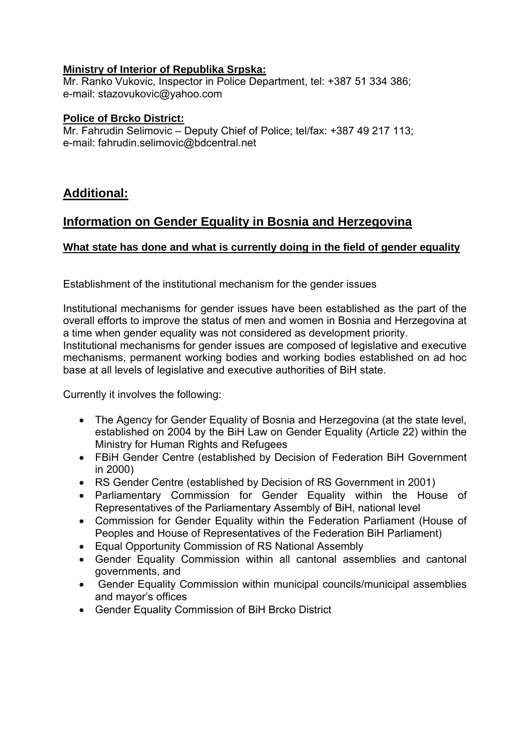**Ministry of Interior of Republika Srpska:**
Mr. Ranko Vukovic, Inspector in Police Department, tel: +387 51 334 386; e-mail: stazovukovic@yahoo.com

**Police of Brcko District:**
Mr. Fahrudin Selimovic – Deputy Chief of Police; tel/fax: +387 49 217 113; e-mail: fahrudin.selimovic@bdcentral.net

## Additional:

## Information on Gender Equality in Bosnia and Herzegovina

### What state has done and what is currently doing in the field of gender equality

Establishment of the institutional mechanism for the gender issues

Institutional mechanisms for gender issues have been established as the part of the overall efforts to improve the status of men and women in Bosnia and Herzegovina at a time when gender equality was not considered as development priority.
Institutional mechanisms for gender issues are composed of legislative and executive mechanisms, permanent working bodies and working bodies established on ad hoc base at all levels of legislative and executive authorities of BiH state.

Currently it involves the following:

- The Agency for Gender Equality of Bosnia and Herzegovina (at the state level, established on 2004 by the BiH Law on Gender Equality (Article 22) within the Ministry for Human Rights and Refugees
- FBiH Gender Centre (established by Decision of Federation BiH Government in 2000)
- RS Gender Centre (established by Decision of RS Government in 2001)
- Parliamentary Commission for Gender Equality within the House of Representatives of the Parliamentary Assembly of BiH, national level
- Commission for Gender Equality within the Federation Parliament (House of Peoples and House of Representatives of the Federation BiH Parliament)
- Equal Opportunity Commission of RS National Assembly
- Gender Equality Commission within all cantonal assemblies and cantonal governments, and
- Gender Equality Commission within municipal councils/municipal assemblies and mayor's offices
- Gender Equality Commission of BiH Brcko District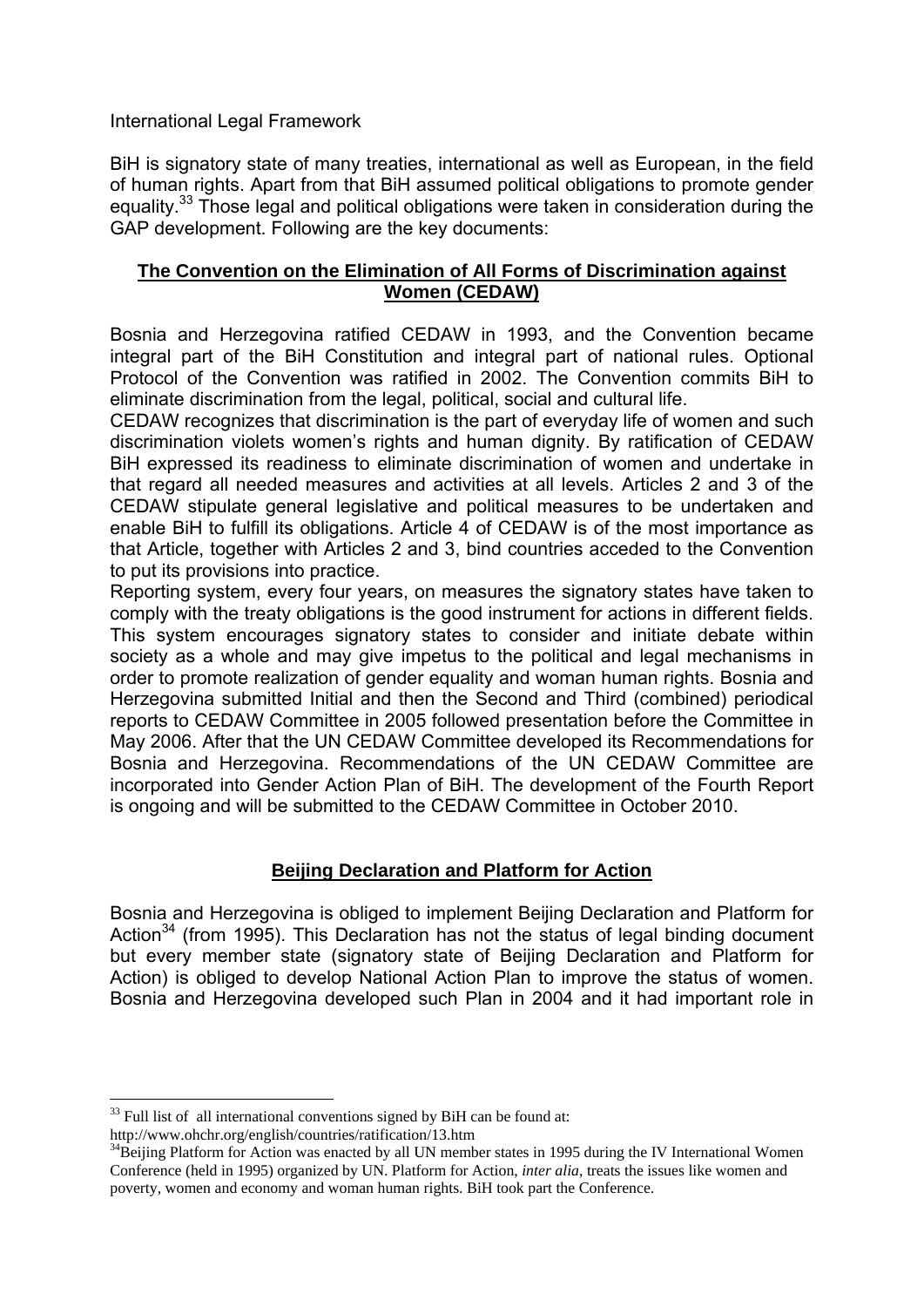International Legal Framework

BiH is signatory state of many treaties, international as well as European, in the field of human rights. Apart from that BiH assumed political obligations to promote gender equality.[33] Those legal and political obligations were taken in consideration during the GAP development. Following are the key documents:

## **The Convention on the Elimination of All Forms of Discrimination against Women (CEDAW)**

Bosnia and Herzegovina ratified CEDAW in 1993, and the Convention became integral part of the BiH Constitution and integral part of national rules. Optional Protocol of the Convention was ratified in 2002. The Convention commits BiH to eliminate discrimination from the legal, political, social and cultural life.

CEDAW recognizes that discrimination is the part of everyday life of women and such discrimination violets women's rights and human dignity. By ratification of CEDAW BiH expressed its readiness to eliminate discrimination of women and undertake in that regard all needed measures and activities at all levels. Articles 2 and 3 of the CEDAW stipulate general legislative and political measures to be undertaken and enable BiH to fulfill its obligations. Article 4 of CEDAW is of the most importance as that Article, together with Articles 2 and 3, bind countries acceded to the Convention to put its provisions into practice.

Reporting system, every four years, on measures the signatory states have taken to comply with the treaty obligations is the good instrument for actions in different fields. This system encourages signatory states to consider and initiate debate within society as a whole and may give impetus to the political and legal mechanisms in order to promote realization of gender equality and woman human rights. Bosnia and Herzegovina submitted Initial and then the Second and Third (combined) periodical reports to CEDAW Committee in 2005 followed presentation before the Committee in May 2006. After that the UN CEDAW Committee developed its Recommendations for Bosnia and Herzegovina. Recommendations of the UN CEDAW Committee are incorporated into Gender Action Plan of BiH. The development of the Fourth Report is ongoing and will be submitted to the CEDAW Committee in October 2010.

## **Beijing Declaration and Platform for Action**

Bosnia and Herzegovina is obliged to implement Beijing Declaration and Platform for Action[34] (from 1995). This Declaration has not the status of legal binding document but every member state (signatory state of Beijing Declaration and Platform for Action) is obliged to develop National Action Plan to improve the status of women. Bosnia and Herzegovina developed such Plan in 2004 and it had important role in

---

[33] Full list of all international conventions signed by BiH can be found at: http://www.ohchr.org/english/countries/ratification/13.htm

[34] Beijing Platform for Action was enacted by all UN member states in 1995 during the IV International Women Conference (held in 1995) organized by UN. Platform for Action, *inter alia*, treats the issues like women and poverty, women and economy and woman human rights. BiH took part the Conference.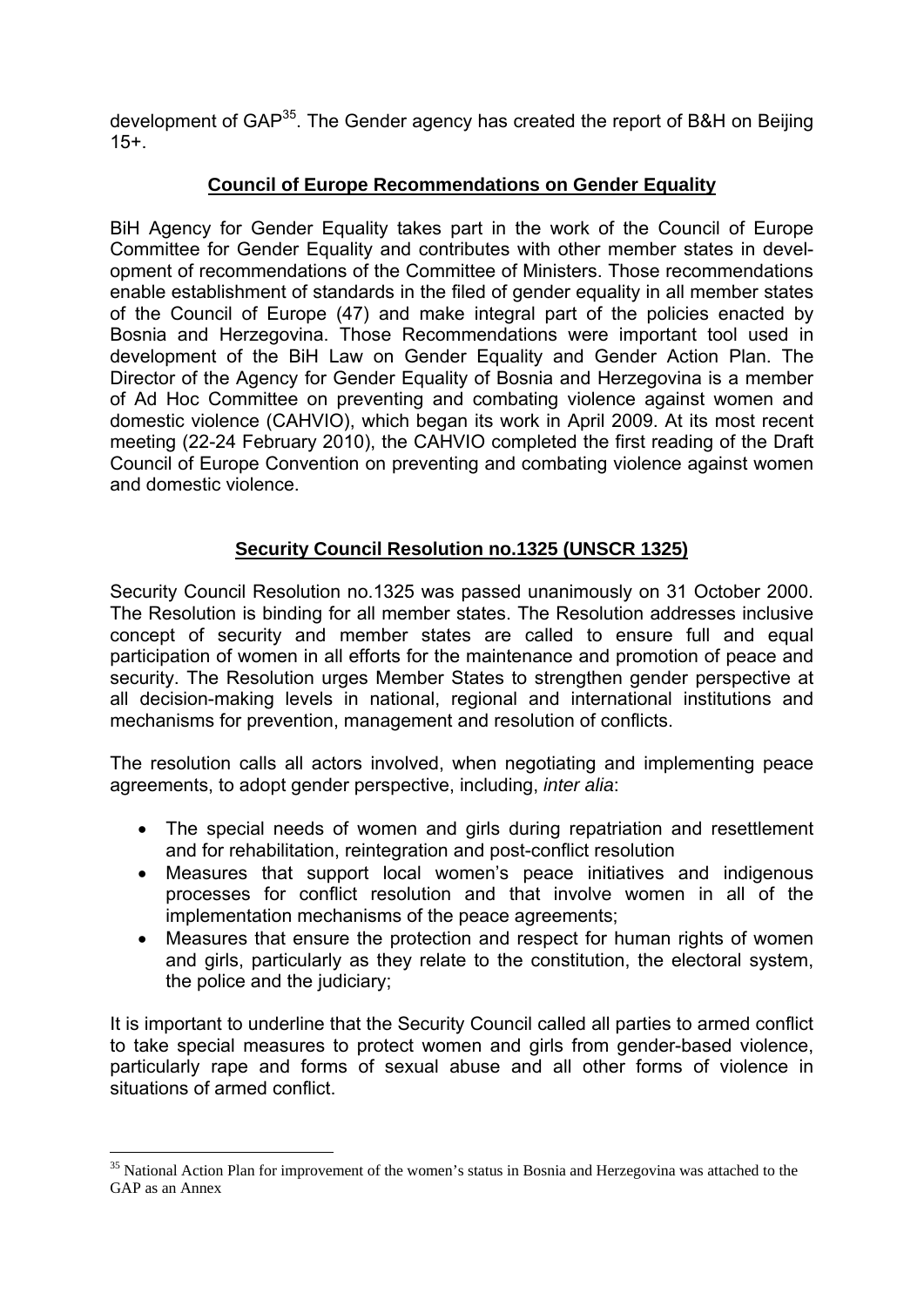development of GAP[35]. The Gender agency has created the report of B&H on Beijing 15+.

## Council of Europe Recommendations on Gender Equality

BiH Agency for Gender Equality takes part in the work of the Council of Europe Committee for Gender Equality and contributes with other member states in development of recommendations of the Committee of Ministers. Those recommendations enable establishment of standards in the filed of gender equality in all member states of the Council of Europe (47) and make integral part of the policies enacted by Bosnia and Herzegovina. Those Recommendations were important tool used in development of the BiH Law on Gender Equality and Gender Action Plan. The Director of the Agency for Gender Equality of Bosnia and Herzegovina is a member of Ad Hoc Committee on preventing and combating violence against women and domestic violence (CAHVIO), which began its work in April 2009. At its most recent meeting (22-24 February 2010), the CAHVIO completed the first reading of the Draft Council of Europe Convention on preventing and combating violence against women and domestic violence.

## Security Council Resolution no.1325 (UNSCR 1325)

Security Council Resolution no.1325 was passed unanimously on 31 October 2000. The Resolution is binding for all member states. The Resolution addresses inclusive concept of security and member states are called to ensure full and equal participation of women in all efforts for the maintenance and promotion of peace and security. The Resolution urges Member States to strengthen gender perspective at all decision-making levels in national, regional and international institutions and mechanisms for prevention, management and resolution of conflicts.

The resolution calls all actors involved, when negotiating and implementing peace agreements, to adopt gender perspective, including, *inter alia*:

- The special needs of women and girls during repatriation and resettlement and for rehabilitation, reintegration and post-conflict resolution
- Measures that support local women's peace initiatives and indigenous processes for conflict resolution and that involve women in all of the implementation mechanisms of the peace agreements;
- Measures that ensure the protection and respect for human rights of women and girls, particularly as they relate to the constitution, the electoral system, the police and the judiciary;

It is important to underline that the Security Council called all parties to armed conflict to take special measures to protect women and girls from gender-based violence, particularly rape and forms of sexual abuse and all other forms of violence in situations of armed conflict.

[35] National Action Plan for improvement of the women's status in Bosnia and Herzegovina was attached to the GAP as an Annex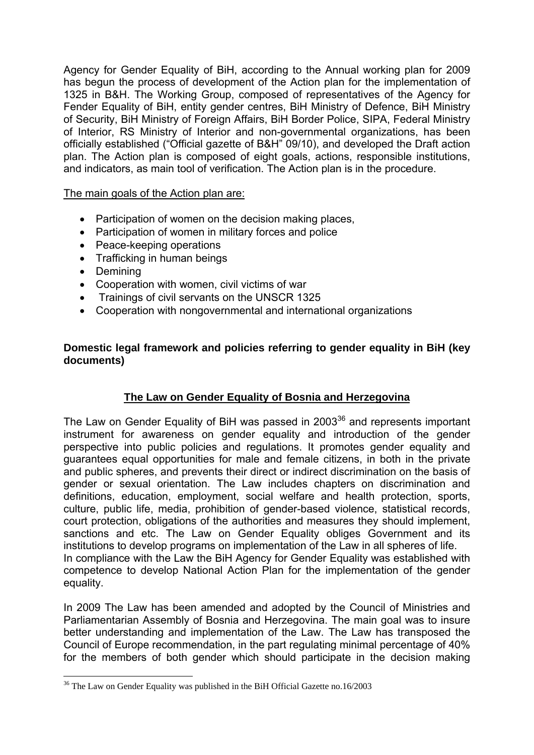Agency for Gender Equality of BiH, according to the Annual working plan for 2009 has begun the process of development of the Action plan for the implementation of 1325 in B&H. The Working Group, composed of representatives of the Agency for Fender Equality of BiH, entity gender centres, BiH Ministry of Defence, BiH Ministry of Security, BiH Ministry of Foreign Affairs, BiH Border Police, SIPA, Federal Ministry of Interior, RS Ministry of Interior and non-governmental organizations, has been officially established ("Official gazette of B&H" 09/10), and developed the Draft action plan. The Action plan is composed of eight goals, actions, responsible institutions, and indicators, as main tool of verification. The Action plan is in the procedure.

The main goals of the Action plan are:

- Participation of women on the decision making places,
- Participation of women in military forces and police
- Peace-keeping operations
- Trafficking in human beings
- Demining
- Cooperation with women, civil victims of war
- Trainings of civil servants on the UNSCR 1325
- Cooperation with nongovernmental and international organizations

**Domestic legal framework and policies referring to gender equality in BiH (key documents)**

## The Law on Gender Equality of Bosnia and Herzegovina

The Law on Gender Equality of BiH was passed in 2003[36] and represents important instrument for awareness on gender equality and introduction of the gender perspective into public policies and regulations. It promotes gender equality and guarantees equal opportunities for male and female citizens, in both in the private and public spheres, and prevents their direct or indirect discrimination on the basis of gender or sexual orientation. The Law includes chapters on discrimination and definitions, education, employment, social welfare and health protection, sports, culture, public life, media, prohibition of gender-based violence, statistical records, court protection, obligations of the authorities and measures they should implement, sanctions and etc. The Law on Gender Equality obliges Government and its institutions to develop programs on implementation of the Law in all spheres of life.
In compliance with the Law the BiH Agency for Gender Equality was established with competence to develop National Action Plan for the implementation of the gender equality.

In 2009 The Law has been amended and adopted by the Council of Ministries and Parliamentarian Assembly of Bosnia and Herzegovina. The main goal was to insure better understanding and implementation of the Law. The Law has transposed the Council of Europe recommendation, in the part regulating minimal percentage of 40% for the members of both gender which should participate in the decision making

[36] The Law on Gender Equality was published in the BiH Official Gazette no.16/2003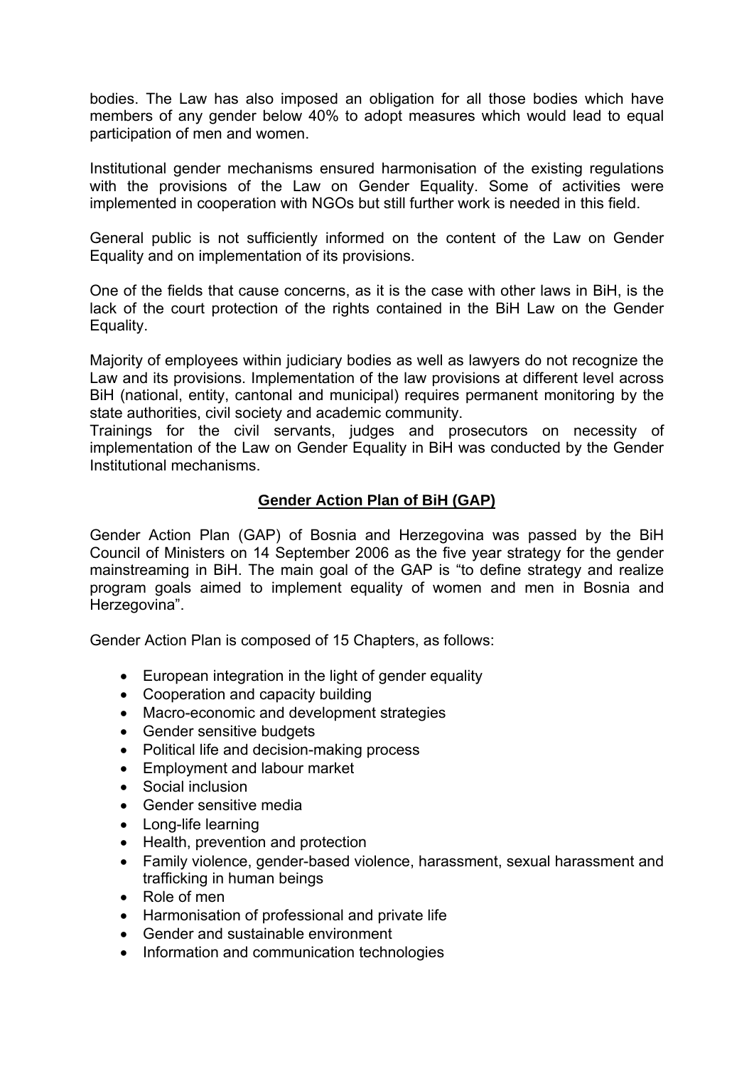bodies. The Law has also imposed an obligation for all those bodies which have members of any gender below 40% to adopt measures which would lead to equal participation of men and women.

Institutional gender mechanisms ensured harmonisation of the existing regulations with the provisions of the Law on Gender Equality. Some of activities were implemented in cooperation with NGOs but still further work is needed in this field.

General public is not sufficiently informed on the content of the Law on Gender Equality and on implementation of its provisions.

One of the fields that cause concerns, as it is the case with other laws in BiH, is the lack of the court protection of the rights contained in the BiH Law on the Gender Equality.

Majority of employees within judiciary bodies as well as lawyers do not recognize the Law and its provisions. Implementation of the law provisions at different level across BiH (national, entity, cantonal and municipal) requires permanent monitoring by the state authorities, civil society and academic community.
Trainings for the civil servants, judges and prosecutors on necessity of implementation of the Law on Gender Equality in BiH was conducted by the Gender Institutional mechanisms.

## Gender Action Plan of BiH (GAP)

Gender Action Plan (GAP) of Bosnia and Herzegovina was passed by the BiH Council of Ministers on 14 September 2006 as the five year strategy for the gender mainstreaming in BiH. The main goal of the GAP is "to define strategy and realize program goals aimed to implement equality of women and men in Bosnia and Herzegovina".

Gender Action Plan is composed of 15 Chapters, as follows:

- European integration in the light of gender equality
- Cooperation and capacity building
- Macro-economic and development strategies
- Gender sensitive budgets
- Political life and decision-making process
- Employment and labour market
- Social inclusion
- Gender sensitive media
- Long-life learning
- Health, prevention and protection
- Family violence, gender-based violence, harassment, sexual harassment and trafficking in human beings
- Role of men
- Harmonisation of professional and private life
- Gender and sustainable environment
- Information and communication technologies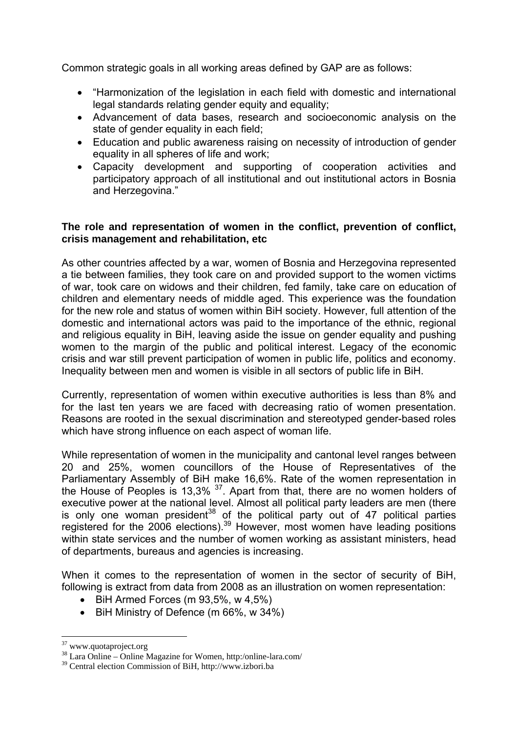Common strategic goals in all working areas defined by GAP are as follows:

- "Harmonization of the legislation in each field with domestic and international legal standards relating gender equity and equality;
- Advancement of data bases, research and socioeconomic analysis on the state of gender equality in each field;
- Education and public awareness raising on necessity of introduction of gender equality in all spheres of life and work;
- Capacity development and supporting of cooperation activities and participatory approach of all institutional and out institutional actors in Bosnia and Herzegovina."

**The role and representation of women in the conflict, prevention of conflict, crisis management and rehabilitation, etc**

As other countries affected by a war, women of Bosnia and Herzegovina represented a tie between families, they took care on and provided support to the women victims of war, took care on widows and their children, fed family, take care on education of children and elementary needs of middle aged. This experience was the foundation for the new role and status of women within BiH society. However, full attention of the domestic and international actors was paid to the importance of the ethnic, regional and religious equality in BiH, leaving aside the issue on gender equality and pushing women to the margin of the public and political interest. Legacy of the economic crisis and war still prevent participation of women in public life, politics and economy. Inequality between men and women is visible in all sectors of public life in BiH.

Currently, representation of women within executive authorities is less than 8% and for the last ten years we are faced with decreasing ratio of women presentation. Reasons are rooted in the sexual discrimination and stereotyped gender-based roles which have strong influence on each aspect of woman life.

While representation of women in the municipality and cantonal level ranges between 20 and 25%, women councillors of the House of Representatives of the Parliamentary Assembly of BiH make 16,6%. Rate of the women representation in the House of Peoples is 13,3% [37]. Apart from that, there are no women holders of executive power at the national level. Almost all political party leaders are men (there is only one woman president[38] of the political party out of 47 political parties registered for the 2006 elections).[39] However, most women have leading positions within state services and the number of women working as assistant ministers, head of departments, bureaus and agencies is increasing.

When it comes to the representation of women in the sector of security of BiH, following is extract from data from 2008 as an illustration on women representation:

- BiH Armed Forces (m 93,5%, w 4,5%)
- BiH Ministry of Defence (m 66%, w 34%)

---

[37] www.quotaproject.org

[38] Lara Online – Online Magazine for Women, http:/online-lara.com/

[39] Central election Commission of BiH, http://www.izbori.ba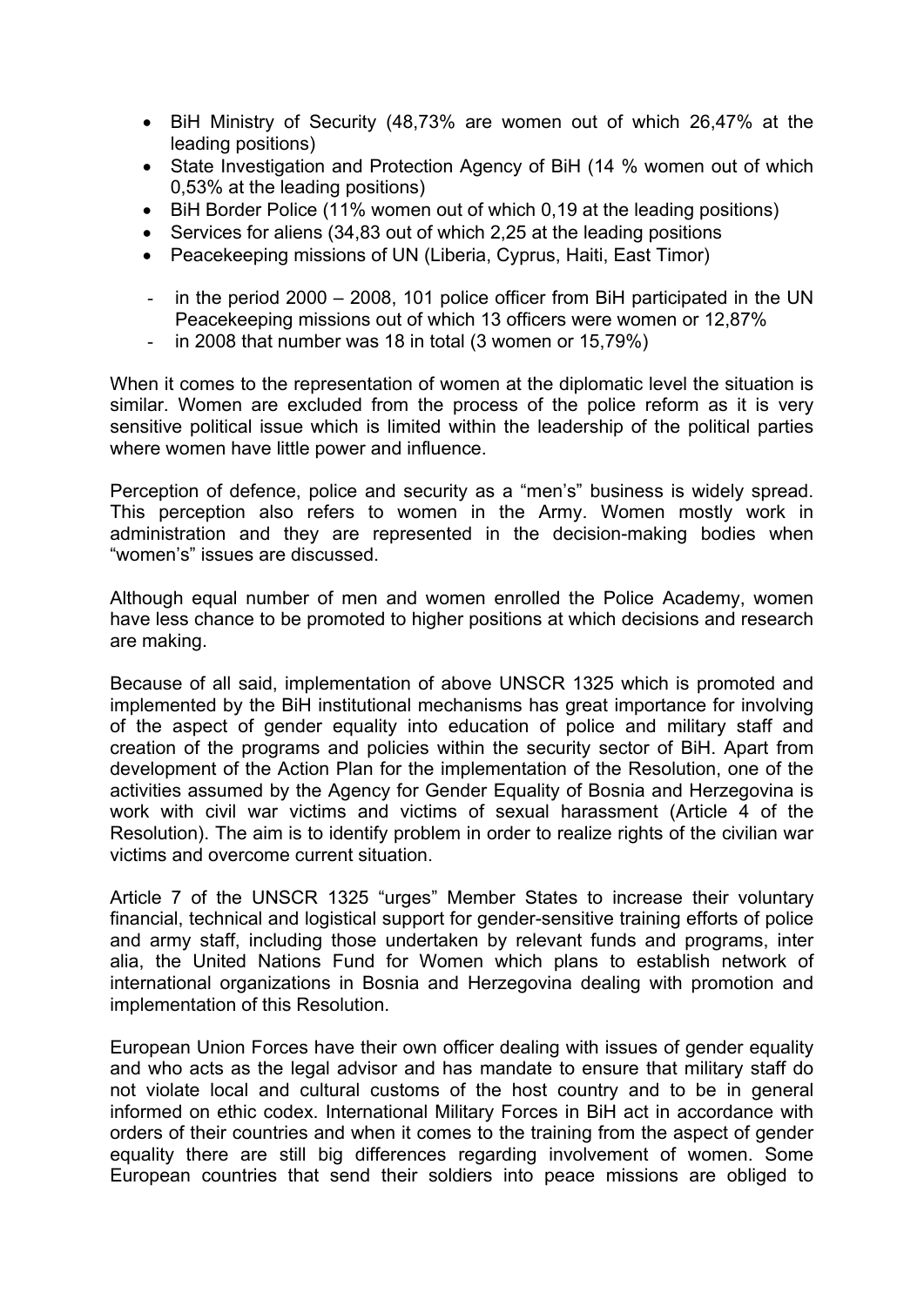- BiH Ministry of Security (48,73% are women out of which 26,47% at the leading positions)
- State Investigation and Protection Agency of BiH (14 % women out of which 0,53% at the leading positions)
- BiH Border Police (11% women out of which 0,19 at the leading positions)
- Services for aliens (34,83 out of which 2,25 at the leading positions
- Peacekeeping missions of UN (Liberia, Cyprus, Haiti, East Timor)

- in the period 2000 – 2008, 101 police officer from BiH participated in the UN Peacekeeping missions out of which 13 officers were women or 12,87%
- in 2008 that number was 18 in total (3 women or 15,79%)

When it comes to the representation of women at the diplomatic level the situation is similar. Women are excluded from the process of the police reform as it is very sensitive political issue which is limited within the leadership of the political parties where women have little power and influence.

Perception of defence, police and security as a "men's" business is widely spread. This perception also refers to women in the Army. Women mostly work in administration and they are represented in the decision-making bodies when "women's" issues are discussed.

Although equal number of men and women enrolled the Police Academy, women have less chance to be promoted to higher positions at which decisions and research are making.

Because of all said, implementation of above UNSCR 1325 which is promoted and implemented by the BiH institutional mechanisms has great importance for involving of the aspect of gender equality into education of police and military staff and creation of the programs and policies within the security sector of BiH. Apart from development of the Action Plan for the implementation of the Resolution, one of the activities assumed by the Agency for Gender Equality of Bosnia and Herzegovina is work with civil war victims and victims of sexual harassment (Article 4 of the Resolution). The aim is to identify problem in order to realize rights of the civilian war victims and overcome current situation.

Article 7 of the UNSCR 1325 "urges" Member States to increase their voluntary financial, technical and logistical support for gender-sensitive training efforts of police and army staff, including those undertaken by relevant funds and programs, inter alia, the United Nations Fund for Women which plans to establish network of international organizations in Bosnia and Herzegovina dealing with promotion and implementation of this Resolution.

European Union Forces have their own officer dealing with issues of gender equality and who acts as the legal advisor and has mandate to ensure that military staff do not violate local and cultural customs of the host country and to be in general informed on ethic codex. International Military Forces in BiH act in accordance with orders of their countries and when it comes to the training from the aspect of gender equality there are still big differences regarding involvement of women. Some European countries that send their soldiers into peace missions are obliged to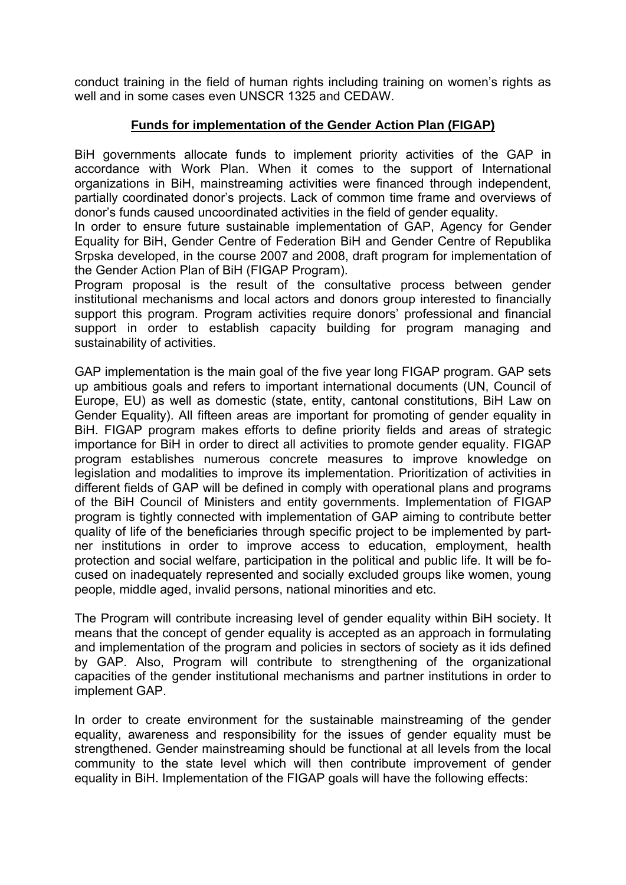conduct training in the field of human rights including training on women's rights as well and in some cases even UNSCR 1325 and CEDAW.

## Funds for implementation of the Gender Action Plan (FIGAP)

BiH governments allocate funds to implement priority activities of the GAP in accordance with Work Plan. When it comes to the support of International organizations in BiH, mainstreaming activities were financed through independent, partially coordinated donor's projects. Lack of common time frame and overviews of donor's funds caused uncoordinated activities in the field of gender equality.

In order to ensure future sustainable implementation of GAP, Agency for Gender Equality for BiH, Gender Centre of Federation BiH and Gender Centre of Republika Srpska developed, in the course 2007 and 2008, draft program for implementation of the Gender Action Plan of BiH (FIGAP Program).

Program proposal is the result of the consultative process between gender institutional mechanisms and local actors and donors group interested to financially support this program. Program activities require donors' professional and financial support in order to establish capacity building for program managing and sustainability of activities.

GAP implementation is the main goal of the five year long FIGAP program. GAP sets up ambitious goals and refers to important international documents (UN, Council of Europe, EU) as well as domestic (state, entity, cantonal constitutions, BiH Law on Gender Equality). All fifteen areas are important for promoting of gender equality in BiH. FIGAP program makes efforts to define priority fields and areas of strategic importance for BiH in order to direct all activities to promote gender equality. FIGAP program establishes numerous concrete measures to improve knowledge on legislation and modalities to improve its implementation. Prioritization of activities in different fields of GAP will be defined in comply with operational plans and programs of the BiH Council of Ministers and entity governments. Implementation of FIGAP program is tightly connected with implementation of GAP aiming to contribute better quality of life of the beneficiaries through specific project to be implemented by partner institutions in order to improve access to education, employment, health protection and social welfare, participation in the political and public life. It will be focused on inadequately represented and socially excluded groups like women, young people, middle aged, invalid persons, national minorities and etc.

The Program will contribute increasing level of gender equality within BiH society. It means that the concept of gender equality is accepted as an approach in formulating and implementation of the program and policies in sectors of society as it ids defined by GAP. Also, Program will contribute to strengthening of the organizational capacities of the gender institutional mechanisms and partner institutions in order to implement GAP.

In order to create environment for the sustainable mainstreaming of the gender equality, awareness and responsibility for the issues of gender equality must be strengthened. Gender mainstreaming should be functional at all levels from the local community to the state level which will then contribute improvement of gender equality in BiH. Implementation of the FIGAP goals will have the following effects: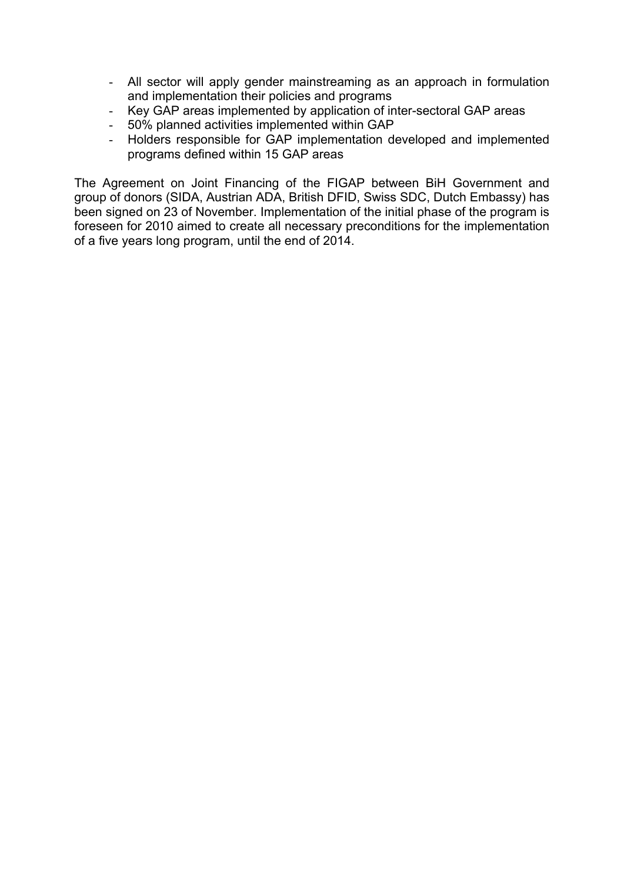- All sector will apply gender mainstreaming as an approach in formulation and implementation their policies and programs
- Key GAP areas implemented by application of inter-sectoral GAP areas
- 50% planned activities implemented within GAP
- Holders responsible for GAP implementation developed and implemented programs defined within 15 GAP areas

The Agreement on Joint Financing of the FIGAP between BiH Government and group of donors (SIDA, Austrian ADA, British DFID, Swiss SDC, Dutch Embassy) has been signed on 23 of November. Implementation of the initial phase of the program is foreseen for 2010 aimed to create all necessary preconditions for the implementation of a five years long program, until the end of 2014.